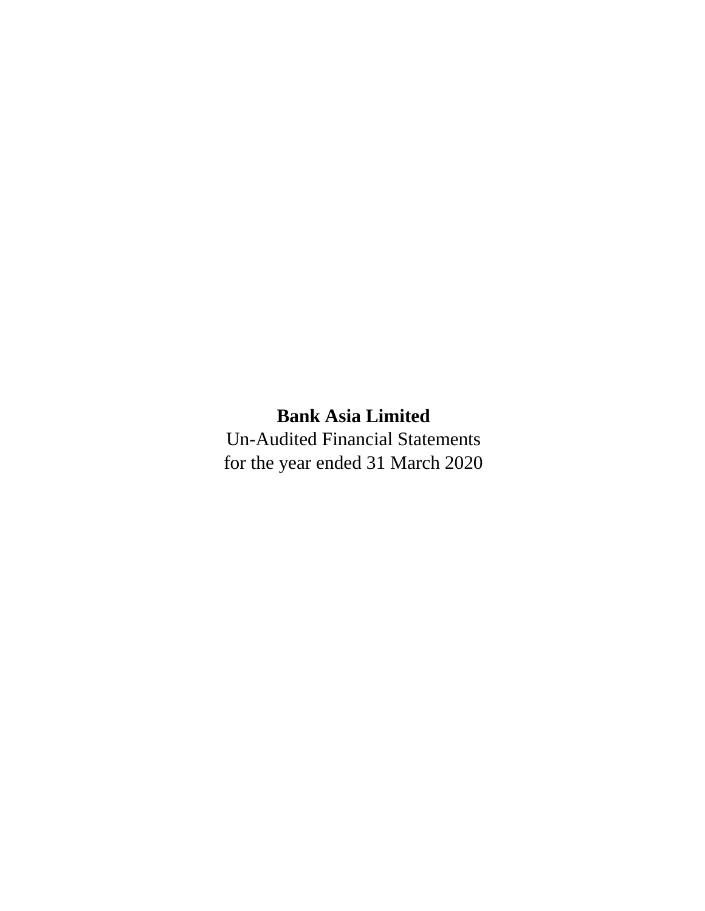# Bank Asia Limited

Un-Audited Financial Statements

for the year ended 31 March 2020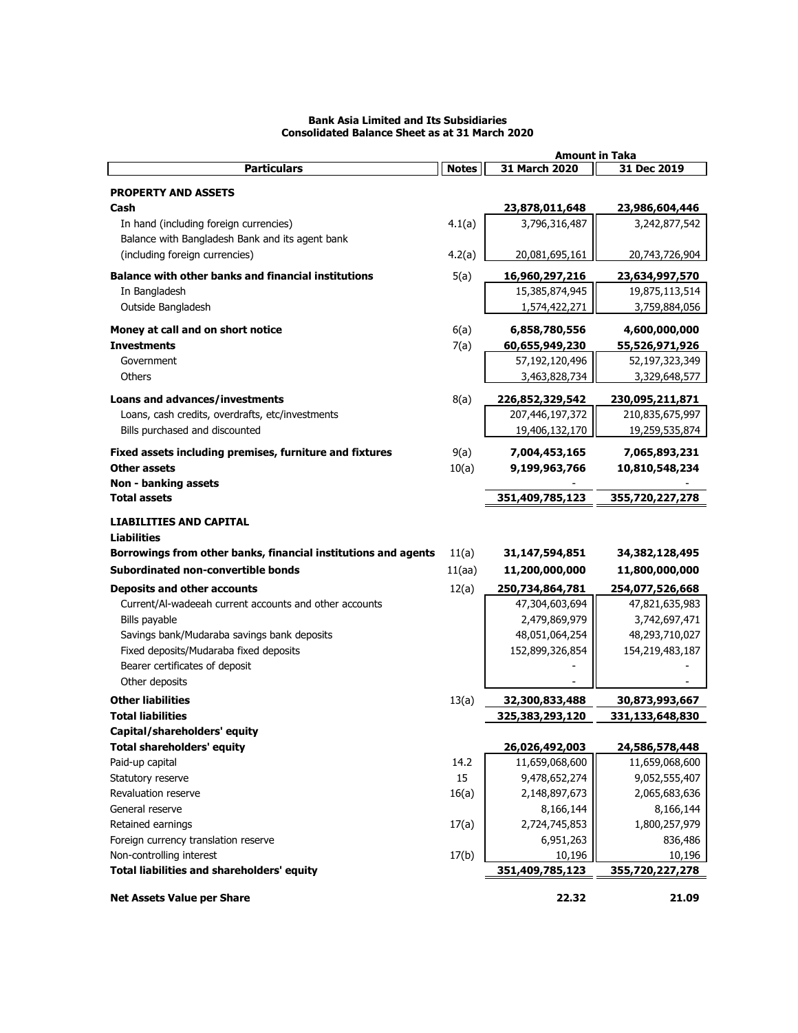# Bank Asia Limited and Its Subsidiaries
## Consolidated Balance Sheet as at 31 March 2020

| Particulars | Notes | 31 March 2020 | 31 Dec 2019 |
|---|---|---|---|
| | | **Amount in Taka** | |
| **PROPERTY AND ASSETS** | | | |
| **Cash** | | **23,878,011,648** | **23,986,604,446** |
| In hand (including foreign currencies) | 4.1(a) | 3,796,316,487 | 3,242,877,542 |
| Balance with Bangladesh Bank and its agent bank (including foreign currencies) | 4.2(a) | 20,081,695,161 | 20,743,726,904 |
| **Balance with other banks and financial institutions** | 5(a) | **16,960,297,216** | **23,634,997,570** |
| In Bangladesh | | 15,385,874,945 | 19,875,113,514 |
| Outside Bangladesh | | 1,574,422,271 | 3,759,884,056 |
| **Money at call and on short notice** | 6(a) | **6,858,780,556** | **4,600,000,000** |
| **Investments** | 7(a) | **60,655,949,230** | **55,526,971,926** |
| Government | | 57,192,120,496 | 52,197,323,349 |
| Others | | 3,463,828,734 | 3,329,648,577 |
| **Loans and advances/investments** | 8(a) | **226,852,329,542** | **230,095,211,871** |
| Loans, cash credits, overdrafts, etc/investments | | 207,446,197,372 | 210,835,675,997 |
| Bills purchased and discounted | | 19,406,132,170 | 19,259,535,874 |
| **Fixed assets including premises, furniture and fixtures** | 9(a) | **7,004,453,165** | **7,065,893,231** |
| **Other assets** | 10(a) | **9,199,963,766** | **10,810,548,234** |
| **Non - banking assets** | | - | - |
| **Total assets** | | **351,409,785,123** | **355,720,227,278** |
| **LIABILITIES AND CAPITAL** | | | |
| **Liabilities** | | | |
| **Borrowings from other banks, financial institutions and agents** | 11(a) | **31,147,594,851** | **34,382,128,495** |
| **Subordinated non-convertible bonds** | 11(aa) | **11,200,000,000** | **11,800,000,000** |
| **Deposits and other accounts** | 12(a) | **250,734,864,781** | **254,077,526,668** |
| Current/Al-wadeeah current accounts and other accounts | | 47,304,603,694 | 47,821,635,983 |
| Bills payable | | 2,479,869,979 | 3,742,697,471 |
| Savings bank/Mudaraba savings bank deposits | | 48,051,064,254 | 48,293,710,027 |
| Fixed deposits/Mudaraba fixed deposits | | 152,899,326,854 | 154,219,483,187 |
| Bearer certificates of deposit | | - | - |
| Other deposits | | - | - |
| **Other liabilities** | 13(a) | **32,300,833,488** | **30,873,993,667** |
| **Total liabilities** | | **325,383,293,120** | **331,133,648,830** |
| **Capital/shareholders' equity** | | | |
| **Total shareholders' equity** | | **26,026,492,003** | **24,586,578,448** |
| Paid-up capital | 14.2 | 11,659,068,600 | 11,659,068,600 |
| Statutory reserve | 15 | 9,478,652,274 | 9,052,555,407 |
| Revaluation reserve | 16(a) | 2,148,897,673 | 2,065,683,636 |
| General reserve | | 8,166,144 | 8,166,144 |
| Retained earnings | 17(a) | 2,724,745,853 | 1,800,257,979 |
| Foreign currency translation reserve | | 6,951,263 | 836,486 |
| Non-controlling interest | 17(b) | 10,196 | 10,196 |
| **Total liabilities and shareholders' equity** | | **351,409,785,123** | **355,720,227,278** |
| **Net Assets Value per Share** | | **22.32** | **21.09** |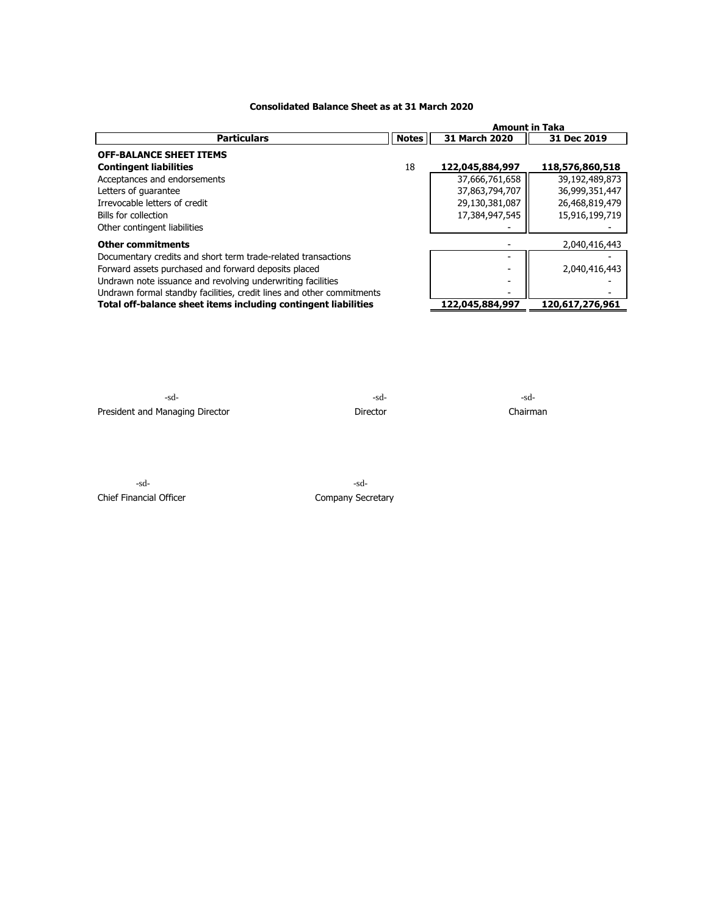# Consolidated Balance Sheet as at 31 March 2020

| Particulars | Notes | Amount in Taka | |
|---|---|---|---|
| | | 31 March 2020 | 31 Dec 2019 |
| **OFF-BALANCE SHEET ITEMS** | | | |
| **Contingent liabilities** | 18 | **122,045,884,997** | **118,576,860,518** |
| Acceptances and endorsements | | 37,666,761,658 | 39,192,489,873 |
| Letters of guarantee | | 37,863,794,707 | 36,999,351,447 |
| Irrevocable letters of credit | | 29,130,381,087 | 26,468,819,479 |
| Bills for collection | | 17,384,947,545 | 15,916,199,719 |
| Other contingent liabilities | | - | - |
| **Other commitments** | | - | 2,040,416,443 |
| Documentary credits and short term trade-related transactions | | - | - |
| Forward assets purchased and forward deposits placed | | - | 2,040,416,443 |
| Undrawn note issuance and revolving underwriting facilities | | - | - |
| Undrawn formal standby facilities, credit lines and other commitments | | - | - |
| **Total off-balance sheet items including contingent liabilities** | | **122,045,884,997** | **120,617,276,961** |

-sd-
President and Managing Director

-sd-
Director

-sd-
Chairman

-sd-
Chief Financial Officer

-sd-
Company Secretary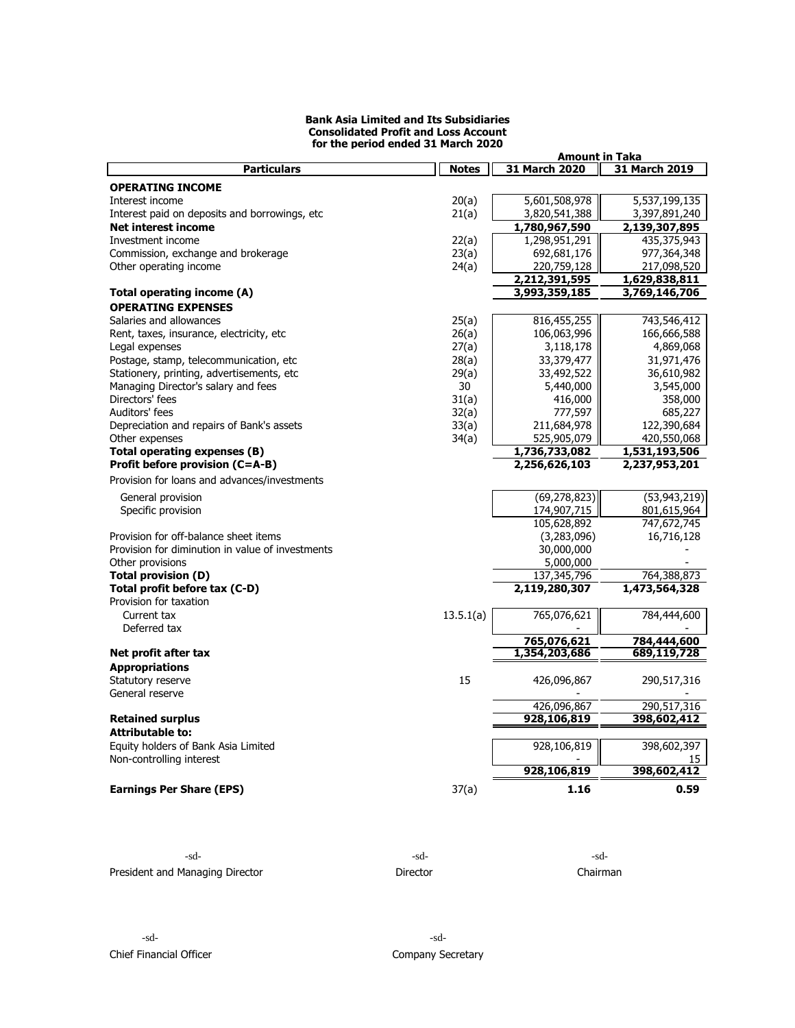**Bank Asia Limited and Its Subsidiaries**
**Consolidated Profit and Loss Account**
**for the period ended 31 March 2020**

| Particulars | Notes | 31 March 2020 | 31 March 2019 |
|---|---|---|---|
| | | **Amount in Taka** | |
| **OPERATING INCOME** | | | |
| Interest income | 20(a) | 5,601,508,978 | 5,537,199,135 |
| Interest paid on deposits and borrowings, etc | 21(a) | 3,820,541,388 | 3,397,891,240 |
| **Net interest income** | | **1,780,967,590** | **2,139,307,895** |
| Investment income | 22(a) | 1,298,951,291 | 435,375,943 |
| Commission, exchange and brokerage | 23(a) | 692,681,176 | 977,364,348 |
| Other operating income | 24(a) | 220,759,128 | 217,098,520 |
| | | **2,212,391,595** | **1,629,838,811** |
| **Total operating income (A)** | | **3,993,359,185** | **3,769,146,706** |
| **OPERATING EXPENSES** | | | |
| Salaries and allowances | 25(a) | 816,455,255 | 743,546,412 |
| Rent, taxes, insurance, electricity, etc | 26(a) | 106,063,996 | 166,666,588 |
| Legal expenses | 27(a) | 3,118,178 | 4,869,068 |
| Postage, stamp, telecommunication, etc | 28(a) | 33,379,477 | 31,971,476 |
| Stationery, printing, advertisements, etc | 29(a) | 33,492,522 | 36,610,982 |
| Managing Director's salary and fees | 30 | 5,440,000 | 3,545,000 |
| Directors' fees | 31(a) | 416,000 | 358,000 |
| Auditors' fees | 32(a) | 777,597 | 685,227 |
| Depreciation and repairs of Bank's assets | 33(a) | 211,684,978 | 122,390,684 |
| Other expenses | 34(a) | 525,905,079 | 420,550,068 |
| **Total operating expenses (B)** | | **1,736,733,082** | **1,531,193,506** |
| **Profit before provision (C=A-B)** | | **2,256,626,103** | **2,237,953,201** |
| Provision for loans and advances/investments | | | |
| General provision | | (69,278,823) | (53,943,219) |
| Specific provision | | 174,907,715 | 801,615,964 |
| | | 105,628,892 | 747,672,745 |
| Provision for off-balance sheet items | | (3,283,096) | 16,716,128 |
| Provision for diminution in value of investments | | 30,000,000 | - |
| Other provisions | | 5,000,000 | - |
| **Total provision (D)** | | 137,345,796 | 764,388,873 |
| **Total profit before tax (C-D)** | | **2,119,280,307** | **1,473,564,328** |
| Provision for taxation | | | |
| Current tax | 13.5.1(a) | 765,076,621 | 784,444,600 |
| Deferred tax | | - | - |
| | | **765,076,621** | **784,444,600** |
| **Net profit after tax** | | **1,354,203,686** | **689,119,728** |
| **Appropriations** | | | |
| Statutory reserve | 15 | 426,096,867 | 290,517,316 |
| General reserve | | - | - |
| | | 426,096,867 | 290,517,316 |
| **Retained surplus** | | **928,106,819** | **398,602,412** |
| **Attributable to:** | | | |
| Equity holders of Bank Asia Limited | | 928,106,819 | 398,602,397 |
| Non-controlling interest | | - | 15 |
| | | **928,106,819** | **398,602,412** |
| **Earnings Per Share (EPS)** | 37(a) | **1.16** | **0.59** |

-sd-
President and Managing Director

-sd-
Director

-sd-
Chairman

-sd-
Chief Financial Officer

-sd-
Company Secretary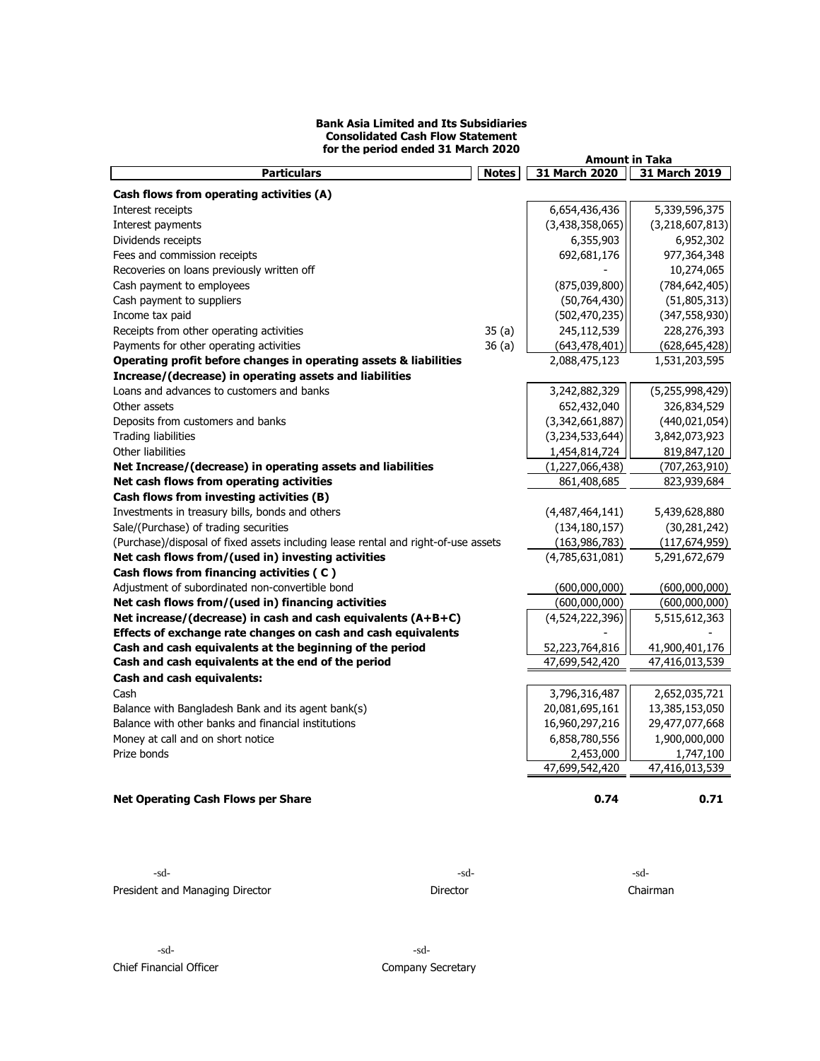**Bank Asia Limited and Its Subsidiaries**
**Consolidated Cash Flow Statement**
**for the period ended 31 March 2020**

| Particulars | Notes | 31 March 2020 | 31 March 2019 |
|---|---|---|---|
| | | Amount in Taka | |
| **Cash flows from operating activities (A)** | | | |
| Interest receipts | | 6,654,436,436 | 5,339,596,375 |
| Interest payments | | (3,438,358,065) | (3,218,607,813) |
| Dividends receipts | | 6,355,903 | 6,952,302 |
| Fees and commission receipts | | 692,681,176 | 977,364,348 |
| Recoveries on loans previously written off | | - | 10,274,065 |
| Cash payment to employees | | (875,039,800) | (784,642,405) |
| Cash payment to suppliers | | (50,764,430) | (51,805,313) |
| Income tax paid | | (502,470,235) | (347,558,930) |
| Receipts from other operating activities | 35 (a) | 245,112,539 | 228,276,393 |
| Payments for other operating activities | 36 (a) | (643,478,401) | (628,645,428) |
| **Operating profit before changes in operating assets & liabilities** | | 2,088,475,123 | 1,531,203,595 |
| **Increase/(decrease) in operating assets and liabilities** | | | |
| Loans and advances to customers and banks | | 3,242,882,329 | (5,255,998,429) |
| Other assets | | 652,432,040 | 326,834,529 |
| Deposits from customers and banks | | (3,342,661,887) | (440,021,054) |
| Trading liabilities | | (3,234,533,644) | 3,842,073,923 |
| Other liabilities | | 1,454,814,724 | 819,847,120 |
| **Net Increase/(decrease) in operating assets and liabilities** | | (1,227,066,438) | (707,263,910) |
| **Net cash flows from operating activities** | | 861,408,685 | 823,939,684 |
| **Cash flows from investing activities (B)** | | | |
| Investments in treasury bills, bonds and others | | (4,487,464,141) | 5,439,628,880 |
| Sale/(Purchase) of trading securities | | (134,180,157) | (30,281,242) |
| (Purchase)/disposal of fixed assets including lease rental and right-of-use assets | | (163,986,783) | (117,674,959) |
| **Net cash flows from/(used in) investing activities** | | (4,785,631,081) | 5,291,672,679 |
| **Cash flows from financing activities ( C )** | | | |
| Adjustment of subordinated non-convertible bond | | (600,000,000) | (600,000,000) |
| **Net cash flows from/(used in) financing activities** | | (600,000,000) | (600,000,000) |
| **Net increase/(decrease) in cash and cash equivalents (A+B+C)** | | (4,524,222,396) | 5,515,612,363 |
| **Effects of exchange rate changes on cash and cash equivalents** | | - | - |
| **Cash and cash equivalents at the beginning of the period** | | 52,223,764,816 | 41,900,401,176 |
| **Cash and cash equivalents at the end of the period** | | 47,699,542,420 | 47,416,013,539 |
| **Cash and cash equivalents:** | | | |
| Cash | | 3,796,316,487 | 2,652,035,721 |
| Balance with Bangladesh Bank and its agent bank(s) | | 20,081,695,161 | 13,385,153,050 |
| Balance with other banks and financial institutions | | 16,960,297,216 | 29,477,077,668 |
| Money at call and on short notice | | 6,858,780,556 | 1,900,000,000 |
| Prize bonds | | 2,453,000 | 1,747,100 |
| | | 47,699,542,420 | 47,416,013,539 |
| **Net Operating Cash Flows per Share** | | **0.74** | **0.71** |

-sd-
President and Managing Director

-sd-
Director

-sd-
Chairman

-sd-
Chief Financial Officer

-sd-
Company Secretary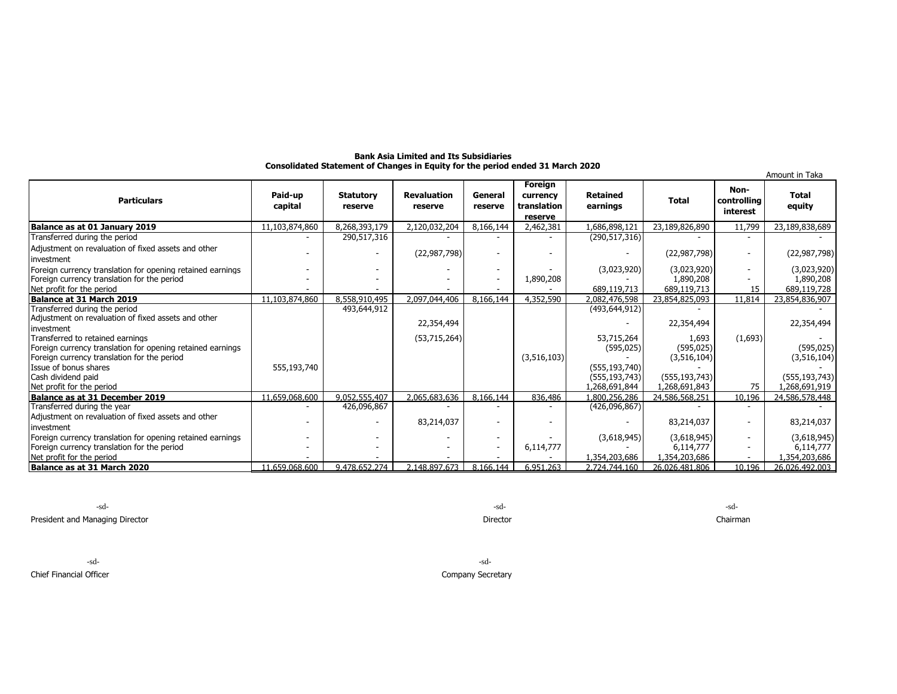**Bank Asia Limited and Its Subsidiaries**
**Consolidated Statement of Changes in Equity for the period ended 31 March 2020**

Amount in Taka

| Particulars | Paid-up capital | Statutory reserve | Revaluation reserve | General reserve | Foreign currency translation reserve | Retained earnings | Total | Non-controlling interest | Total equity |
|---|---|---|---|---|---|---|---|---|---|
| **Balance as at 01 January 2019** | 11,103,874,860 | 8,268,393,179 | 2,120,032,204 | 8,166,144 | 2,462,381 | 1,686,898,121 | 23,189,826,890 | 11,799 | 23,189,838,689 |
| Transferred during the period | - | 290,517,316 | - | - | - | (290,517,316) | - | - | - |
| Adjustment on revaluation of fixed assets and other investment | - | - | (22,987,798) | - | - | - | (22,987,798) | - | (22,987,798) |
| Foreign currency translation for opening retained earnings | - | - | - | - | - | (3,023,920) | (3,023,920) | - | (3,023,920) |
| Foreign currency translation for the period | - | - | - | - | 1,890,208 | - | 1,890,208 | - | 1,890,208 |
| Net profit for the period | - | - | - | - | - | 689,119,713 | 689,119,713 | 15 | 689,119,728 |
| **Balance at 31 March 2019** | 11,103,874,860 | 8,558,910,495 | 2,097,044,406 | 8,166,144 | 4,352,590 | 2,082,476,598 | 23,854,825,093 | 11,814 | 23,854,836,907 |
| Transferred during the period | | 493,644,912 | | | | (493,644,912) | - | | - |
| Adjustment on revaluation of fixed assets and other investment | | | 22,354,494 | | | - | 22,354,494 | | 22,354,494 |
| Transferred to retained earnings | | | (53,715,264) | | | 53,715,264 | 1,693 | (1,693) | - |
| Foreign currency translation for opening retained earnings | | | | | | (595,025) | (595,025) | | (595,025) |
| Foreign currency translation for the period | | | | | (3,516,103) | - | (3,516,104) | | (3,516,104) |
| Issue of bonus shares | 555,193,740 | | | | | (555,193,740) | - | | - |
| Cash dividend paid | | | | | | (555,193,743) | (555,193,743) | | (555,193,743) |
| Net profit for the period | | | | | | 1,268,691,844 | 1,268,691,843 | 75 | 1,268,691,919 |
| **Balance as at 31 December 2019** | 11,659,068,600 | 9,052,555,407 | 2,065,683,636 | 8,166,144 | 836,486 | 1,800,256,286 | 24,586,568,251 | 10,196 | 24,586,578,448 |
| Transferred during the year | - | 426,096,867 | - | - | - | (426,096,867) | - | - | - |
| Adjustment on revaluation of fixed assets and other investment | - | - | 83,214,037 | - | - | - | 83,214,037 | - | 83,214,037 |
| Foreign currency translation for opening retained earnings | - | - | - | - | - | (3,618,945) | (3,618,945) | - | (3,618,945) |
| Foreign currency translation for the period | - | - | - | - | 6,114,777 | - | 6,114,777 | - | 6,114,777 |
| Net profit for the period | - | - | - | - | - | 1,354,203,686 | 1,354,203,686 | - | 1,354,203,686 |
| **Balance as at 31 March 2020** | 11,659,068,600 | 9,478,652,274 | 2,148,897,673 | 8,166,144 | 6,951,263 | 2,724,744,160 | 26,026,481,806 | 10,196 | 26,026,492,003 |

-sd-
President and Managing Director

-sd-
Director

-sd-
Chairman

-sd-
Chief Financial Officer

-sd-
Company Secretary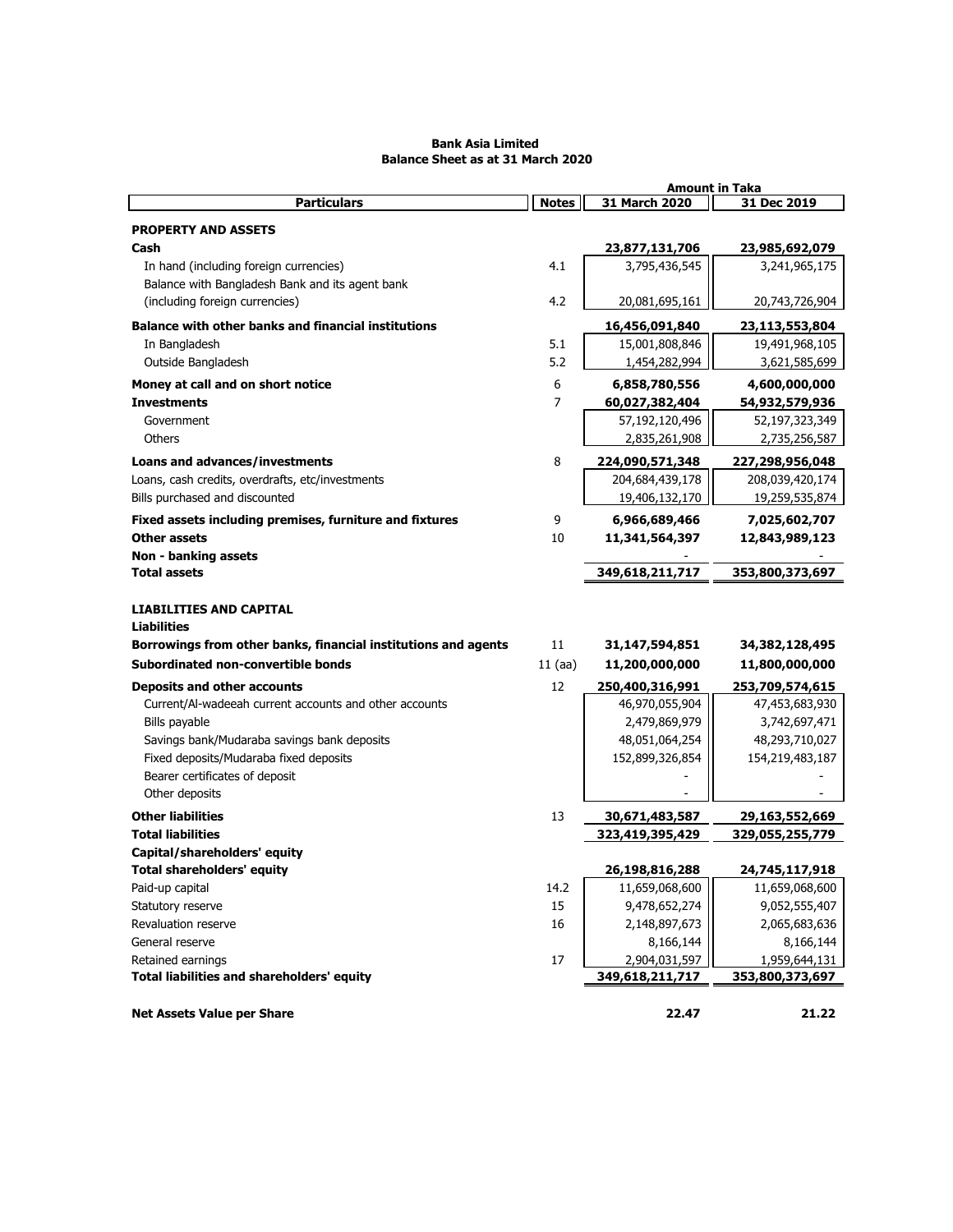**Bank Asia Limited**
**Balance Sheet as at 31 March 2020**

| Particulars | Notes | 31 March 2020 | 31 Dec 2019 |
|---|---|---|---|
| | | **Amount in Taka** | |
| **PROPERTY AND ASSETS** | | | |
| **Cash** | | **23,877,131,706** | **23,985,692,079** |
| In hand (including foreign currencies) | 4.1 | 3,795,436,545 | 3,241,965,175 |
| Balance with Bangladesh Bank and its agent bank (including foreign currencies) | 4.2 | 20,081,695,161 | 20,743,726,904 |
| **Balance with other banks and financial institutions** | | **16,456,091,840** | **23,113,553,804** |
| In Bangladesh | 5.1 | 15,001,808,846 | 19,491,968,105 |
| Outside Bangladesh | 5.2 | 1,454,282,994 | 3,621,585,699 |
| **Money at call and on short notice** | 6 | **6,858,780,556** | **4,600,000,000** |
| **Investments** | 7 | **60,027,382,404** | **54,932,579,936** |
| Government | | 57,192,120,496 | 52,197,323,349 |
| Others | | 2,835,261,908 | 2,735,256,587 |
| **Loans and advances/investments** | 8 | **224,090,571,348** | **227,298,956,048** |
| Loans, cash credits, overdrafts, etc/investments | | 204,684,439,178 | 208,039,420,174 |
| Bills purchased and discounted | | 19,406,132,170 | 19,259,535,874 |
| **Fixed assets including premises, furniture and fixtures** | 9 | **6,966,689,466** | **7,025,602,707** |
| **Other assets** | 10 | **11,341,564,397** | **12,843,989,123** |
| **Non - banking assets** | | - | - |
| **Total assets** | | **349,618,211,717** | **353,800,373,697** |
| **LIABILITIES AND CAPITAL** | | | |
| **Liabilities** | | | |
| **Borrowings from other banks, financial institutions and agents** | 11 | **31,147,594,851** | **34,382,128,495** |
| **Subordinated non-convertible bonds** | 11 (aa) | **11,200,000,000** | **11,800,000,000** |
| **Deposits and other accounts** | 12 | **250,400,316,991** | **253,709,574,615** |
| Current/Al-wadeeah current accounts and other accounts | | 46,970,055,904 | 47,453,683,930 |
| Bills payable | | 2,479,869,979 | 3,742,697,471 |
| Savings bank/Mudaraba savings bank deposits | | 48,051,064,254 | 48,293,710,027 |
| Fixed deposits/Mudaraba fixed deposits | | 152,899,326,854 | 154,219,483,187 |
| Bearer certificates of deposit | | - | - |
| Other deposits | | - | - |
| **Other liabilities** | 13 | **30,671,483,587** | **29,163,552,669** |
| **Total liabilities** | | **323,419,395,429** | **329,055,255,779** |
| **Capital/shareholders' equity** | | | |
| **Total shareholders' equity** | | **26,198,816,288** | **24,745,117,918** |
| Paid-up capital | 14.2 | 11,659,068,600 | 11,659,068,600 |
| Statutory reserve | 15 | 9,478,652,274 | 9,052,555,407 |
| Revaluation reserve | 16 | 2,148,897,673 | 2,065,683,636 |
| General reserve | | 8,166,144 | 8,166,144 |
| Retained earnings | 17 | 2,904,031,597 | 1,959,644,131 |
| **Total liabilities and shareholders' equity** | | **349,618,211,717** | **353,800,373,697** |
| **Net Assets Value per Share** | | **22.47** | **21.22** |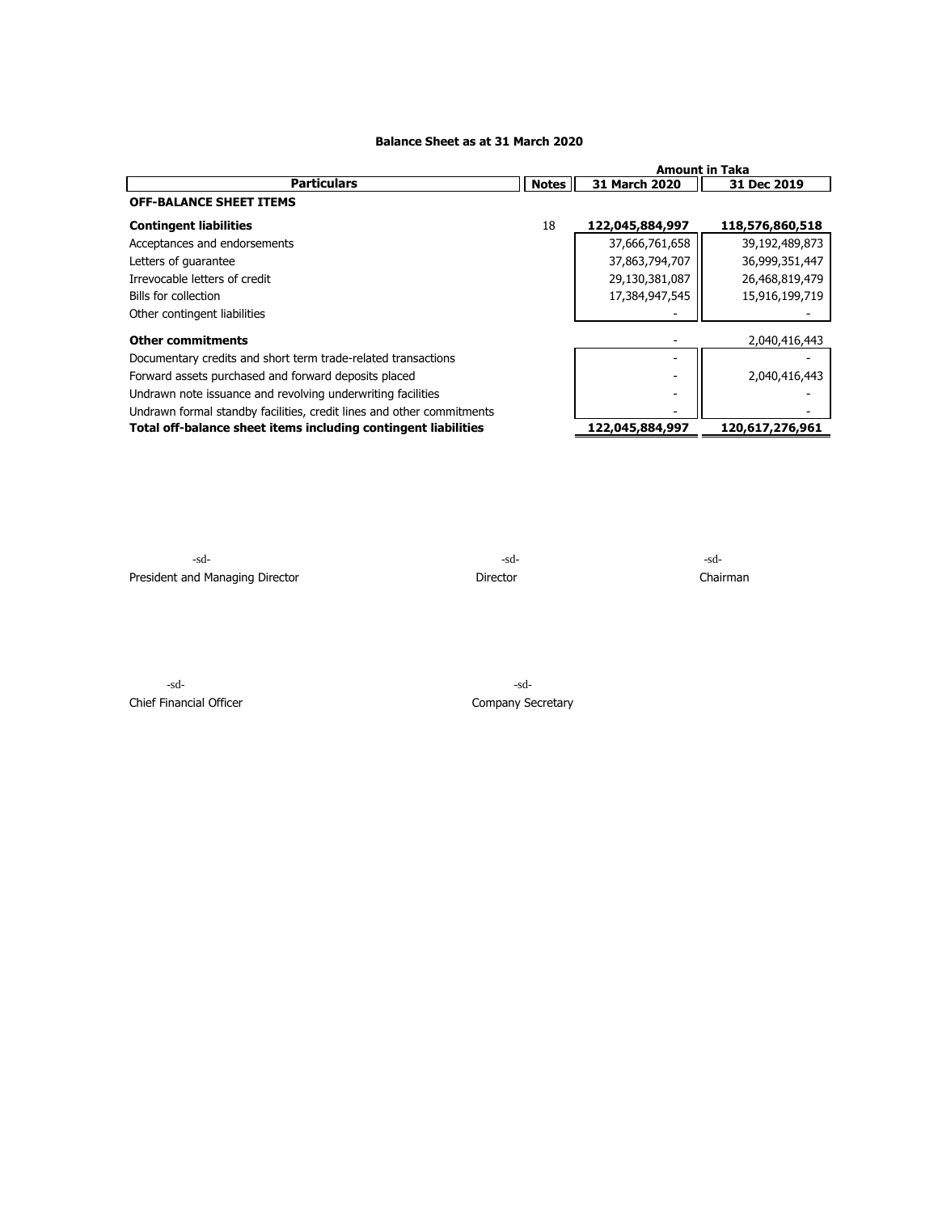## Balance Sheet as at 31 March 2020

| Particulars | Notes | 31 March 2020 | 31 Dec 2019 |
|---|---|---|---|
| | | Amount in Taka | |
| **OFF-BALANCE SHEET ITEMS** | | | |
| **Contingent liabilities** | 18 | **122,045,884,997** | **118,576,860,518** |
| Acceptances and endorsements | | 37,666,761,658 | 39,192,489,873 |
| Letters of guarantee | | 37,863,794,707 | 36,999,351,447 |
| Irrevocable letters of credit | | 29,130,381,087 | 26,468,819,479 |
| Bills for collection | | 17,384,947,545 | 15,916,199,719 |
| Other contingent liabilities | | - | - |
| **Other commitments** | | - | 2,040,416,443 |
| Documentary credits and short term trade-related transactions | | - | - |
| Forward assets purchased and forward deposits placed | | - | 2,040,416,443 |
| Undrawn note issuance and revolving underwriting facilities | | - | - |
| Undrawn formal standby facilities, credit lines and other commitments | | - | - |
| **Total off-balance sheet items including contingent liabilities** | | **122,045,884,997** | **120,617,276,961** |

-sd-
President and Managing Director

-sd-
Director

-sd-
Chairman

-sd-
Chief Financial Officer

-sd-
Company Secretary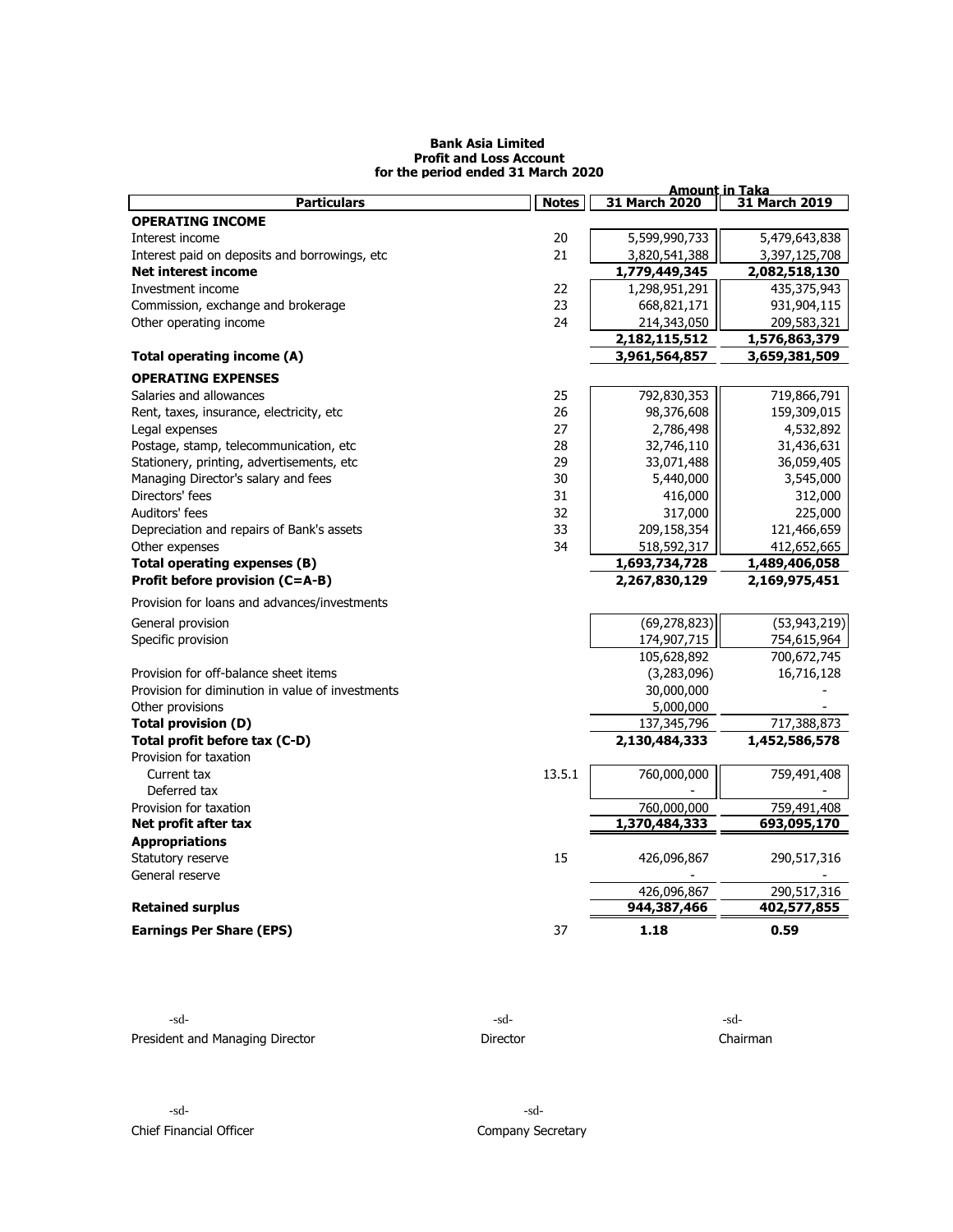**Bank Asia Limited**
**Profit and Loss Account**
**for the period ended 31 March 2020**

| Particulars | Notes | 31 March 2020 | 31 March 2019 |
|---|---|---|---|
| | | **Amount in Taka** | |
| **OPERATING INCOME** | | | |
| Interest income | 20 | 5,599,990,733 | 5,479,643,838 |
| Interest paid on deposits and borrowings, etc | 21 | 3,820,541,388 | 3,397,125,708 |
| **Net interest income** | | **1,779,449,345** | **2,082,518,130** |
| Investment income | 22 | 1,298,951,291 | 435,375,943 |
| Commission, exchange and brokerage | 23 | 668,821,171 | 931,904,115 |
| Other operating income | 24 | 214,343,050 | 209,583,321 |
| | | **2,182,115,512** | **1,576,863,379** |
| **Total operating income (A)** | | **3,961,564,857** | **3,659,381,509** |
| **OPERATING EXPENSES** | | | |
| Salaries and allowances | 25 | 792,830,353 | 719,866,791 |
| Rent, taxes, insurance, electricity, etc | 26 | 98,376,608 | 159,309,015 |
| Legal expenses | 27 | 2,786,498 | 4,532,892 |
| Postage, stamp, telecommunication, etc | 28 | 32,746,110 | 31,436,631 |
| Stationery, printing, advertisements, etc | 29 | 33,071,488 | 36,059,405 |
| Managing Director's salary and fees | 30 | 5,440,000 | 3,545,000 |
| Directors' fees | 31 | 416,000 | 312,000 |
| Auditors' fees | 32 | 317,000 | 225,000 |
| Depreciation and repairs of Bank's assets | 33 | 209,158,354 | 121,466,659 |
| Other expenses | 34 | 518,592,317 | 412,652,665 |
| **Total operating expenses (B)** | | **1,693,734,728** | **1,489,406,058** |
| **Profit before provision (C=A-B)** | | **2,267,830,129** | **2,169,975,451** |
| Provision for loans and advances/investments | | | |
| General provision | | (69,278,823) | (53,943,219) |
| Specific provision | | 174,907,715 | 754,615,964 |
| | | 105,628,892 | 700,672,745 |
| Provision for off-balance sheet items | | (3,283,096) | 16,716,128 |
| Provision for diminution in value of investments | | 30,000,000 | - |
| Other provisions | | 5,000,000 | - |
| **Total provision (D)** | | 137,345,796 | 717,388,873 |
| **Total profit before tax (C-D)** | | **2,130,484,333** | **1,452,586,578** |
| Provision for taxation | | | |
| Current tax | 13.5.1 | 760,000,000 | 759,491,408 |
| Deferred tax | | - | - |
| Provision for taxation | | 760,000,000 | 759,491,408 |
| **Net profit after tax** | | **1,370,484,333** | **693,095,170** |
| **Appropriations** | | | |
| Statutory reserve | 15 | 426,096,867 | 290,517,316 |
| General reserve | | - | - |
| | | 426,096,867 | 290,517,316 |
| **Retained surplus** | | **944,387,466** | **402,577,855** |
| **Earnings Per Share (EPS)** | 37 | **1.18** | **0.59** |

-sd-
President and Managing Director

-sd-
Director

-sd-
Chairman

-sd-
Chief Financial Officer

-sd-
Company Secretary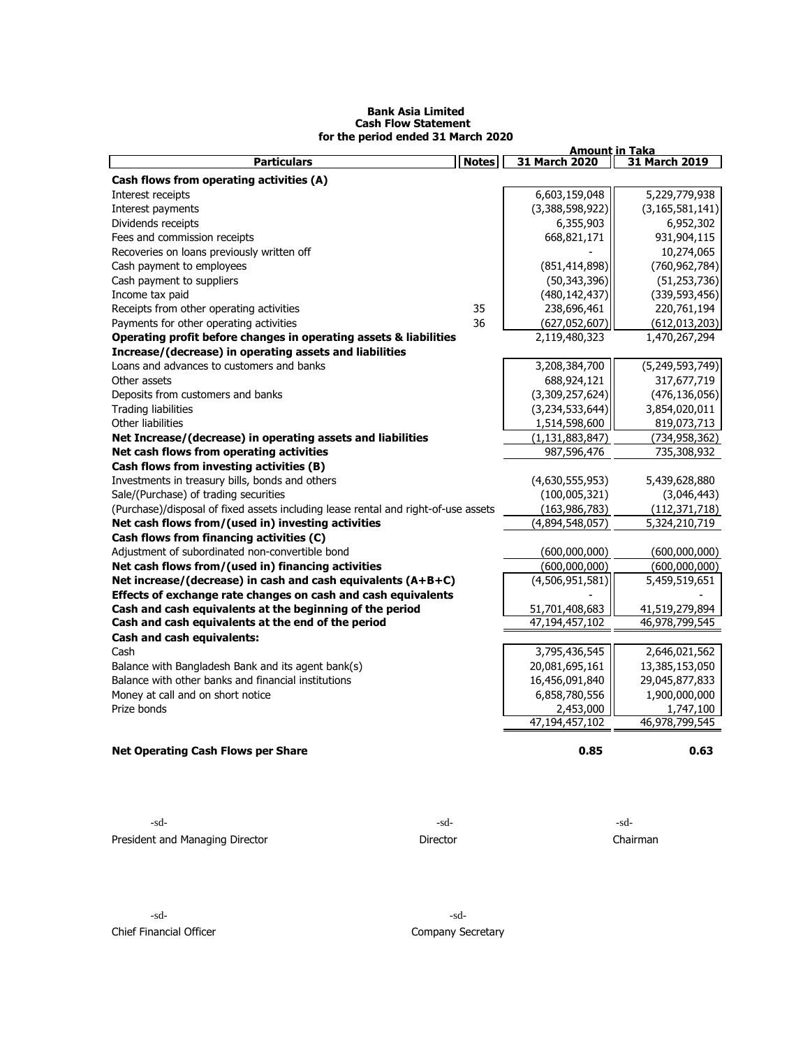**Bank Asia Limited**
**Cash Flow Statement**
**for the period ended 31 March 2020**

| Particulars | Notes | 31 March 2020 | 31 March 2019 |
|---|---|---|---|
| | | **Amount in Taka** | |
| **Cash flows from operating activities (A)** | | | |
| Interest receipts | | 6,603,159,048 | 5,229,779,938 |
| Interest payments | | (3,388,598,922) | (3,165,581,141) |
| Dividends receipts | | 6,355,903 | 6,952,302 |
| Fees and commission receipts | | 668,821,171 | 931,904,115 |
| Recoveries on loans previously written off | | - | 10,274,065 |
| Cash payment to employees | | (851,414,898) | (760,962,784) |
| Cash payment to suppliers | | (50,343,396) | (51,253,736) |
| Income tax paid | | (480,142,437) | (339,593,456) |
| Receipts from other operating activities | 35 | 238,696,461 | 220,761,194 |
| Payments for other operating activities | 36 | (627,052,607) | (612,013,203) |
| **Operating profit before changes in operating assets & liabilities** | | 2,119,480,323 | 1,470,267,294 |
| **Increase/(decrease) in operating assets and liabilities** | | | |
| Loans and advances to customers and banks | | 3,208,384,700 | (5,249,593,749) |
| Other assets | | 688,924,121 | 317,677,719 |
| Deposits from customers and banks | | (3,309,257,624) | (476,136,056) |
| Trading liabilities | | (3,234,533,644) | 3,854,020,011 |
| Other liabilities | | 1,514,598,600 | 819,073,713 |
| **Net Increase/(decrease) in operating assets and liabilities** | | (1,131,883,847) | (734,958,362) |
| **Net cash flows from operating activities** | | 987,596,476 | 735,308,932 |
| **Cash flows from investing activities (B)** | | | |
| Investments in treasury bills, bonds and others | | (4,630,555,953) | 5,439,628,880 |
| Sale/(Purchase) of trading securities | | (100,005,321) | (3,046,443) |
| (Purchase)/disposal of fixed assets including lease rental and right-of-use assets | | (163,986,783) | (112,371,718) |
| **Net cash flows from/(used in) investing activities** | | (4,894,548,057) | 5,324,210,719 |
| **Cash flows from financing activities (C)** | | | |
| Adjustment of subordinated non-convertible bond | | (600,000,000) | (600,000,000) |
| **Net cash flows from/(used in) financing activities** | | (600,000,000) | (600,000,000) |
| **Net increase/(decrease) in cash and cash equivalents (A+B+C)** | | (4,506,951,581) | 5,459,519,651 |
| **Effects of exchange rate changes on cash and cash equivalents** | | - | - |
| **Cash and cash equivalents at the beginning of the period** | | 51,701,408,683 | 41,519,279,894 |
| **Cash and cash equivalents at the end of the period** | | 47,194,457,102 | 46,978,799,545 |
| **Cash and cash equivalents:** | | | |
| Cash | | 3,795,436,545 | 2,646,021,562 |
| Balance with Bangladesh Bank and its agent bank(s) | | 20,081,695,161 | 13,385,153,050 |
| Balance with other banks and financial institutions | | 16,456,091,840 | 29,045,877,833 |
| Money at call and on short notice | | 6,858,780,556 | 1,900,000,000 |
| Prize bonds | | 2,453,000 | 1,747,100 |
| | | 47,194,457,102 | 46,978,799,545 |
| **Net Operating Cash Flows per Share** | | **0.85** | **0.63** |

-sd-
President and Managing Director

-sd-
Director

-sd-
Chairman

-sd-
Chief Financial Officer

-sd-
Company Secretary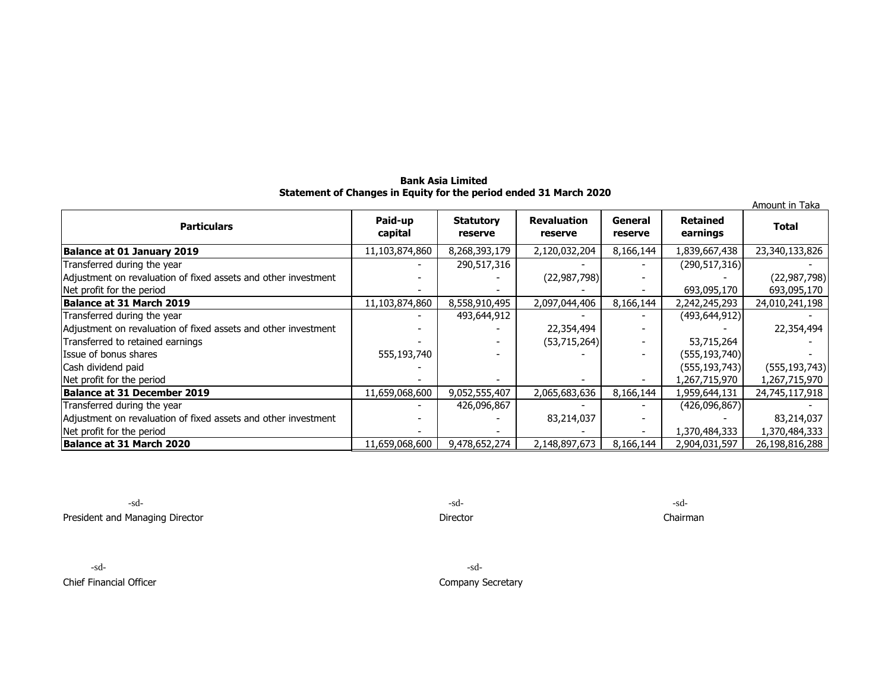**Bank Asia Limited**

**Statement of Changes in Equity for the period ended 31 March 2020**

Amount in Taka

| Particulars | Paid-up capital | Statutory reserve | Revaluation reserve | General reserve | Retained earnings | Total |
|---|---|---|---|---|---|---|
| **Balance at 01 January 2019** | 11,103,874,860 | 8,268,393,179 | 2,120,032,204 | 8,166,144 | 1,839,667,438 | 23,340,133,826 |
| Transferred during the year | - | 290,517,316 | - | - | (290,517,316) | - |
| Adjustment on revaluation of fixed assets and other investment | - | - | (22,987,798) | - | - | (22,987,798) |
| Net profit for the period | - | - | - | - | 693,095,170 | 693,095,170 |
| **Balance at 31 March 2019** | 11,103,874,860 | 8,558,910,495 | 2,097,044,406 | 8,166,144 | 2,242,245,293 | 24,010,241,198 |
| Transferred during the year | - | 493,644,912 | - | - | (493,644,912) | - |
| Adjustment on revaluation of fixed assets and other investment | - | - | 22,354,494 | - | - | 22,354,494 |
| Transferred to retained earnings | - | - | (53,715,264) | - | 53,715,264 | - |
| Issue of bonus shares | 555,193,740 | - | - | - | (555,193,740) | - |
| Cash dividend paid | - | | | | (555,193,743) | (555,193,743) |
| Net profit for the period | - | - | - | - | 1,267,715,970 | 1,267,715,970 |
| **Balance at 31 December 2019** | 11,659,068,600 | 9,052,555,407 | 2,065,683,636 | 8,166,144 | 1,959,644,131 | 24,745,117,918 |
| Transferred during the year | - | 426,096,867 | - | - | (426,096,867) | - |
| Adjustment on revaluation of fixed assets and other investment | - | - | 83,214,037 | - | - | 83,214,037 |
| Net profit for the period | - | - | - | - | 1,370,484,333 | 1,370,484,333 |
| **Balance at 31 March 2020** | 11,659,068,600 | 9,478,652,274 | 2,148,897,673 | 8,166,144 | 2,904,031,597 | 26,198,816,288 |

-sd-
President and Managing Director

-sd-
Director

-sd-
Chairman

-sd-
Chief Financial Officer

-sd-
Company Secretary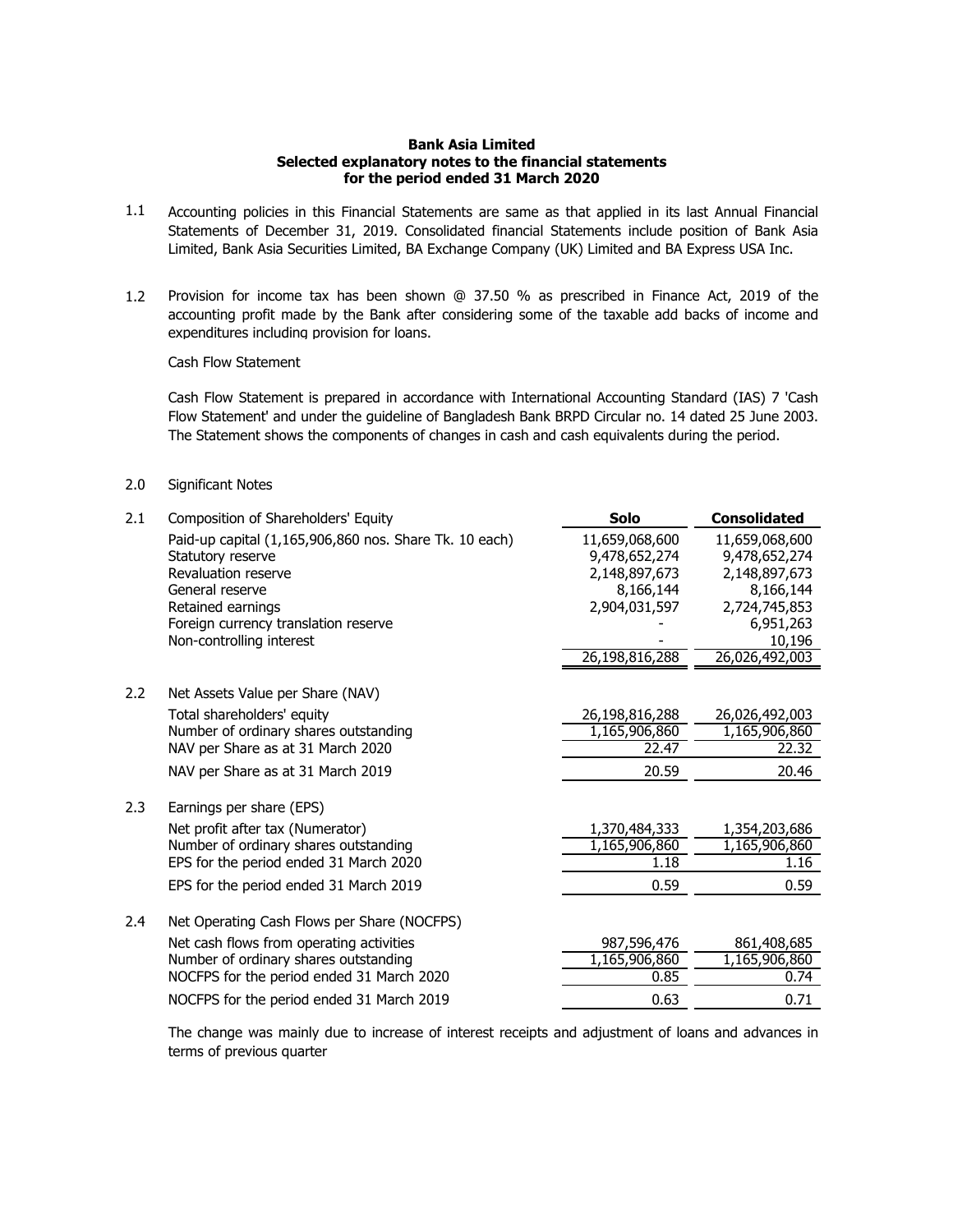**Bank Asia Limited**
**Selected explanatory notes to the financial statements**
**for the period ended 31 March 2020**

1.1 Accounting policies in this Financial Statements are same as that applied in its last Annual Financial Statements of December 31, 2019. Consolidated financial Statements include position of Bank Asia Limited, Bank Asia Securities Limited, BA Exchange Company (UK) Limited and BA Express USA Inc.

1.2 Provision for income tax has been shown @ 37.50 % as prescribed in Finance Act, 2019 of the accounting profit made by the Bank after considering some of the taxable add backs of income and expenditures including provision for loans.

Cash Flow Statement

Cash Flow Statement is prepared in accordance with International Accounting Standard (IAS) 7 'Cash Flow Statement' and under the guideline of Bangladesh Bank BRPD Circular no. 14 dated 25 June 2003. The Statement shows the components of changes in cash and cash equivalents during the period.

2.0 Significant Notes

| | | **Solo** | **Consolidated** |
|---|---|---|---|
| 2.1 | Composition of Shareholders' Equity | | |
| | Paid-up capital (1,165,906,860 nos. Share Tk. 10 each) | 11,659,068,600 | 11,659,068,600 |
| | Statutory reserve | 9,478,652,274 | 9,478,652,274 |
| | Revaluation reserve | 2,148,897,673 | 2,148,897,673 |
| | General reserve | 8,166,144 | 8,166,144 |
| | Retained earnings | 2,904,031,597 | 2,724,745,853 |
| | Foreign currency translation reserve | - | 6,951,263 |
| | Non-controlling interest | - | 10,196 |
| | | 26,198,816,288 | 26,026,492,003 |
| 2.2 | Net Assets Value per Share (NAV) | | |
| | Total shareholders' equity | 26,198,816,288 | 26,026,492,003 |
| | Number of ordinary shares outstanding | 1,165,906,860 | 1,165,906,860 |
| | NAV per Share as at 31 March 2020 | 22.47 | 22.32 |
| | NAV per Share as at 31 March 2019 | 20.59 | 20.46 |
| 2.3 | Earnings per share (EPS) | | |
| | Net profit after tax (Numerator) | 1,370,484,333 | 1,354,203,686 |
| | Number of ordinary shares outstanding | 1,165,906,860 | 1,165,906,860 |
| | EPS for the period ended 31 March 2020 | 1.18 | 1.16 |
| | EPS for the period ended 31 March 2019 | 0.59 | 0.59 |
| 2.4 | Net Operating Cash Flows per Share (NOCFPS) | | |
| | Net cash flows from operating activities | 987,596,476 | 861,408,685 |
| | Number of ordinary shares outstanding | 1,165,906,860 | 1,165,906,860 |
| | NOCFPS for the period ended 31 March 2020 | 0.85 | 0.74 |
| | NOCFPS for the period ended 31 March 2019 | 0.63 | 0.71 |

The change was mainly due to increase of interest receipts and adjustment of loans and advances in terms of previous quarter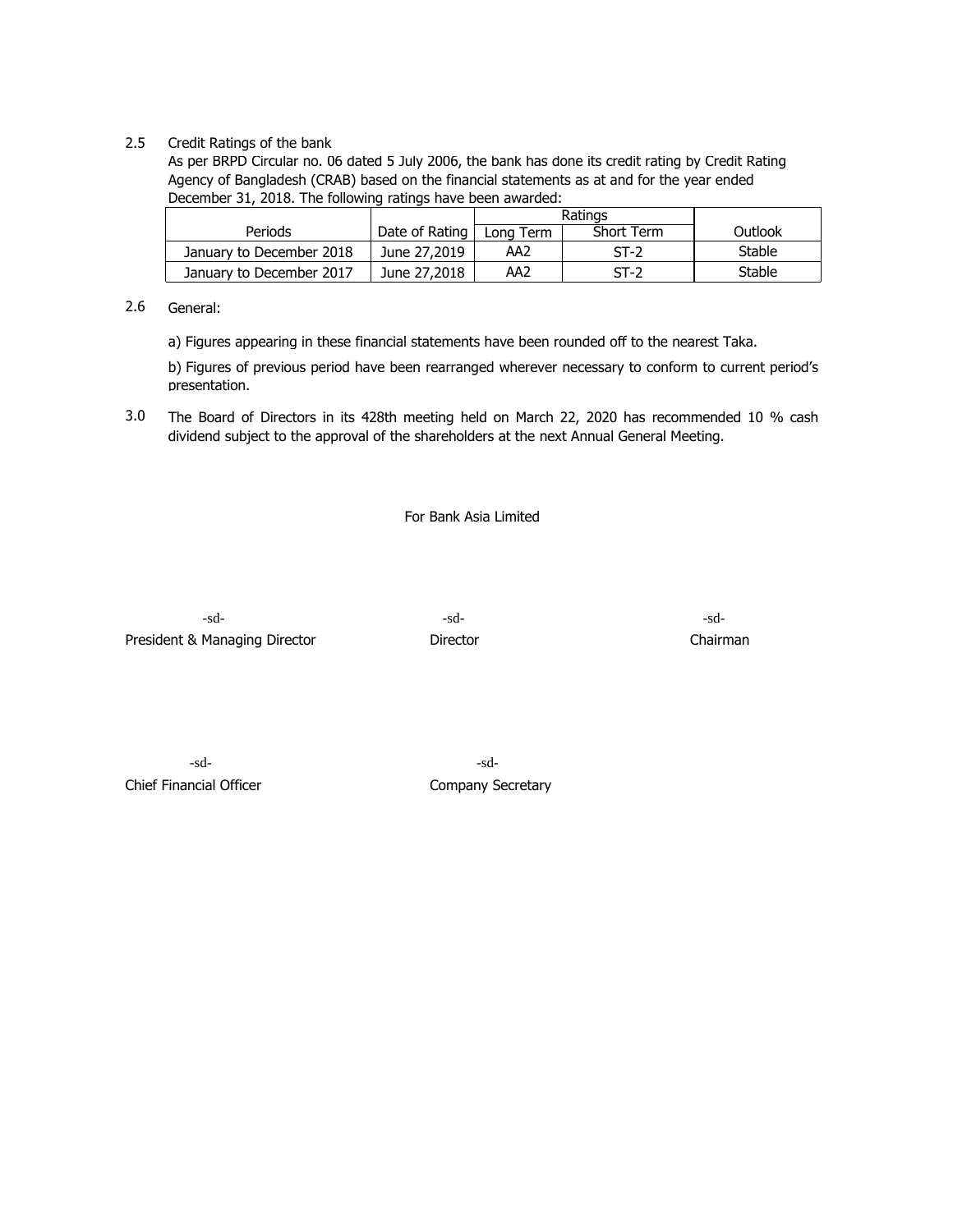2.5 Credit Ratings of the bank

As per BRPD Circular no. 06 dated 5 July 2006, the bank has done its credit rating by Credit Rating Agency of Bangladesh (CRAB) based on the financial statements as at and for the year ended December 31, 2018. The following ratings have been awarded:

| Periods | Date of Rating | Ratings | | Outlook |
|---|---|---|---|---|
| | | Long Term | Short Term | |
| January to December 2018 | June 27,2019 | AA2 | ST-2 | Stable |
| January to December 2017 | June 27,2018 | AA2 | ST-2 | Stable |

2.6 General:

a) Figures appearing in these financial statements have been rounded off to the nearest Taka.

b) Figures of previous period have been rearranged wherever necessary to conform to current period's presentation.

3.0 The Board of Directors in its 428th meeting held on March 22, 2020 has recommended 10 % cash dividend subject to the approval of the shareholders at the next Annual General Meeting.

For Bank Asia Limited

| -sd- | -sd- | -sd- |
|---|---|---|
| President & Managing Director | Director | Chairman |

| -sd- | -sd- |
|---|---|
| Chief Financial Officer | Company Secretary |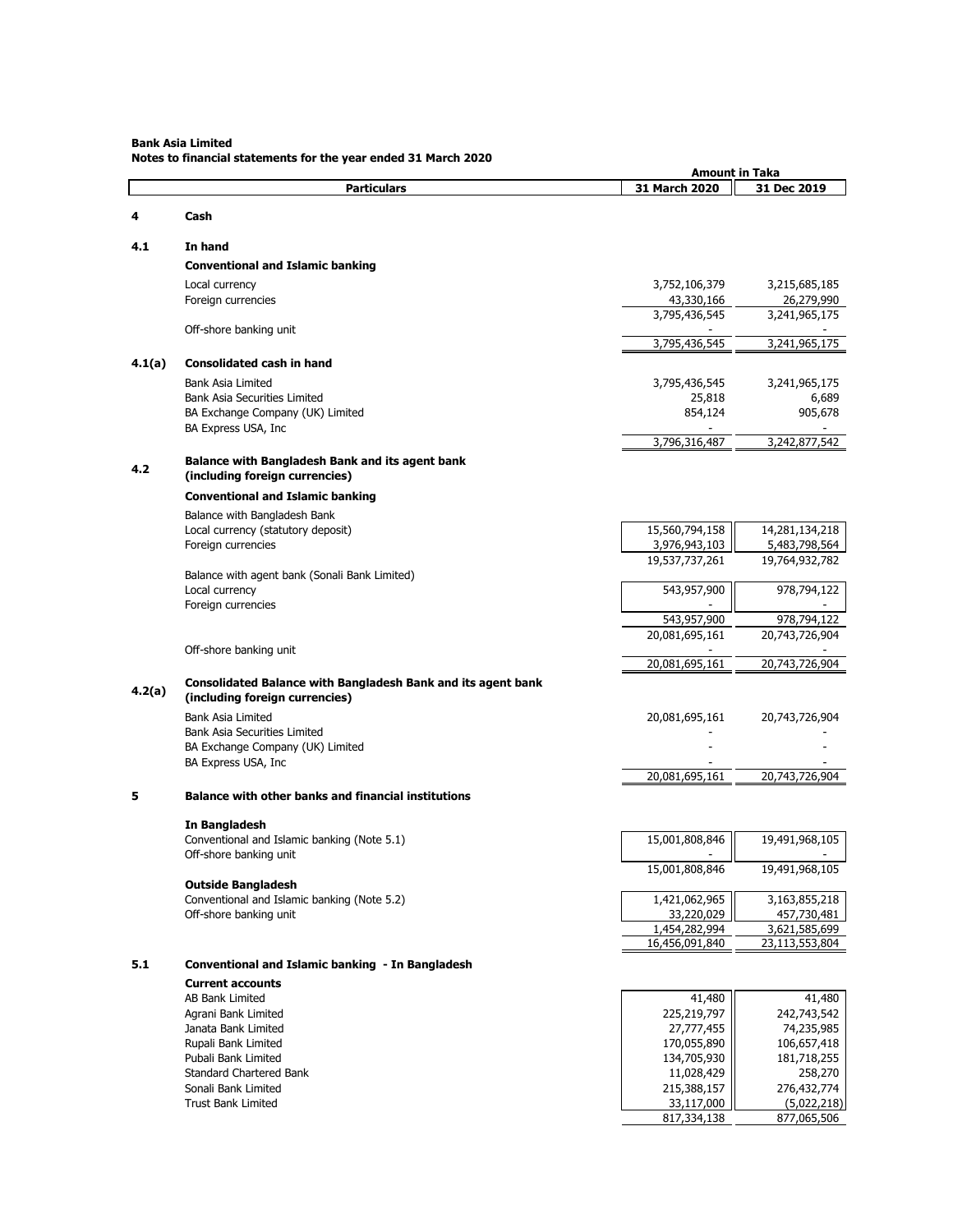**Bank Asia Limited**
**Notes to financial statements for the year ended 31 March 2020**

| | Particulars | 31 March 2020 | 31 Dec 2019 |
|---|---|---|---|
| | | **Amount in Taka** | |
| **4** | **Cash** | | |
| **4.1** | **In hand** | | |
| | **Conventional and Islamic banking** | | |
| | Local currency | 3,752,106,379 | 3,215,685,185 |
| | Foreign currencies | 43,330,166 | 26,279,990 |
| | | 3,795,436,545 | 3,241,965,175 |
| | Off-shore banking unit | - | - |
| | | 3,795,436,545 | 3,241,965,175 |
| **4.1(a)** | **Consolidated cash in hand** | | |
| | Bank Asia Limited | 3,795,436,545 | 3,241,965,175 |
| | Bank Asia Securities Limited | 25,818 | 6,689 |
| | BA Exchange Company (UK) Limited | 854,124 | 905,678 |
| | BA Express USA, Inc | - | - |
| | | 3,796,316,487 | 3,242,877,542 |
| **4.2** | **Balance with Bangladesh Bank and its agent bank (including foreign currencies)** | | |
| | **Conventional and Islamic banking** | | |
| | Balance with Bangladesh Bank | | |
| | Local currency (statutory deposit) | 15,560,794,158 | 14,281,134,218 |
| | Foreign currencies | 3,976,943,103 | 5,483,798,564 |
| | | 19,537,737,261 | 19,764,932,782 |
| | Balance with agent bank (Sonali Bank Limited) | | |
| | Local currency | 543,957,900 | 978,794,122 |
| | Foreign currencies | - | - |
| | | 543,957,900 | 978,794,122 |
| | | 20,081,695,161 | 20,743,726,904 |
| | Off-shore banking unit | - | - |
| | | 20,081,695,161 | 20,743,726,904 |
| **4.2(a)** | **Consolidated Balance with Bangladesh Bank and its agent bank (including foreign currencies)** | | |
| | Bank Asia Limited | 20,081,695,161 | 20,743,726,904 |
| | Bank Asia Securities Limited | - | - |
| | BA Exchange Company (UK) Limited | - | - |
| | BA Express USA, Inc | - | - |
| | | 20,081,695,161 | 20,743,726,904 |
| **5** | **Balance with other banks and financial institutions** | | |
| | **In Bangladesh** | | |
| | Conventional and Islamic banking (Note 5.1) | 15,001,808,846 | 19,491,968,105 |
| | Off-shore banking unit | - | - |
| | | 15,001,808,846 | 19,491,968,105 |
| | **Outside Bangladesh** | | |
| | Conventional and Islamic banking (Note 5.2) | 1,421,062,965 | 3,163,855,218 |
| | Off-shore banking unit | 33,220,029 | 457,730,481 |
| | | 1,454,282,994 | 3,621,585,699 |
| | | 16,456,091,840 | 23,113,553,804 |
| **5.1** | **Conventional and Islamic banking - In Bangladesh** | | |
| | **Current accounts** | | |
| | AB Bank Limited | 41,480 | 41,480 |
| | Agrani Bank Limited | 225,219,797 | 242,743,542 |
| | Janata Bank Limited | 27,777,455 | 74,235,985 |
| | Rupali Bank Limited | 170,055,890 | 106,657,418 |
| | Pubali Bank Limited | 134,705,930 | 181,718,255 |
| | Standard Chartered Bank | 11,028,429 | 258,270 |
| | Sonali Bank Limited | 215,388,157 | 276,432,774 |
| | Trust Bank Limited | 33,117,000 | (5,022,218) |
| | | 817,334,138 | 877,065,506 |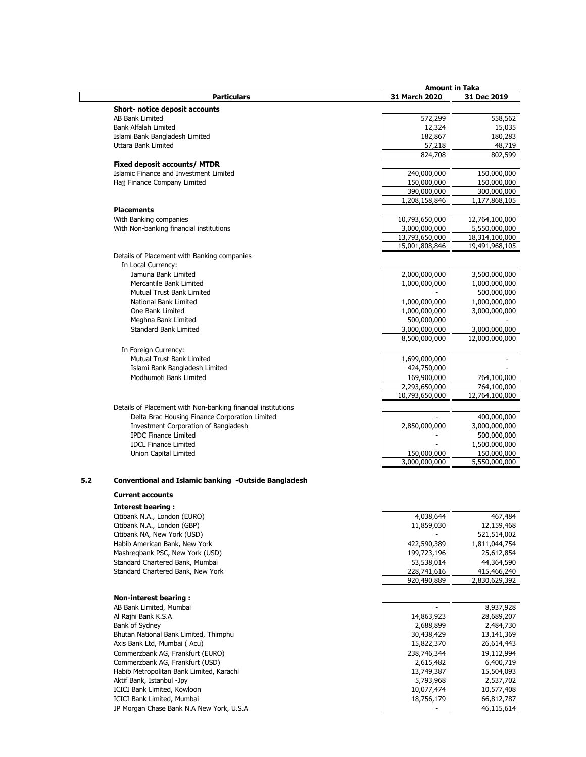| Particulars | Amount in Taka 31 March 2020 | 31 Dec 2019 |
|---|---|---|
| **Short- notice deposit accounts** | | |
| AB Bank Limited | 572,299 | 558,562 |
| Bank Alfalah Limited | 12,324 | 15,035 |
| Islami Bank Bangladesh Limited | 182,867 | 180,283 |
| Uttara Bank Limited | 57,218 | 48,719 |
| | 824,708 | 802,599 |
| **Fixed deposit accounts/ MTDR** | | |
| Islamic Finance and Investment Limited | 240,000,000 | 150,000,000 |
| Hajj Finance Company Limited | 150,000,000 | 150,000,000 |
| | 390,000,000 | 300,000,000 |
| | 1,208,158,846 | 1,177,868,105 |
| **Placements** | | |
| With Banking companies | 10,793,650,000 | 12,764,100,000 |
| With Non-banking financial institutions | 3,000,000,000 | 5,550,000,000 |
| | 13,793,650,000 | 18,314,100,000 |
| | 15,001,808,846 | 19,491,968,105 |
| Details of Placement with Banking companies | | |
| In Local Currency: | | |
| Jamuna Bank Limited | 2,000,000,000 | 3,500,000,000 |
| Mercantile Bank Limited | 1,000,000,000 | 1,000,000,000 |
| Mutual Trust Bank Limited | - | 500,000,000 |
| National Bank Limited | 1,000,000,000 | 1,000,000,000 |
| One Bank Limited | 1,000,000,000 | 3,000,000,000 |
| Meghna Bank Limited | 500,000,000 | - |
| Standard Bank Limited | 3,000,000,000 | 3,000,000,000 |
| | 8,500,000,000 | 12,000,000,000 |
| In Foreign Currency: | | |
| Mutual Trust Bank Limited | 1,699,000,000 | - |
| Islami Bank Bangladesh Limited | 424,750,000 | - |
| Modhumoti Bank Limited | 169,900,000 | 764,100,000 |
| | 2,293,650,000 | 764,100,000 |
| | 10,793,650,000 | 12,764,100,000 |
| Details of Placement with Non-banking financial institutions | | |
| Delta Brac Housing Finance Corporation Limited | - | 400,000,000 |
| Investment Corporation of Bangladesh | 2,850,000,000 | 3,000,000,000 |
| IPDC Finance Limited | - | 500,000,000 |
| IDCL Finance Limited | - | 1,500,000,000 |
| Union Capital Limited | 150,000,000 | 150,000,000 |
| | 3,000,000,000 | 5,550,000,000 |

## 5.2 Conventional and Islamic banking -Outside Bangladesh

**Current accounts**

| Particulars | 31 March 2020 | 31 Dec 2019 |
|---|---|---|
| **Interest bearing :** | | |
| Citibank N.A., London (EURO) | 4,038,644 | 467,484 |
| Citibank N.A., London (GBP) | 11,859,030 | 12,159,468 |
| Citibank NA, New York (USD) | - | 521,514,002 |
| Habib American Bank, New York | 422,590,389 | 1,811,044,754 |
| Mashreqbank PSC, New York (USD) | 199,723,196 | 25,612,854 |
| Standard Chartered Bank, Mumbai | 53,538,014 | 44,364,590 |
| Standard Chartered Bank, New York | 228,741,616 | 415,466,240 |
| | 920,490,889 | 2,830,629,392 |
| **Non-interest bearing :** | | |
| AB Bank Limited, Mumbai | - | 8,937,928 |
| Al Rajhi Bank K.S.A | 14,863,923 | 28,689,207 |
| Bank of Sydney | 2,688,899 | 2,484,730 |
| Bhutan National Bank Limited, Thimphu | 30,438,429 | 13,141,369 |
| Axis Bank Ltd, Mumbai ( Acu) | 15,822,370 | 26,614,443 |
| Commerzbank AG, Frankfurt (EURO) | 238,746,344 | 19,112,994 |
| Commerzbank AG, Frankfurt (USD) | 2,615,482 | 6,400,719 |
| Habib Metropolitan Bank Limited, Karachi | 13,749,387 | 15,504,093 |
| Aktif Bank, Istanbul -Jpy | 5,793,968 | 2,537,702 |
| ICICI Bank Limited, Kowloon | 10,077,474 | 10,577,408 |
| ICICI Bank Limited, Mumbai | 18,756,179 | 66,812,787 |
| JP Morgan Chase Bank N.A New York, U.S.A | - | 46,115,614 |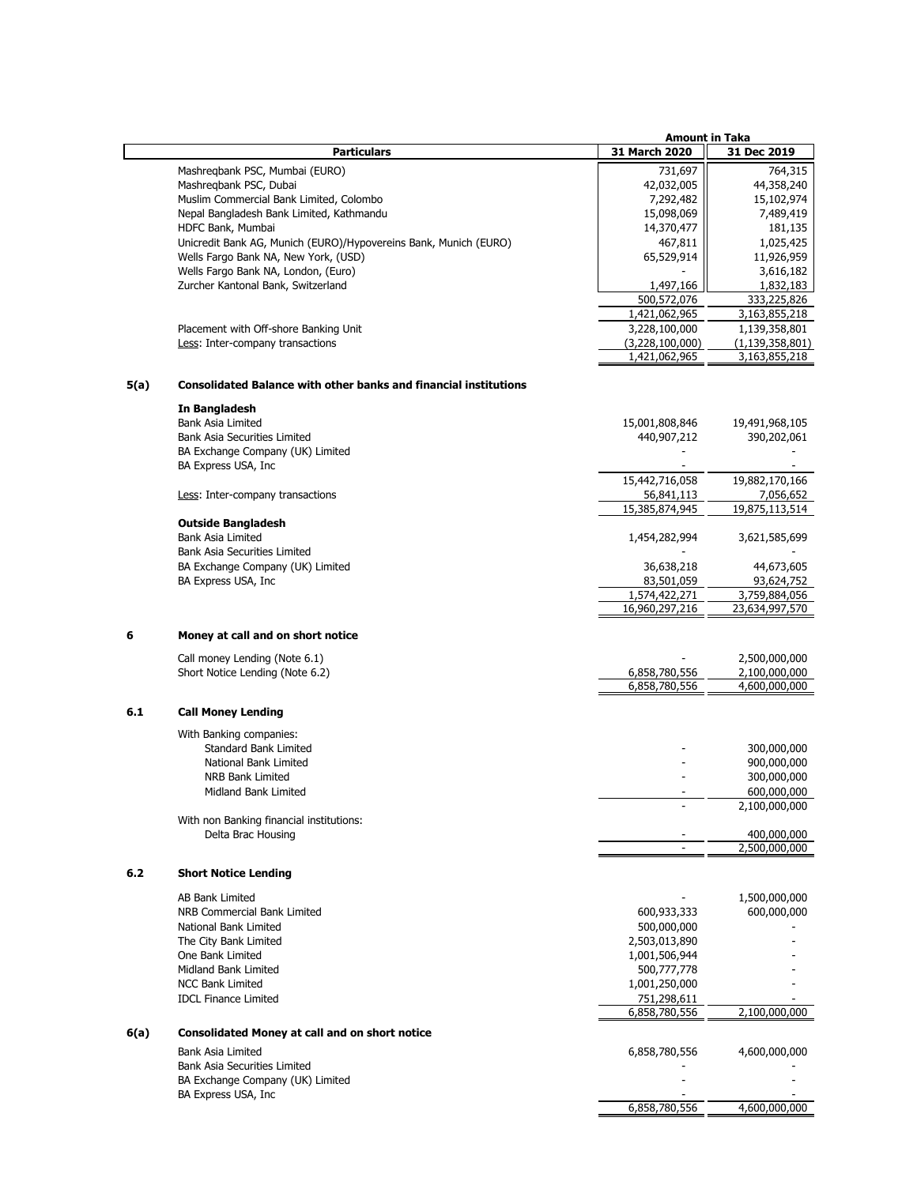| | Particulars | Amount in Taka 31 March 2020 | 31 Dec 2019 |
|---|---|---|---|
| | Mashreqbank PSC, Mumbai (EURO) | 731,697 | 764,315 |
| | Mashreqbank PSC, Dubai | 42,032,005 | 44,358,240 |
| | Muslim Commercial Bank Limited, Colombo | 7,292,482 | 15,102,974 |
| | Nepal Bangladesh Bank Limited, Kathmandu | 15,098,069 | 7,489,419 |
| | HDFC Bank, Mumbai | 14,370,477 | 181,135 |
| | Unicredit Bank AG, Munich (EURO)/Hypovereins Bank, Munich (EURO) | 467,811 | 1,025,425 |
| | Wells Fargo Bank NA, New York, (USD) | 65,529,914 | 11,926,959 |
| | Wells Fargo Bank NA, London, (Euro) | - | 3,616,182 |
| | Zurcher Kantonal Bank, Switzerland | 1,497,166 | 1,832,183 |
| | | 500,572,076 | 333,225,826 |
| | | 1,421,062,965 | 3,163,855,218 |
| | Placement with Off-shore Banking Unit | 3,228,100,000 | 1,139,358,801 |
| | Less: Inter-company transactions | (3,228,100,000) | (1,139,358,801) |
| | | 1,421,062,965 | 3,163,855,218 |
| **5(a)** | **Consolidated Balance with other banks and financial institutions** | | |
| | **In Bangladesh** | | |
| | Bank Asia Limited | 15,001,808,846 | 19,491,968,105 |
| | Bank Asia Securities Limited | 440,907,212 | 390,202,061 |
| | BA Exchange Company (UK) Limited | - | - |
| | BA Express USA, Inc | - | - |
| | | 15,442,716,058 | 19,882,170,166 |
| | Less: Inter-company transactions | 56,841,113 | 7,056,652 |
| | | 15,385,874,945 | 19,875,113,514 |
| | **Outside Bangladesh** | | |
| | Bank Asia Limited | 1,454,282,994 | 3,621,585,699 |
| | Bank Asia Securities Limited | - | - |
| | BA Exchange Company (UK) Limited | 36,638,218 | 44,673,605 |
| | BA Express USA, Inc | 83,501,059 | 93,624,752 |
| | | 1,574,422,271 | 3,759,884,056 |
| | | 16,960,297,216 | 23,634,997,570 |
| **6** | **Money at call and on short notice** | | |
| | Call money Lending (Note 6.1) | - | 2,500,000,000 |
| | Short Notice Lending (Note 6.2) | 6,858,780,556 | 2,100,000,000 |
| | | 6,858,780,556 | 4,600,000,000 |
| **6.1** | **Call Money Lending** | | |
| | With Banking companies: | | |
| | Standard Bank Limited | - | 300,000,000 |
| | National Bank Limited | - | 900,000,000 |
| | NRB Bank Limited | - | 300,000,000 |
| | Midland Bank Limited | - | 600,000,000 |
| | | - | 2,100,000,000 |
| | With non Banking financial institutions: | | |
| | Delta Brac Housing | - | 400,000,000 |
| | | - | 2,500,000,000 |
| **6.2** | **Short Notice Lending** | | |
| | AB Bank Limited | - | 1,500,000,000 |
| | NRB Commercial Bank Limited | 600,933,333 | 600,000,000 |
| | National Bank Limited | 500,000,000 | - |
| | The City Bank Limited | 2,503,013,890 | - |
| | One Bank Limited | 1,001,506,944 | - |
| | Midland Bank Limited | 500,777,778 | - |
| | NCC Bank Limited | 1,001,250,000 | - |
| | IDCL Finance Limited | 751,298,611 | - |
| | | 6,858,780,556 | 2,100,000,000 |
| **6(a)** | **Consolidated Money at call and on short notice** | | |
| | Bank Asia Limited | 6,858,780,556 | 4,600,000,000 |
| | Bank Asia Securities Limited | - | - |
| | BA Exchange Company (UK) Limited | - | - |
| | BA Express USA, Inc | - | - |
| | | 6,858,780,556 | 4,600,000,000 |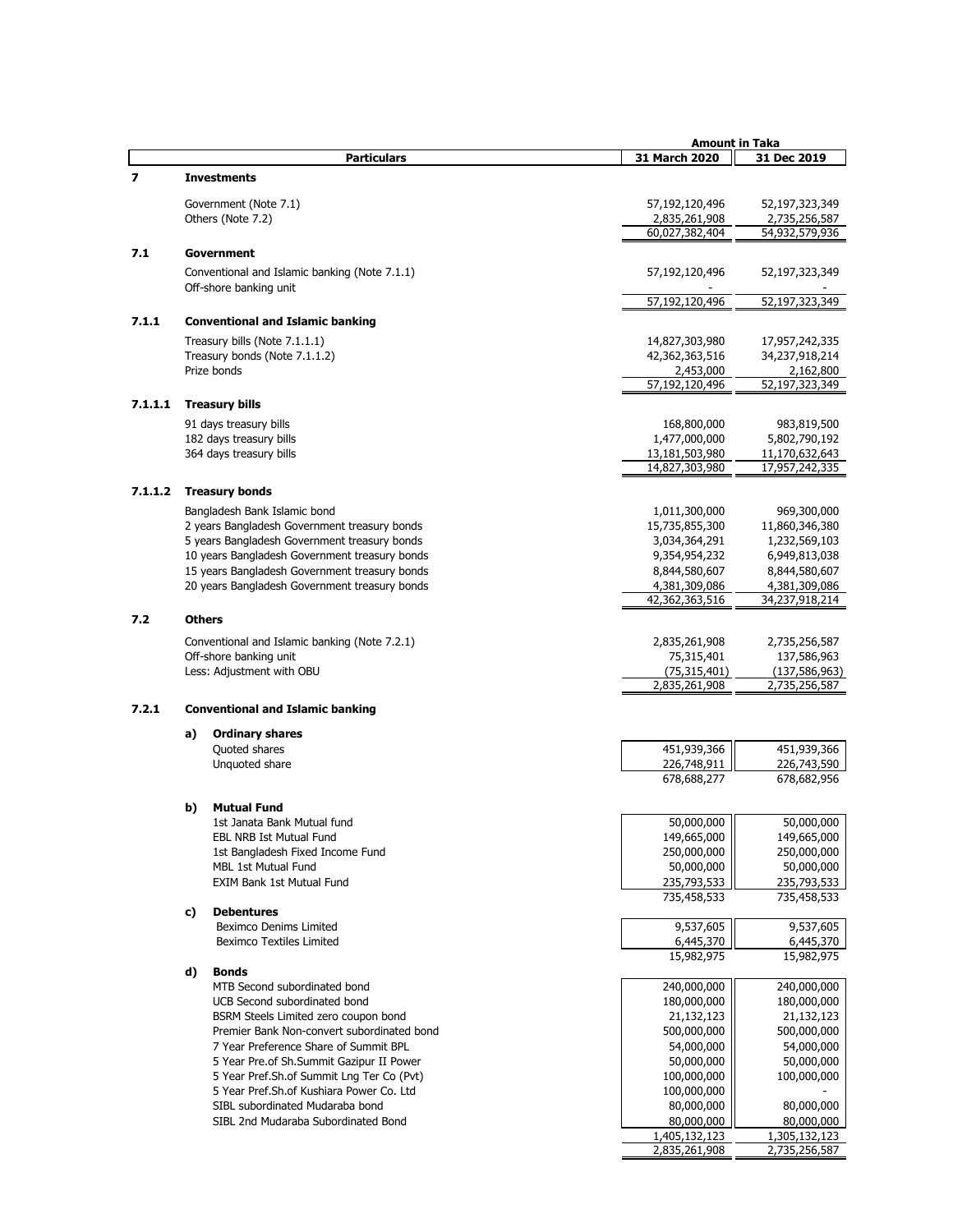| | Particulars | 31 March 2020 | 31 Dec 2019 |
|---|---|---|---|
| | | **Amount in Taka** | |
| **7** | **Investments** | | |
| | Government (Note 7.1) | 57,192,120,496 | 52,197,323,349 |
| | Others (Note 7.2) | 2,835,261,908 | 2,735,256,587 |
| | | 60,027,382,404 | 54,932,579,936 |
| **7.1** | **Government** | | |
| | Conventional and Islamic banking (Note 7.1.1) | 57,192,120,496 | 52,197,323,349 |
| | Off-shore banking unit | - | - |
| | | 57,192,120,496 | 52,197,323,349 |
| **7.1.1** | **Conventional and Islamic banking** | | |
| | Treasury bills (Note 7.1.1.1) | 14,827,303,980 | 17,957,242,335 |
| | Treasury bonds (Note 7.1.1.2) | 42,362,363,516 | 34,237,918,214 |
| | Prize bonds | 2,453,000 | 2,162,800 |
| | | 57,192,120,496 | 52,197,323,349 |
| **7.1.1.1** | **Treasury bills** | | |
| | 91 days treasury bills | 168,800,000 | 983,819,500 |
| | 182 days treasury bills | 1,477,000,000 | 5,802,790,192 |
| | 364 days treasury bills | 13,181,503,980 | 11,170,632,643 |
| | | 14,827,303,980 | 17,957,242,335 |
| **7.1.1.2** | **Treasury bonds** | | |
| | Bangladesh Bank Islamic bond | 1,011,300,000 | 969,300,000 |
| | 2 years Bangladesh Government treasury bonds | 15,735,855,300 | 11,860,346,380 |
| | 5 years Bangladesh Government treasury bonds | 3,034,364,291 | 1,232,569,103 |
| | 10 years Bangladesh Government treasury bonds | 9,354,954,232 | 6,949,813,038 |
| | 15 years Bangladesh Government treasury bonds | 8,844,580,607 | 8,844,580,607 |
| | 20 years Bangladesh Government treasury bonds | 4,381,309,086 | 4,381,309,086 |
| | | 42,362,363,516 | 34,237,918,214 |
| **7.2** | **Others** | | |
| | Conventional and Islamic banking (Note 7.2.1) | 2,835,261,908 | 2,735,256,587 |
| | Off-shore banking unit | 75,315,401 | 137,586,963 |
| | Less: Adjustment with OBU | (75,315,401) | (137,586,963) |
| | | 2,835,261,908 | 2,735,256,587 |
| **7.2.1** | **Conventional and Islamic banking** | | |
| | **a) Ordinary shares** | | |
| | Quoted shares | 451,939,366 | 451,939,366 |
| | Unquoted share | 226,748,911 | 226,743,590 |
| | | 678,688,277 | 678,682,956 |
| | **b) Mutual Fund** | | |
| | 1st Janata Bank Mutual fund | 50,000,000 | 50,000,000 |
| | EBL NRB Ist Mutual Fund | 149,665,000 | 149,665,000 |
| | 1st Bangladesh Fixed Income Fund | 250,000,000 | 250,000,000 |
| | MBL 1st Mutual Fund | 50,000,000 | 50,000,000 |
| | EXIM Bank 1st Mutual Fund | 235,793,533 | 235,793,533 |
| | | 735,458,533 | 735,458,533 |
| | **c) Debentures** | | |
| | Beximco Denims Limited | 9,537,605 | 9,537,605 |
| | Beximco Textiles Limited | 6,445,370 | 6,445,370 |
| | | 15,982,975 | 15,982,975 |
| | **d) Bonds** | | |
| | MTB Second subordinated bond | 240,000,000 | 240,000,000 |
| | UCB Second subordinated bond | 180,000,000 | 180,000,000 |
| | BSRM Steels Limited zero coupon bond | 21,132,123 | 21,132,123 |
| | Premier Bank Non-convert subordinated bond | 500,000,000 | 500,000,000 |
| | 7 Year Preference Share of Summit BPL | 54,000,000 | 54,000,000 |
| | 5 Year Pre.of Sh.Summit Gazipur II Power | 50,000,000 | 50,000,000 |
| | 5 Year Pref.Sh.of Summit Lng Ter Co (Pvt) | 100,000,000 | 100,000,000 |
| | 5 Year Pref.Sh.of Kushiara Power Co. Ltd | 100,000,000 | - |
| | SIBL subordinated Mudaraba bond | 80,000,000 | 80,000,000 |
| | SIBL 2nd Mudaraba Subordinated Bond | 80,000,000 | 80,000,000 |
| | | 1,405,132,123 | 1,305,132,123 |
| | | 2,835,261,908 | 2,735,256,587 |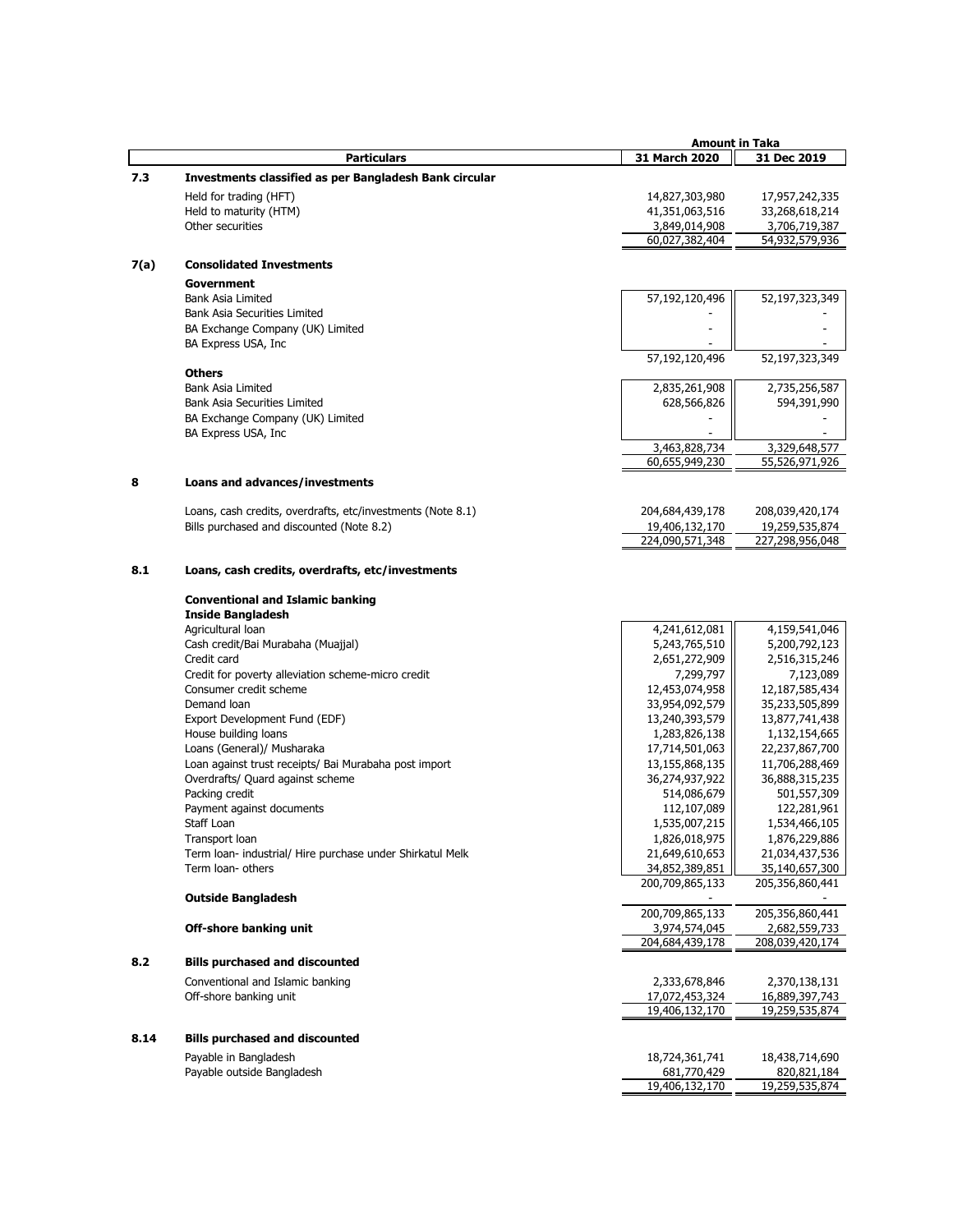| | Particulars | 31 March 2020 | 31 Dec 2019 |
|---|---|---|---|
| | | **Amount in Taka** | |
| **7.3** | **Investments classified as per Bangladesh Bank circular** | | |
| | Held for trading (HFT) | 14,827,303,980 | 17,957,242,335 |
| | Held to maturity (HTM) | 41,351,063,516 | 33,268,618,214 |
| | Other securities | 3,849,014,908 | 3,706,719,387 |
| | | 60,027,382,404 | 54,932,579,936 |
| **7(a)** | **Consolidated Investments** | | |
| | **Government** | | |
| | Bank Asia Limited | 57,192,120,496 | 52,197,323,349 |
| | Bank Asia Securities Limited | - | - |
| | BA Exchange Company (UK) Limited | - | - |
| | BA Express USA, Inc | - | - |
| | | 57,192,120,496 | 52,197,323,349 |
| | **Others** | | |
| | Bank Asia Limited | 2,835,261,908 | 2,735,256,587 |
| | Bank Asia Securities Limited | 628,566,826 | 594,391,990 |
| | BA Exchange Company (UK) Limited | - | - |
| | BA Express USA, Inc | - | - |
| | | 3,463,828,734 | 3,329,648,577 |
| | | 60,655,949,230 | 55,526,971,926 |
| **8** | **Loans and advances/investments** | | |
| | Loans, cash credits, overdrafts, etc/investments (Note 8.1) | 204,684,439,178 | 208,039,420,174 |
| | Bills purchased and discounted (Note 8.2) | 19,406,132,170 | 19,259,535,874 |
| | | 224,090,571,348 | 227,298,956,048 |
| **8.1** | **Loans, cash credits, overdrafts, etc/investments** | | |
| | **Conventional and Islamic banking** | | |
| | **Inside Bangladesh** | | |
| | Agricultural loan | 4,241,612,081 | 4,159,541,046 |
| | Cash credit/Bai Murabaha (Muajjal) | 5,243,765,510 | 5,200,792,123 |
| | Credit card | 2,651,272,909 | 2,516,315,246 |
| | Credit for poverty alleviation scheme-micro credit | 7,299,797 | 7,123,089 |
| | Consumer credit scheme | 12,453,074,958 | 12,187,585,434 |
| | Demand loan | 33,954,092,579 | 35,233,505,899 |
| | Export Development Fund (EDF) | 13,240,393,579 | 13,877,741,438 |
| | House building loans | 1,283,826,138 | 1,132,154,665 |
| | Loans (General)/ Musharaka | 17,714,501,063 | 22,237,867,700 |
| | Loan against trust receipts/ Bai Murabaha post import | 13,155,868,135 | 11,706,288,469 |
| | Overdrafts/ Quard against scheme | 36,274,937,922 | 36,888,315,235 |
| | Packing credit | 514,086,679 | 501,557,309 |
| | Payment against documents | 112,107,089 | 122,281,961 |
| | Staff Loan | 1,535,007,215 | 1,534,466,105 |
| | Transport loan | 1,826,018,975 | 1,876,229,886 |
| | Term loan- industrial/ Hire purchase under Shirkatul Melk | 21,649,610,653 | 21,034,437,536 |
| | Term loan- others | 34,852,389,851 | 35,140,657,300 |
| | | 200,709,865,133 | 205,356,860,441 |
| | **Outside Bangladesh** | - | - |
| | | 200,709,865,133 | 205,356,860,441 |
| | **Off-shore banking unit** | 3,974,574,045 | 2,682,559,733 |
| | | 204,684,439,178 | 208,039,420,174 |
| **8.2** | **Bills purchased and discounted** | | |
| | Conventional and Islamic banking | 2,333,678,846 | 2,370,138,131 |
| | Off-shore banking unit | 17,072,453,324 | 16,889,397,743 |
| | | 19,406,132,170 | 19,259,535,874 |
| **8.14** | **Bills purchased and discounted** | | |
| | Payable in Bangladesh | 18,724,361,741 | 18,438,714,690 |
| | Payable outside Bangladesh | 681,770,429 | 820,821,184 |
| | | 19,406,132,170 | 19,259,535,874 |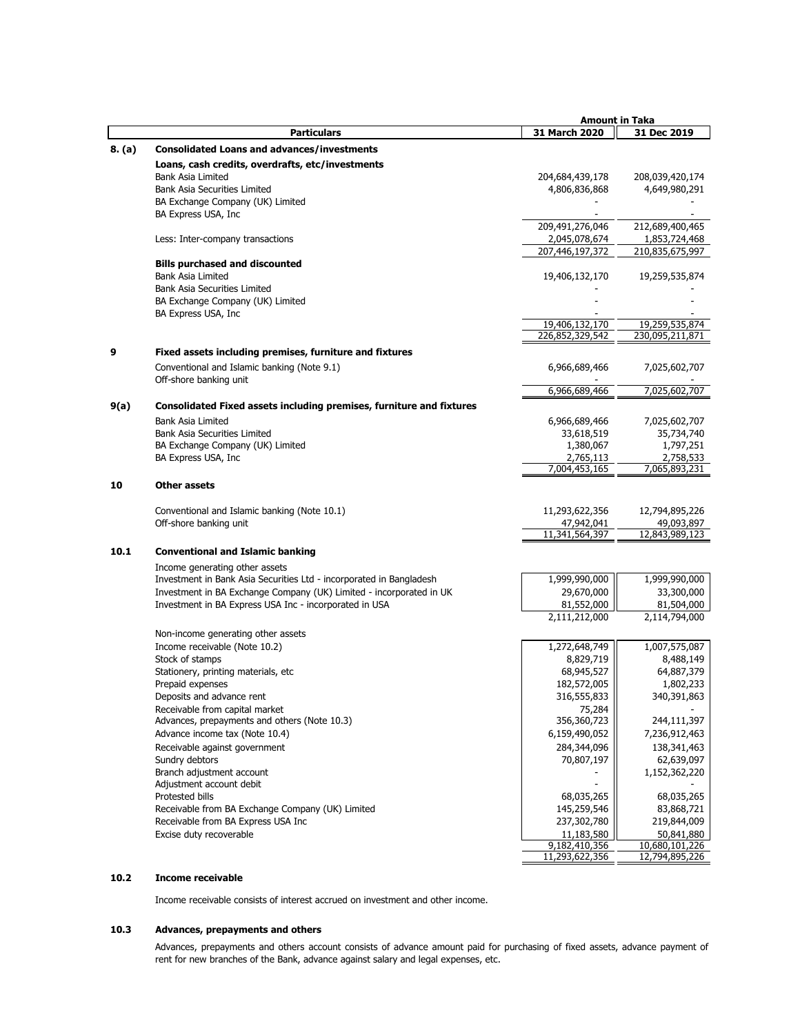| | Particulars | Amount in Taka | |
|---|---|---|---|
| | | 31 March 2020 | 31 Dec 2019 |
| **8. (a)** | **Consolidated Loans and advances/investments** | | |
| | **Loans, cash credits, overdrafts, etc/investments** | | |
| | Bank Asia Limited | 204,684,439,178 | 208,039,420,174 |
| | Bank Asia Securities Limited | 4,806,836,868 | 4,649,980,291 |
| | BA Exchange Company (UK) Limited | - | - |
| | BA Express USA, Inc | - | - |
| | | 209,491,276,046 | 212,689,400,465 |
| | Less: Inter-company transactions | 2,045,078,674 | 1,853,724,468 |
| | | 207,446,197,372 | 210,835,675,997 |
| | **Bills purchased and discounted** | | |
| | Bank Asia Limited | 19,406,132,170 | 19,259,535,874 |
| | Bank Asia Securities Limited | - | - |
| | BA Exchange Company (UK) Limited | - | - |
| | BA Express USA, Inc | - | - |
| | | 19,406,132,170 | 19,259,535,874 |
| | | 226,852,329,542 | 230,095,211,871 |
| **9** | **Fixed assets including premises, furniture and fixtures** | | |
| | Conventional and Islamic banking (Note 9.1) | 6,966,689,466 | 7,025,602,707 |
| | Off-shore banking unit | - | - |
| | | 6,966,689,466 | 7,025,602,707 |
| **9(a)** | **Consolidated Fixed assets including premises, furniture and fixtures** | | |
| | Bank Asia Limited | 6,966,689,466 | 7,025,602,707 |
| | Bank Asia Securities Limited | 33,618,519 | 35,734,740 |
| | BA Exchange Company (UK) Limited | 1,380,067 | 1,797,251 |
| | BA Express USA, Inc | 2,765,113 | 2,758,533 |
| | | 7,004,453,165 | 7,065,893,231 |
| **10** | **Other assets** | | |
| | Conventional and Islamic banking (Note 10.1) | 11,293,622,356 | 12,794,895,226 |
| | Off-shore banking unit | 47,942,041 | 49,093,897 |
| | | 11,341,564,397 | 12,843,989,123 |
| **10.1** | **Conventional and Islamic banking** | | |
| | Income generating other assets | | |
| | Investment in Bank Asia Securities Ltd - incorporated in Bangladesh | 1,999,990,000 | 1,999,990,000 |
| | Investment in BA Exchange Company (UK) Limited - incorporated in UK | 29,670,000 | 33,300,000 |
| | Investment in BA Express USA Inc - incorporated in USA | 81,552,000 | 81,504,000 |
| | | 2,111,212,000 | 2,114,794,000 |
| | Non-income generating other assets | | |
| | Income receivable (Note 10.2) | 1,272,648,749 | 1,007,575,087 |
| | Stock of stamps | 8,829,719 | 8,488,149 |
| | Stationery, printing materials, etc | 68,945,527 | 64,887,379 |
| | Prepaid expenses | 182,572,005 | 1,802,233 |
| | Deposits and advance rent | 316,555,833 | 340,391,863 |
| | Receivable from capital market | 75,284 | - |
| | Advances, prepayments and others (Note 10.3) | 356,360,723 | 244,111,397 |
| | Advance income tax (Note 10.4) | 6,159,490,052 | 7,236,912,463 |
| | Receivable against government | 284,344,096 | 138,341,463 |
| | Sundry debtors | 70,807,197 | 62,639,097 |
| | Branch adjustment account | - | 1,152,362,220 |
| | Adjustment account debit | - | - |
| | Protested bills | 68,035,265 | 68,035,265 |
| | Receivable from BA Exchange Company (UK) Limited | 145,259,546 | 83,868,721 |
| | Receivable from BA Express USA Inc | 237,302,780 | 219,844,009 |
| | Excise duty recoverable | 11,183,580 | 50,841,880 |
| | | 9,182,410,356 | 10,680,101,226 |
| | | 11,293,622,356 | 12,794,895,226 |

**10.2 Income receivable**

Income receivable consists of interest accrued on investment and other income.

**10.3 Advances, prepayments and others**

Advances, prepayments and others account consists of advance amount paid for purchasing of fixed assets, advance payment of rent for new branches of the Bank, advance against salary and legal expenses, etc.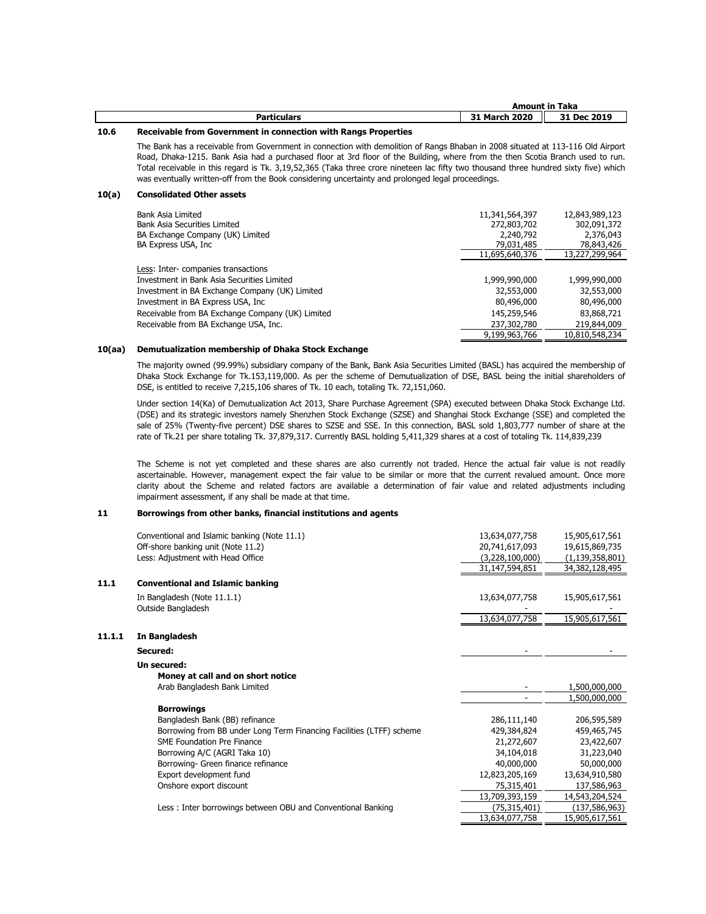| Particulars | Amount in Taka 31 March 2020 | 31 Dec 2019 |
|---|---|---|

## 10.6 Receivable from Government in connection with Rangs Properties

The Bank has a receivable from Government in connection with demolition of Rangs Bhaban in 2008 situated at 113-116 Old Airport Road, Dhaka-1215. Bank Asia had a purchased floor at 3rd floor of the Building, where from the then Scotia Branch used to run. Total receivable in this regard is Tk. 3,19,52,365 (Taka three crore nineteen lac fifty two thousand three hundred sixty five) which was eventually written-off from the Book considering uncertainty and prolonged legal proceedings.

## 10(a) Consolidated Other assets

| Particulars | 31 March 2020 | 31 Dec 2019 |
|---|---|---|
| Bank Asia Limited | 11,341,564,397 | 12,843,989,123 |
| Bank Asia Securities Limited | 272,803,702 | 302,091,372 |
| BA Exchange Company (UK) Limited | 2,240,792 | 2,376,043 |
| BA Express USA, Inc | 79,031,485 | 78,843,426 |
| | 11,695,640,376 | 13,227,299,964 |
| Less: Inter- companies transactions | | |
| Investment in Bank Asia Securities Limited | 1,999,990,000 | 1,999,990,000 |
| Investment in BA Exchange Company (UK) Limited | 32,553,000 | 32,553,000 |
| Investment in BA Express USA, Inc | 80,496,000 | 80,496,000 |
| Receivable from BA Exchange Company (UK) Limited | 145,259,546 | 83,868,721 |
| Receivable from BA Exchange USA, Inc. | 237,302,780 | 219,844,009 |
| | 9,199,963,766 | 10,810,548,234 |

## 10(aa) Demutualization membership of Dhaka Stock Exchange

The majority owned (99.99%) subsidiary company of the Bank, Bank Asia Securities Limited (BASL) has acquired the membership of Dhaka Stock Exchange for Tk.153,119,000. As per the scheme of Demutualization of DSE, BASL being the initial shareholders of DSE, is entitled to receive 7,215,106 shares of Tk. 10 each, totaling Tk. 72,151,060.

Under section 14(Ka) of Demutualization Act 2013, Share Purchase Agreement (SPA) executed between Dhaka Stock Exchange Ltd. (DSE) and its strategic investors namely Shenzhen Stock Exchange (SZSE) and Shanghai Stock Exchange (SSE) and completed the sale of 25% (Twenty-five percent) DSE shares to SZSE and SSE. In this connection, BASL sold 1,803,777 number of share at the rate of Tk.21 per share totaling Tk. 37,879,317. Currently BASL holding 5,411,329 shares at a cost of totaling Tk. 114,839,239

The Scheme is not yet completed and these shares are also currently not traded. Hence the actual fair value is not readily ascertainable. However, management expect the fair value to be similar or more that the current revalued amount. Once more clarity about the Scheme and related factors are available a determination of fair value and related adjustments including impairment assessment, if any shall be made at that time.

## 11 Borrowings from other banks, financial institutions and agents

| Particulars | 31 March 2020 | 31 Dec 2019 |
|---|---|---|
| Conventional and Islamic banking (Note 11.1) | 13,634,077,758 | 15,905,617,561 |
| Off-shore banking unit (Note 11.2) | 20,741,617,093 | 19,615,869,735 |
| Less: Adjustment with Head Office | (3,228,100,000) | (1,139,358,801) |
| | 31,147,594,851 | 34,382,128,495 |

## 11.1 Conventional and Islamic banking

| Particulars | 31 March 2020 | 31 Dec 2019 |
|---|---|---|
| In Bangladesh (Note 11.1.1) | 13,634,077,758 | 15,905,617,561 |
| Outside Bangladesh | - | - |
| | 13,634,077,758 | 15,905,617,561 |

## 11.1.1 In Bangladesh

| Particulars | 31 March 2020 | 31 Dec 2019 |
|---|---|---|
| **Secured:** | - | - |
| **Un secured:** | | |
| **Money at call and on short notice** | | |
| Arab Bangladesh Bank Limited | - | 1,500,000,000 |
| | - | 1,500,000,000 |
| **Borrowings** | | |
| Bangladesh Bank (BB) refinance | 286,111,140 | 206,595,589 |
| Borrowing from BB under Long Term Financing Facilities (LTFF) scheme | 429,384,824 | 459,465,745 |
| SME Foundation Pre Finance | 21,272,607 | 23,422,607 |
| Borrowing A/C (AGRI Taka 10) | 34,104,018 | 31,223,040 |
| Borrowing- Green finance refinance | 40,000,000 | 50,000,000 |
| Export development fund | 12,823,205,169 | 13,634,910,580 |
| Onshore export discount | 75,315,401 | 137,586,963 |
| | 13,709,393,159 | 14,543,204,524 |
| Less : Inter borrowings between OBU and Conventional Banking | (75,315,401) | (137,586,963) |
| | 13,634,077,758 | 15,905,617,561 |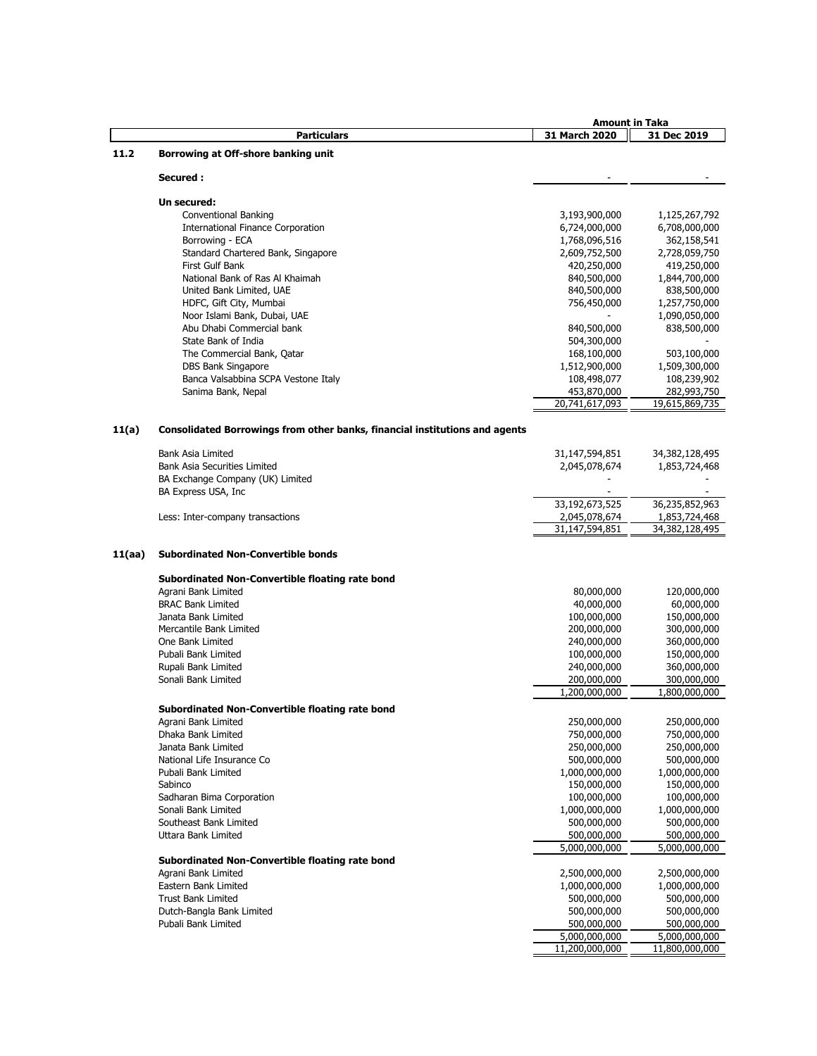| | Particulars | Amount in Taka | |
|---|---|---|---|
| | | **31 March 2020** | **31 Dec 2019** |
| **11.2** | **Borrowing at Off-shore banking unit** | | |
| | **Secured :** | - | - |
| | **Un secured:** | | |
| | Conventional Banking | 3,193,900,000 | 1,125,267,792 |
| | International Finance Corporation | 6,724,000,000 | 6,708,000,000 |
| | Borrowing - ECA | 1,768,096,516 | 362,158,541 |
| | Standard Chartered Bank, Singapore | 2,609,752,500 | 2,728,059,750 |
| | First Gulf Bank | 420,250,000 | 419,250,000 |
| | National Bank of Ras Al Khaimah | 840,500,000 | 1,844,700,000 |
| | United Bank Limited, UAE | 840,500,000 | 838,500,000 |
| | HDFC, Gift City, Mumbai | 756,450,000 | 1,257,750,000 |
| | Noor Islami Bank, Dubai, UAE | - | 1,090,050,000 |
| | Abu Dhabi Commercial bank | 840,500,000 | 838,500,000 |
| | State Bank of India | 504,300,000 | - |
| | The Commercial Bank, Qatar | 168,100,000 | 503,100,000 |
| | DBS Bank Singapore | 1,512,900,000 | 1,509,300,000 |
| | Banca Valsabbina SCPA Vestone Italy | 108,498,077 | 108,239,902 |
| | Sanima Bank, Nepal | 453,870,000 | 282,993,750 |
| | | 20,741,617,093 | 19,615,869,735 |
| **11(a)** | **Consolidated Borrowings from other banks, financial institutions and agents** | | |
| | Bank Asia Limited | 31,147,594,851 | 34,382,128,495 |
| | Bank Asia Securities Limited | 2,045,078,674 | 1,853,724,468 |
| | BA Exchange Company (UK) Limited | - | - |
| | BA Express USA, Inc | - | - |
| | | 33,192,673,525 | 36,235,852,963 |
| | Less: Inter-company transactions | 2,045,078,674 | 1,853,724,468 |
| | | 31,147,594,851 | 34,382,128,495 |
| **11(aa)** | **Subordinated Non-Convertible bonds** | | |
| | **Subordinated Non-Convertible floating rate bond** | | |
| | Agrani Bank Limited | 80,000,000 | 120,000,000 |
| | BRAC Bank Limited | 40,000,000 | 60,000,000 |
| | Janata Bank Limited | 100,000,000 | 150,000,000 |
| | Mercantile Bank Limited | 200,000,000 | 300,000,000 |
| | One Bank Limited | 240,000,000 | 360,000,000 |
| | Pubali Bank Limited | 100,000,000 | 150,000,000 |
| | Rupali Bank Limited | 240,000,000 | 360,000,000 |
| | Sonali Bank Limited | 200,000,000 | 300,000,000 |
| | | 1,200,000,000 | 1,800,000,000 |
| | **Subordinated Non-Convertible floating rate bond** | | |
| | Agrani Bank Limited | 250,000,000 | 250,000,000 |
| | Dhaka Bank Limited | 750,000,000 | 750,000,000 |
| | Janata Bank Limited | 250,000,000 | 250,000,000 |
| | National Life Insurance Co | 500,000,000 | 500,000,000 |
| | Pubali Bank Limited | 1,000,000,000 | 1,000,000,000 |
| | Sabinco | 150,000,000 | 150,000,000 |
| | Sadharan Bima Corporation | 100,000,000 | 100,000,000 |
| | Sonali Bank Limited | 1,000,000,000 | 1,000,000,000 |
| | Southeast Bank Limited | 500,000,000 | 500,000,000 |
| | Uttara Bank Limited | 500,000,000 | 500,000,000 |
| | | 5,000,000,000 | 5,000,000,000 |
| | **Subordinated Non-Convertible floating rate bond** | | |
| | Agrani Bank Limited | 2,500,000,000 | 2,500,000,000 |
| | Eastern Bank Limited | 1,000,000,000 | 1,000,000,000 |
| | Trust Bank Limited | 500,000,000 | 500,000,000 |
| | Dutch-Bangla Bank Limited | 500,000,000 | 500,000,000 |
| | Pubali Bank Limited | 500,000,000 | 500,000,000 |
| | | 5,000,000,000 | 5,000,000,000 |
| | | 11,200,000,000 | 11,800,000,000 |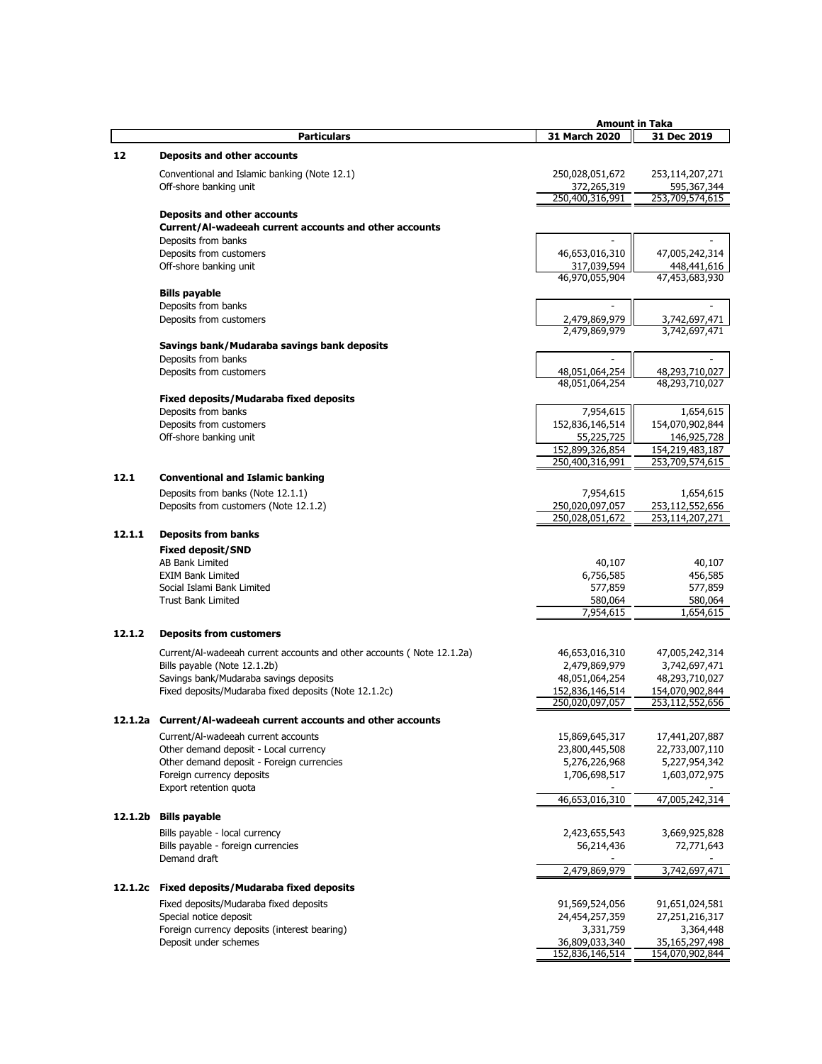| | Particulars | Amount in Taka 31 March 2020 | 31 Dec 2019 |
|---|---|---|---|
| **12** | **Deposits and other accounts** | | |
| | Conventional and Islamic banking (Note 12.1) | 250,028,051,672 | 253,114,207,271 |
| | Off-shore banking unit | 372,265,319 | 595,367,344 |
| | | 250,400,316,991 | 253,709,574,615 |
| | **Deposits and other accounts** | | |
| | **Current/Al-wadeeah current accounts and other accounts** | | |
| | Deposits from banks | - | - |
| | Deposits from customers | 46,653,016,310 | 47,005,242,314 |
| | Off-shore banking unit | 317,039,594 | 448,441,616 |
| | | 46,970,055,904 | 47,453,683,930 |
| | **Bills payable** | | |
| | Deposits from banks | - | - |
| | Deposits from customers | 2,479,869,979 | 3,742,697,471 |
| | | 2,479,869,979 | 3,742,697,471 |
| | **Savings bank/Mudaraba savings bank deposits** | | |
| | Deposits from banks | - | - |
| | Deposits from customers | 48,051,064,254 | 48,293,710,027 |
| | | 48,051,064,254 | 48,293,710,027 |
| | **Fixed deposits/Mudaraba fixed deposits** | | |
| | Deposits from banks | 7,954,615 | 1,654,615 |
| | Deposits from customers | 152,836,146,514 | 154,070,902,844 |
| | Off-shore banking unit | 55,225,725 | 146,925,728 |
| | | 152,899,326,854 | 154,219,483,187 |
| | | 250,400,316,991 | 253,709,574,615 |
| **12.1** | **Conventional and Islamic banking** | | |
| | Deposits from banks (Note 12.1.1) | 7,954,615 | 1,654,615 |
| | Deposits from customers (Note 12.1.2) | 250,020,097,057 | 253,112,552,656 |
| | | 250,028,051,672 | 253,114,207,271 |
| **12.1.1** | **Deposits from banks** | | |
| | **Fixed deposit/SND** | | |
| | AB Bank Limited | 40,107 | 40,107 |
| | EXIM Bank Limited | 6,756,585 | 456,585 |
| | Social Islami Bank Limited | 577,859 | 577,859 |
| | Trust Bank Limited | 580,064 | 580,064 |
| | | 7,954,615 | 1,654,615 |
| **12.1.2** | **Deposits from customers** | | |
| | Current/Al-wadeeah current accounts and other accounts ( Note 12.1.2a) | 46,653,016,310 | 47,005,242,314 |
| | Bills payable (Note 12.1.2b) | 2,479,869,979 | 3,742,697,471 |
| | Savings bank/Mudaraba savings deposits | 48,051,064,254 | 48,293,710,027 |
| | Fixed deposits/Mudaraba fixed deposits (Note 12.1.2c) | 152,836,146,514 | 154,070,902,844 |
| | | 250,020,097,057 | 253,112,552,656 |
| **12.1.2a** | **Current/Al-wadeeah current accounts and other accounts** | | |
| | Current/Al-wadeeah current accounts | 15,869,645,317 | 17,441,207,887 |
| | Other demand deposit - Local currency | 23,800,445,508 | 22,733,007,110 |
| | Other demand deposit - Foreign currencies | 5,276,226,968 | 5,227,954,342 |
| | Foreign currency deposits | 1,706,698,517 | 1,603,072,975 |
| | Export retention quota | - | - |
| | | 46,653,016,310 | 47,005,242,314 |
| **12.1.2b** | **Bills payable** | | |
| | Bills payable - local currency | 2,423,655,543 | 3,669,925,828 |
| | Bills payable - foreign currencies | 56,214,436 | 72,771,643 |
| | Demand draft | - | - |
| | | 2,479,869,979 | 3,742,697,471 |
| **12.1.2c** | **Fixed deposits/Mudaraba fixed deposits** | | |
| | Fixed deposits/Mudaraba fixed deposits | 91,569,524,056 | 91,651,024,581 |
| | Special notice deposit | 24,454,257,359 | 27,251,216,317 |
| | Foreign currency deposits (interest bearing) | 3,331,759 | 3,364,448 |
| | Deposit under schemes | 36,809,033,340 | 35,165,297,498 |
| | | 152,836,146,514 | 154,070,902,844 |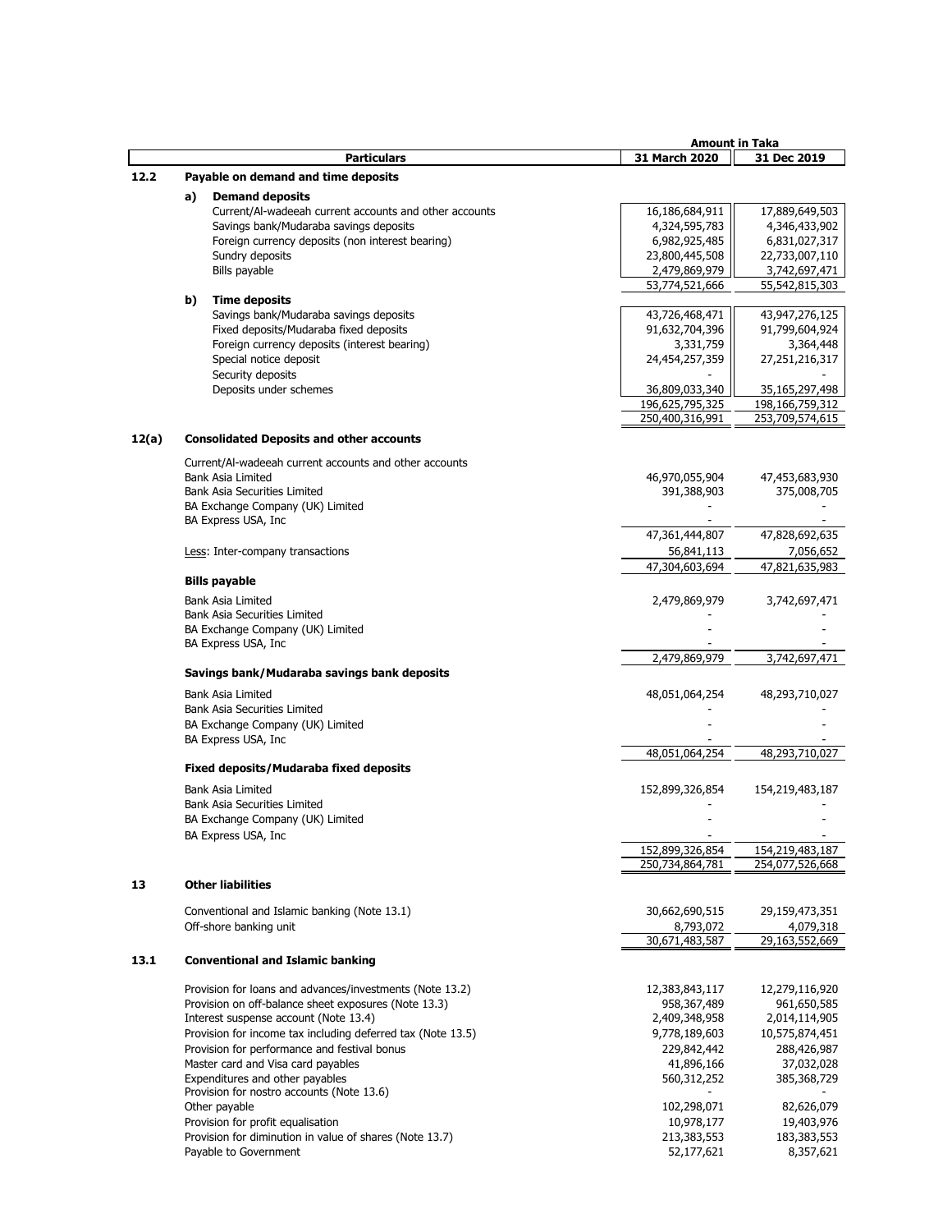| | Particulars | 31 March 2020 | 31 Dec 2019 |
|---|---|---|---|
| | | **Amount in Taka** | |
| **12.2** | **Payable on demand and time deposits** | | |
| | **a) Demand deposits** | | |
| | Current/Al-wadeeah current accounts and other accounts | 16,186,684,911 | 17,889,649,503 |
| | Savings bank/Mudaraba savings deposits | 4,324,595,783 | 4,346,433,902 |
| | Foreign currency deposits (non interest bearing) | 6,982,925,485 | 6,831,027,317 |
| | Sundry deposits | 23,800,445,508 | 22,733,007,110 |
| | Bills payable | 2,479,869,979 | 3,742,697,471 |
| | | 53,774,521,666 | 55,542,815,303 |
| | **b) Time deposits** | | |
| | Savings bank/Mudaraba savings deposits | 43,726,468,471 | 43,947,276,125 |
| | Fixed deposits/Mudaraba fixed deposits | 91,632,704,396 | 91,799,604,924 |
| | Foreign currency deposits (interest bearing) | 3,331,759 | 3,364,448 |
| | Special notice deposit | 24,454,257,359 | 27,251,216,317 |
| | Security deposits | - | - |
| | Deposits under schemes | 36,809,033,340 | 35,165,297,498 |
| | | 196,625,795,325 | 198,166,759,312 |
| | | 250,400,316,991 | 253,709,574,615 |
| **12(a)** | **Consolidated Deposits and other accounts** | | |
| | Current/Al-wadeeah current accounts and other accounts | | |
| | Bank Asia Limited | 46,970,055,904 | 47,453,683,930 |
| | Bank Asia Securities Limited | 391,388,903 | 375,008,705 |
| | BA Exchange Company (UK) Limited | - | - |
| | BA Express USA, Inc | - | - |
| | | 47,361,444,807 | 47,828,692,635 |
| | Less: Inter-company transactions | 56,841,113 | 7,056,652 |
| | | 47,304,603,694 | 47,821,635,983 |
| | **Bills payable** | | |
| | Bank Asia Limited | 2,479,869,979 | 3,742,697,471 |
| | Bank Asia Securities Limited | - | - |
| | BA Exchange Company (UK) Limited | - | - |
| | BA Express USA, Inc | - | - |
| | | 2,479,869,979 | 3,742,697,471 |
| | **Savings bank/Mudaraba savings bank deposits** | | |
| | Bank Asia Limited | 48,051,064,254 | 48,293,710,027 |
| | Bank Asia Securities Limited | - | - |
| | BA Exchange Company (UK) Limited | - | - |
| | BA Express USA, Inc | - | - |
| | | 48,051,064,254 | 48,293,710,027 |
| | **Fixed deposits/Mudaraba fixed deposits** | | |
| | Bank Asia Limited | 152,899,326,854 | 154,219,483,187 |
| | Bank Asia Securities Limited | - | - |
| | BA Exchange Company (UK) Limited | - | - |
| | BA Express USA, Inc | - | - |
| | | 152,899,326,854 | 154,219,483,187 |
| | | 250,734,864,781 | 254,077,526,668 |
| **13** | **Other liabilities** | | |
| | Conventional and Islamic banking (Note 13.1) | 30,662,690,515 | 29,159,473,351 |
| | Off-shore banking unit | 8,793,072 | 4,079,318 |
| | | 30,671,483,587 | 29,163,552,669 |
| **13.1** | **Conventional and Islamic banking** | | |
| | Provision for loans and advances/investments (Note 13.2) | 12,383,843,117 | 12,279,116,920 |
| | Provision on off-balance sheet exposures (Note 13.3) | 958,367,489 | 961,650,585 |
| | Interest suspense account (Note 13.4) | 2,409,348,958 | 2,014,114,905 |
| | Provision for income tax including deferred tax (Note 13.5) | 9,778,189,603 | 10,575,874,451 |
| | Provision for performance and festival bonus | 229,842,442 | 288,426,987 |
| | Master card and Visa card payables | 41,896,166 | 37,032,028 |
| | Expenditures and other payables | 560,312,252 | 385,368,729 |
| | Provision for nostro accounts (Note 13.6) | - | - |
| | Other payable | 102,298,071 | 82,626,079 |
| | Provision for profit equalisation | 10,978,177 | 19,403,976 |
| | Provision for diminution in value of shares (Note 13.7) | 213,383,553 | 183,383,553 |
| | Payable to Government | 52,177,621 | 8,357,621 |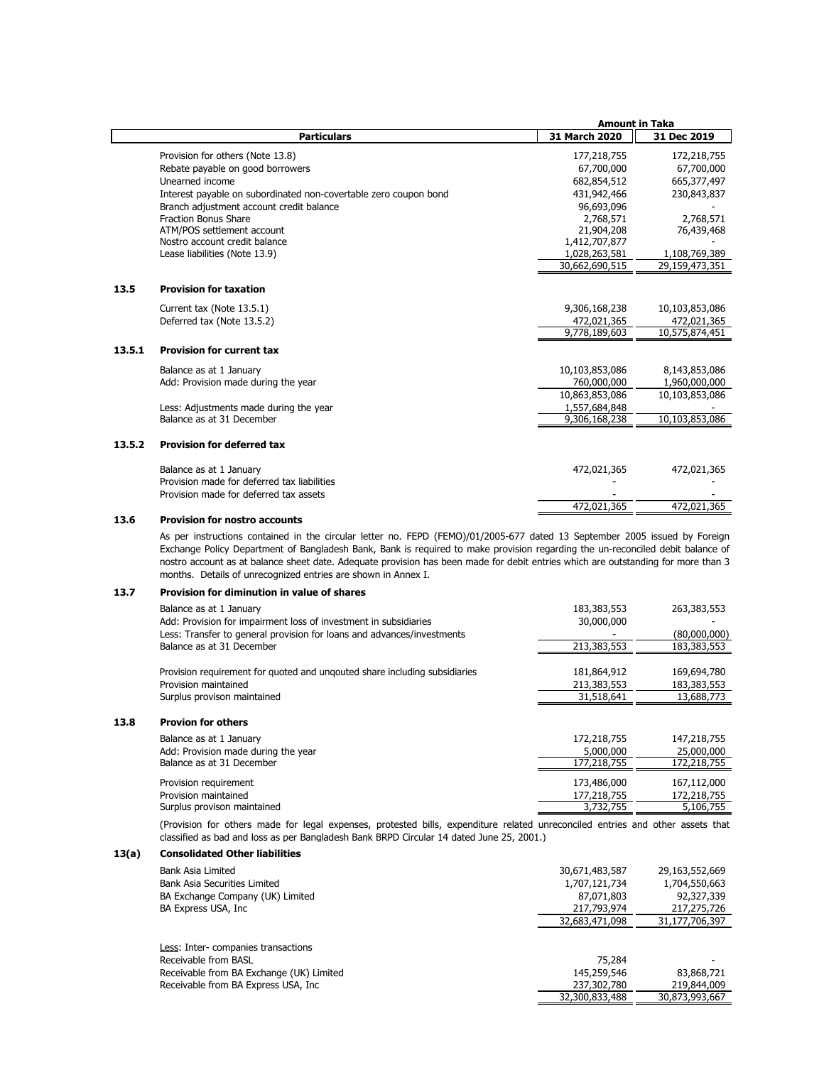| | Particulars | Amount in Taka 31 March 2020 | 31 Dec 2019 |
|---|---|---|---|
| | Provision for others (Note 13.8) | 177,218,755 | 172,218,755 |
| | Rebate payable on good borrowers | 67,700,000 | 67,700,000 |
| | Unearned income | 682,854,512 | 665,377,497 |
| | Interest payable on subordinated non-covertable zero coupon bond | 431,942,466 | 230,843,837 |
| | Branch adjustment account credit balance | 96,693,096 | - |
| | Fraction Bonus Share | 2,768,571 | 2,768,571 |
| | ATM/POS settlement account | 21,904,208 | 76,439,468 |
| | Nostro account credit balance | 1,412,707,877 | - |
| | Lease liabilities (Note 13.9) | 1,028,263,581 | 1,108,769,389 |
| | | 30,662,690,515 | 29,159,473,351 |

## 13.5 Provision for taxation

| Particulars | 31 March 2020 | 31 Dec 2019 |
|---|---|---|
| Current tax (Note 13.5.1) | 9,306,168,238 | 10,103,853,086 |
| Deferred tax (Note 13.5.2) | 472,021,365 | 472,021,365 |
| | 9,778,189,603 | 10,575,874,451 |

## 13.5.1 Provision for current tax

| Particulars | 31 March 2020 | 31 Dec 2019 |
|---|---|---|
| Balance as at 1 January | 10,103,853,086 | 8,143,853,086 |
| Add: Provision made during the year | 760,000,000 | 1,960,000,000 |
| | 10,863,853,086 | 10,103,853,086 |
| Less: Adjustments made during the year | 1,557,684,848 | - |
| Balance as at 31 December | 9,306,168,238 | 10,103,853,086 |

## 13.5.2 Provision for deferred tax

| Particulars | 31 March 2020 | 31 Dec 2019 |
|---|---|---|
| Balance as at 1 January | 472,021,365 | 472,021,365 |
| Provision made for deferred tax liabilities | - | - |
| Provision made for deferred tax assets | - | - |
| | 472,021,365 | 472,021,365 |

## 13.6 Provision for nostro accounts

As per instructions contained in the circular letter no. FEPD (FEMO)/01/2005-677 dated 13 September 2005 issued by Foreign Exchange Policy Department of Bangladesh Bank, Bank is required to make provision regarding the un-reconciled debit balance of nostro account as at balance sheet date. Adequate provision has been made for debit entries which are outstanding for more than 3 months. Details of unrecognized entries are shown in Annex I.

## 13.7 Provision for diminution in value of shares

| Particulars | 31 March 2020 | 31 Dec 2019 |
|---|---|---|
| Balance as at 1 January | 183,383,553 | 263,383,553 |
| Add: Provision for impairment loss of investment in subsidiaries | 30,000,000 | - |
| Less: Transfer to general provision for loans and advances/investments | - | (80,000,000) |
| Balance as at 31 December | 213,383,553 | 183,383,553 |
| | | |
| Provision requirement for quoted and unqouted share including subsidiaries | 181,864,912 | 169,694,780 |
| Provision maintained | 213,383,553 | 183,383,553 |
| Surplus provison maintained | 31,518,641 | 13,688,773 |

## 13.8 Provion for others

| Particulars | 31 March 2020 | 31 Dec 2019 |
|---|---|---|
| Balance as at 1 January | 172,218,755 | 147,218,755 |
| Add: Provision made during the year | 5,000,000 | 25,000,000 |
| Balance as at 31 December | 177,218,755 | 172,218,755 |
| | | |
| Provision requirement | 173,486,000 | 167,112,000 |
| Provision maintained | 177,218,755 | 172,218,755 |
| Surplus provison maintained | 3,732,755 | 5,106,755 |

(Provision for others made for legal expenses, protested bills, expenditure related unreconciled entries and other assets that classified as bad and loss as per Bangladesh Bank BRPD Circular 14 dated June 25, 2001.)

## 13(a) Consolidated Other liabilities

| Particulars | 31 March 2020 | 31 Dec 2019 |
|---|---|---|
| Bank Asia Limited | 30,671,483,587 | 29,163,552,669 |
| Bank Asia Securities Limited | 1,707,121,734 | 1,704,550,663 |
| BA Exchange Company (UK) Limited | 87,071,803 | 92,327,339 |
| BA Express USA, Inc | 217,793,974 | 217,275,726 |
| | 32,683,471,098 | 31,177,706,397 |
| | | |
| Less: Inter- companies transactions | | |
| Receivable from BASL | 75,284 | - |
| Receivable from BA Exchange (UK) Limited | 145,259,546 | 83,868,721 |
| Receivable from BA Express USA, Inc | 237,302,780 | 219,844,009 |
| | 32,300,833,488 | 30,873,993,667 |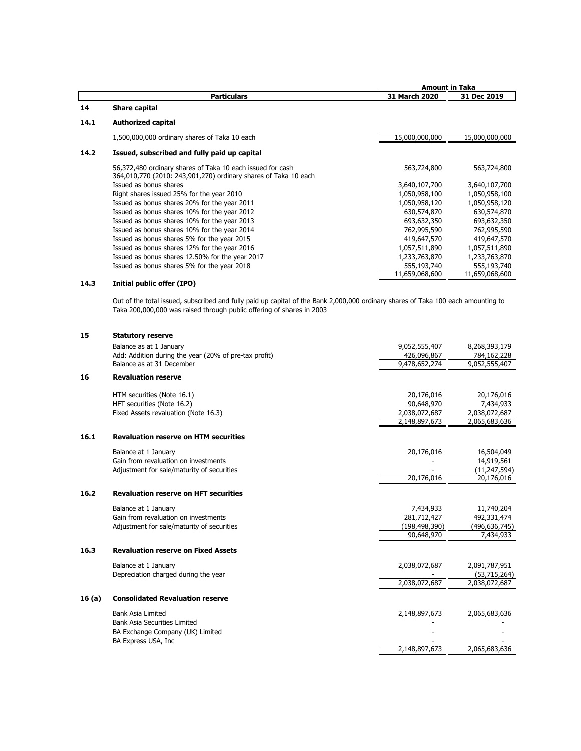| | Particulars | Amount in Taka 31 March 2020 | 31 Dec 2019 |
|---|---|---|---|
| **14** | **Share capital** | | |
| **14.1** | **Authorized capital** | | |
| | 1,500,000,000 ordinary shares of Taka 10 each | 15,000,000,000 | 15,000,000,000 |
| **14.2** | **Issued, subscribed and fully paid up capital** | | |
| | 56,372,480 ordinary shares of Taka 10 each issued for cash | 563,724,800 | 563,724,800 |
| | 364,010,770 (2010: 243,901,270) ordinary shares of Taka 10 each Issued as bonus shares | 3,640,107,700 | 3,640,107,700 |
| | Right shares issued 25% for the year 2010 | 1,050,958,100 | 1,050,958,100 |
| | Issued as bonus shares 20% for the year 2011 | 1,050,958,120 | 1,050,958,120 |
| | Issued as bonus shares 10% for the year 2012 | 630,574,870 | 630,574,870 |
| | Issued as bonus shares 10% for the year 2013 | 693,632,350 | 693,632,350 |
| | Issued as bonus shares 10% for the year 2014 | 762,995,590 | 762,995,590 |
| | Issued as bonus shares 5% for the year 2015 | 419,647,570 | 419,647,570 |
| | Issued as bonus shares 12% for the year 2016 | 1,057,511,890 | 1,057,511,890 |
| | Issued as bonus shares 12.50% for the year 2017 | 1,233,763,870 | 1,233,763,870 |
| | Issued as bonus shares 5% for the year 2018 | 555,193,740 | 555,193,740 |
| | | 11,659,068,600 | 11,659,068,600 |

**14.3 Initial public offer (IPO)**

Out of the total issued, subscribed and fully paid up capital of the Bank 2,000,000 ordinary shares of Taka 100 each amounting to Taka 200,000,000 was raised through public offering of shares in 2003

| | Particulars | 31 March 2020 | 31 Dec 2019 |
|---|---|---|---|
| **15** | **Statutory reserve** | | |
| | Balance as at 1 January | 9,052,555,407 | 8,268,393,179 |
| | Add: Addition during the year (20% of pre-tax profit) | 426,096,867 | 784,162,228 |
| | Balance as at 31 December | 9,478,652,274 | 9,052,555,407 |
| **16** | **Revaluation reserve** | | |
| | HTM securities (Note 16.1) | 20,176,016 | 20,176,016 |
| | HFT securities (Note 16.2) | 90,648,970 | 7,434,933 |
| | Fixed Assets revaluation (Note 16.3) | 2,038,072,687 | 2,038,072,687 |
| | | 2,148,897,673 | 2,065,683,636 |
| **16.1** | **Revaluation reserve on HTM securities** | | |
| | Balance at 1 January | 20,176,016 | 16,504,049 |
| | Gain from revaluation on investments | - | 14,919,561 |
| | Adjustment for sale/maturity of securities | - | (11,247,594) |
| | | 20,176,016 | 20,176,016 |
| **16.2** | **Revaluation reserve on HFT securities** | | |
| | Balance at 1 January | 7,434,933 | 11,740,204 |
| | Gain from revaluation on investments | 281,712,427 | 492,331,474 |
| | Adjustment for sale/maturity of securities | (198,498,390) | (496,636,745) |
| | | 90,648,970 | 7,434,933 |
| **16.3** | **Revaluation reserve on Fixed Assets** | | |
| | Balance at 1 January | 2,038,072,687 | 2,091,787,951 |
| | Depreciation charged during the year | - | (53,715,264) |
| | | 2,038,072,687 | 2,038,072,687 |
| **16 (a)** | **Consolidated Revaluation reserve** | | |
| | Bank Asia Limited | 2,148,897,673 | 2,065,683,636 |
| | Bank Asia Securities Limited | - | - |
| | BA Exchange Company (UK) Limited | - | - |
| | BA Express USA, Inc | - | - |
| | | 2,148,897,673 | 2,065,683,636 |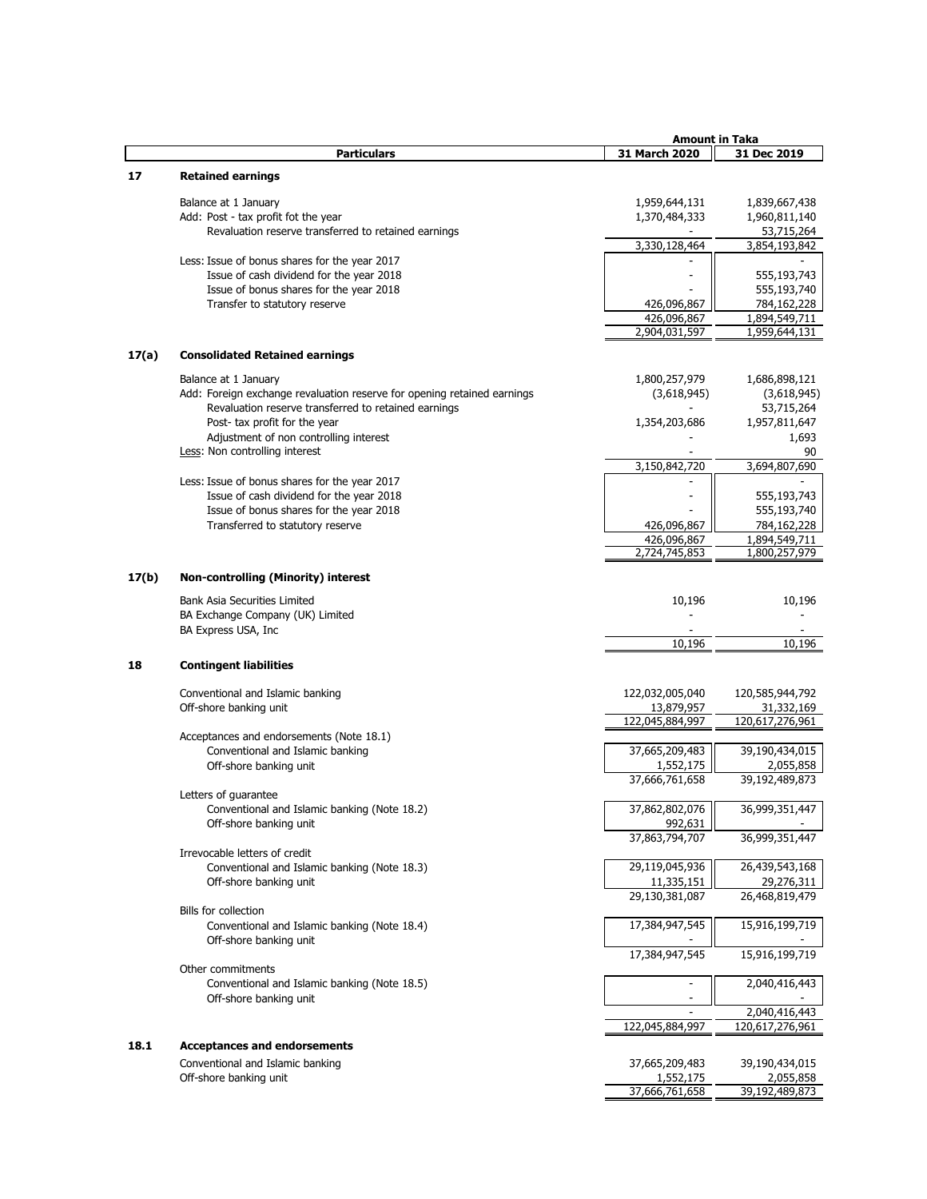| | Particulars | Amount in Taka 31 March 2020 | Amount in Taka 31 Dec 2019 |
|---|---|---|---|
| **17** | **Retained earnings** | | |
| | Balance at 1 January | 1,959,644,131 | 1,839,667,438 |
| | Add: Post - tax profit fot the year | 1,370,484,333 | 1,960,811,140 |
| | Revaluation reserve transferred to retained earnings | - | 53,715,264 |
| | | 3,330,128,464 | 3,854,193,842 |
| | Less: Issue of bonus shares for the year 2017 | - | - |
| | Issue of cash dividend for the year 2018 | - | 555,193,743 |
| | Issue of bonus shares for the year 2018 | - | 555,193,740 |
| | Transfer to statutory reserve | 426,096,867 | 784,162,228 |
| | | 426,096,867 | 1,894,549,711 |
| | | 2,904,031,597 | 1,959,644,131 |
| **17(a)** | **Consolidated Retained earnings** | | |
| | Balance at 1 January | 1,800,257,979 | 1,686,898,121 |
| | Add: Foreign exchange revaluation reserve for opening retained earnings | (3,618,945) | (3,618,945) |
| | Revaluation reserve transferred to retained earnings | - | 53,715,264 |
| | Post- tax profit for the year | 1,354,203,686 | 1,957,811,647 |
| | Adjustment of non controlling interest | - | 1,693 |
| | Less: Non controlling interest | - | 90 |
| | | 3,150,842,720 | 3,694,807,690 |
| | Less: Issue of bonus shares for the year 2017 | - | - |
| | Issue of cash dividend for the year 2018 | - | 555,193,743 |
| | Issue of bonus shares for the year 2018 | - | 555,193,740 |
| | Transferred to statutory reserve | 426,096,867 | 784,162,228 |
| | | 426,096,867 | 1,894,549,711 |
| | | 2,724,745,853 | 1,800,257,979 |
| **17(b)** | **Non-controlling (Minority) interest** | | |
| | Bank Asia Securities Limited | 10,196 | 10,196 |
| | BA Exchange Company (UK) Limited | - | - |
| | BA Express USA, Inc | - | - |
| | | 10,196 | 10,196 |
| **18** | **Contingent liabilities** | | |
| | Conventional and Islamic banking | 122,032,005,040 | 120,585,944,792 |
| | Off-shore banking unit | 13,879,957 | 31,332,169 |
| | | 122,045,884,997 | 120,617,276,961 |
| | Acceptances and endorsements (Note 18.1) | | |
| | Conventional and Islamic banking | 37,665,209,483 | 39,190,434,015 |
| | Off-shore banking unit | 1,552,175 | 2,055,858 |
| | | 37,666,761,658 | 39,192,489,873 |
| | Letters of guarantee | | |
| | Conventional and Islamic banking (Note 18.2) | 37,862,802,076 | 36,999,351,447 |
| | Off-shore banking unit | 992,631 | - |
| | | 37,863,794,707 | 36,999,351,447 |
| | Irrevocable letters of credit | | |
| | Conventional and Islamic banking (Note 18.3) | 29,119,045,936 | 26,439,543,168 |
| | Off-shore banking unit | 11,335,151 | 29,276,311 |
| | | 29,130,381,087 | 26,468,819,479 |
| | Bills for collection | | |
| | Conventional and Islamic banking (Note 18.4) | 17,384,947,545 | 15,916,199,719 |
| | Off-shore banking unit | - | - |
| | | 17,384,947,545 | 15,916,199,719 |
| | Other commitments | | |
| | Conventional and Islamic banking (Note 18.5) | - | 2,040,416,443 |
| | Off-shore banking unit | - | - |
| | | - | 2,040,416,443 |
| | | 122,045,884,997 | 120,617,276,961 |
| **18.1** | **Acceptances and endorsements** | | |
| | Conventional and Islamic banking | 37,665,209,483 | 39,190,434,015 |
| | Off-shore banking unit | 1,552,175 | 2,055,858 |
| | | 37,666,761,658 | 39,192,489,873 |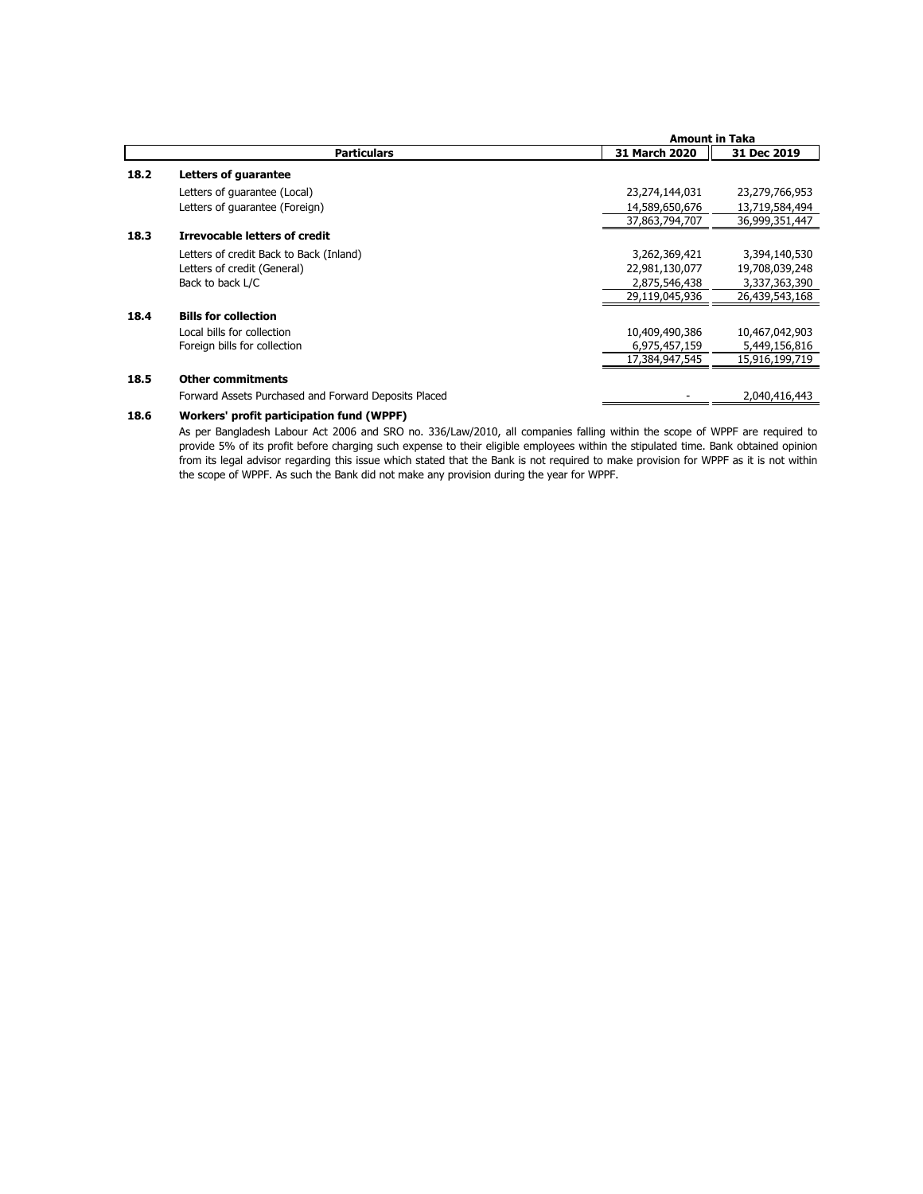| | Particulars | Amount in Taka | |
|---|---|---|---|
| | | **31 March 2020** | **31 Dec 2019** |
| **18.2** | **Letters of guarantee** | | |
| | Letters of guarantee (Local) | 23,274,144,031 | 23,279,766,953 |
| | Letters of guarantee (Foreign) | 14,589,650,676 | 13,719,584,494 |
| | | 37,863,794,707 | 36,999,351,447 |
| **18.3** | **Irrevocable letters of credit** | | |
| | Letters of credit Back to Back (Inland) | 3,262,369,421 | 3,394,140,530 |
| | Letters of credit (General) | 22,981,130,077 | 19,708,039,248 |
| | Back to back L/C | 2,875,546,438 | 3,337,363,390 |
| | | 29,119,045,936 | 26,439,543,168 |
| **18.4** | **Bills for collection** | | |
| | Local bills for collection | 10,409,490,386 | 10,467,042,903 |
| | Foreign bills for collection | 6,975,457,159 | 5,449,156,816 |
| | | 17,384,947,545 | 15,916,199,719 |
| **18.5** | **Other commitments** | | |
| | Forward Assets Purchased and Forward Deposits Placed | - | 2,040,416,443 |

**18.6 Workers' profit participation fund (WPPF)**

As per Bangladesh Labour Act 2006 and SRO no. 336/Law/2010, all companies falling within the scope of WPPF are required to provide 5% of its profit before charging such expense to their eligible employees within the stipulated time. Bank obtained opinion from its legal advisor regarding this issue which stated that the Bank is not required to make provision for WPPF as it is not within the scope of WPPF. As such the Bank did not make any provision during the year for WPPF.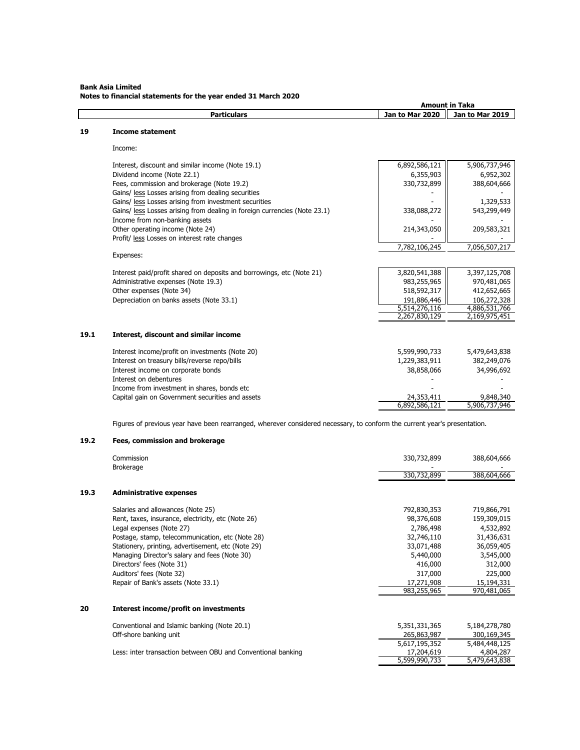**Bank Asia Limited**
**Notes to financial statements for the year ended 31 March 2020**

| | Particulars | Amount in Taka Jan to Mar 2020 | Jan to Mar 2019 |
|---|---|---|---|
| **19** | **Income statement** | | |
| | Income: | | |
| | Interest, discount and similar income (Note 19.1) | 6,892,586,121 | 5,906,737,946 |
| | Dividend income (Note 22.1) | 6,355,903 | 6,952,302 |
| | Fees, commission and brokerage (Note 19.2) | 330,732,899 | 388,604,666 |
| | Gains/ less Losses arising from dealing securities | - | - |
| | Gains/ less Losses arising from investment securities | - | 1,329,533 |
| | Gains/ less Losses arising from dealing in foreign currencies (Note 23.1) | 338,088,272 | 543,299,449 |
| | Income from non-banking assets | - | - |
| | Other operating income (Note 24) | 214,343,050 | 209,583,321 |
| | Profit/ less Losses on interest rate changes | - | - |
| | | 7,782,106,245 | 7,056,507,217 |
| | Expenses: | | |
| | Interest paid/profit shared on deposits and borrowings, etc (Note 21) | 3,820,541,388 | 3,397,125,708 |
| | Administrative expenses (Note 19.3) | 983,255,965 | 970,481,065 |
| | Other expenses (Note 34) | 518,592,317 | 412,652,665 |
| | Depreciation on banks assets (Note 33.1) | 191,886,446 | 106,272,328 |
| | | 5,514,276,116 | 4,886,531,766 |
| | | 2,267,830,129 | 2,169,975,451 |
| **19.1** | **Interest, discount and similar income** | | |
| | Interest income/profit on investments (Note 20) | 5,599,990,733 | 5,479,643,838 |
| | Interest on treasury bills/reverse repo/bills | 1,229,383,911 | 382,249,076 |
| | Interest income on corporate bonds | 38,858,066 | 34,996,692 |
| | Interest on debentures | - | - |
| | Income from investment in shares, bonds etc | - | - |
| | Capital gain on Government securities and assets | 24,353,411 | 9,848,340 |
| | | 6,892,586,121 | 5,906,737,946 |

Figures of previous year have been rearranged, wherever considered necessary, to conform the current year's presentation.

| | Particulars | Jan to Mar 2020 | Jan to Mar 2019 |
|---|---|---|---|
| **19.2** | **Fees, commission and brokerage** | | |
| | Commission | 330,732,899 | 388,604,666 |
| | Brokerage | - | - |
| | | 330,732,899 | 388,604,666 |
| **19.3** | **Administrative expenses** | | |
| | Salaries and allowances (Note 25) | 792,830,353 | 719,866,791 |
| | Rent, taxes, insurance, electricity, etc (Note 26) | 98,376,608 | 159,309,015 |
| | Legal expenses (Note 27) | 2,786,498 | 4,532,892 |
| | Postage, stamp, telecommunication, etc (Note 28) | 32,746,110 | 31,436,631 |
| | Stationery, printing, advertisement, etc (Note 29) | 33,071,488 | 36,059,405 |
| | Managing Director's salary and fees (Note 30) | 5,440,000 | 3,545,000 |
| | Directors' fees (Note 31) | 416,000 | 312,000 |
| | Auditors' fees (Note 32) | 317,000 | 225,000 |
| | Repair of Bank's assets (Note 33.1) | 17,271,908 | 15,194,331 |
| | | 983,255,965 | 970,481,065 |
| **20** | **Interest income/profit on investments** | | |
| | Conventional and Islamic banking (Note 20.1) | 5,351,331,365 | 5,184,278,780 |
| | Off-shore banking unit | 265,863,987 | 300,169,345 |
| | | 5,617,195,352 | 5,484,448,125 |
| | Less: inter transaction between OBU and Conventional banking | 17,204,619 | 4,804,287 |
| | | 5,599,990,733 | 5,479,643,838 |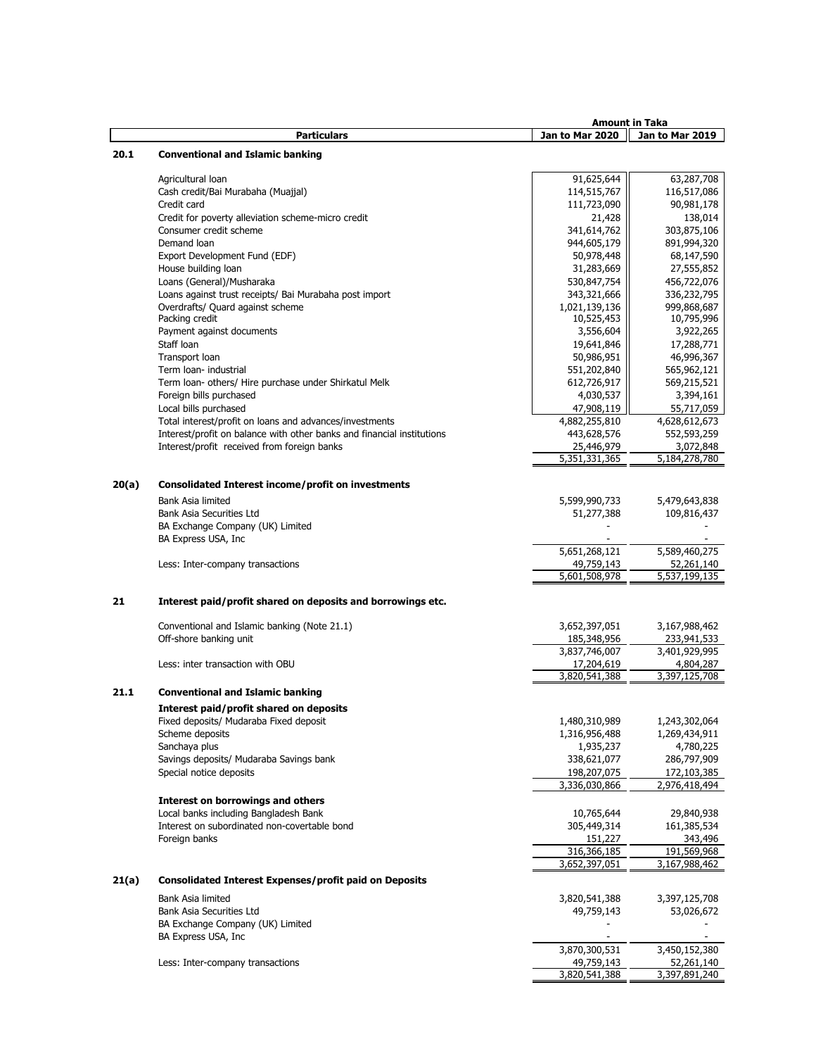| | Particulars | Amount in Taka | |
|---|---|---|---|
| | | Jan to Mar 2020 | Jan to Mar 2019 |
| **20.1** | **Conventional and Islamic banking** | | |
| | Agricultural loan | 91,625,644 | 63,287,708 |
| | Cash credit/Bai Murabaha (Muajjal) | 114,515,767 | 116,517,086 |
| | Credit card | 111,723,090 | 90,981,178 |
| | Credit for poverty alleviation scheme-micro credit | 21,428 | 138,014 |
| | Consumer credit scheme | 341,614,762 | 303,875,106 |
| | Demand loan | 944,605,179 | 891,994,320 |
| | Export Development Fund (EDF) | 50,978,448 | 68,147,590 |
| | House building loan | 31,283,669 | 27,555,852 |
| | Loans (General)/Musharaka | 530,847,754 | 456,722,076 |
| | Loans against trust receipts/ Bai Murabaha post import | 343,321,666 | 336,232,795 |
| | Overdrafts/ Quard against scheme | 1,021,139,136 | 999,868,687 |
| | Packing credit | 10,525,453 | 10,795,996 |
| | Payment against documents | 3,556,604 | 3,922,265 |
| | Staff loan | 19,641,846 | 17,288,771 |
| | Transport loan | 50,986,951 | 46,996,367 |
| | Term loan- industrial | 551,202,840 | 565,962,121 |
| | Term loan- others/ Hire purchase under Shirkatul Melk | 612,726,917 | 569,215,521 |
| | Foreign bills purchased | 4,030,537 | 3,394,161 |
| | Local bills purchased | 47,908,119 | 55,717,059 |
| | Total interest/profit on loans and advances/investments | 4,882,255,810 | 4,628,612,673 |
| | Interest/profit on balance with other banks and financial institutions | 443,628,576 | 552,593,259 |
| | Interest/profit received from foreign banks | 25,446,979 | 3,072,848 |
| | | 5,351,331,365 | 5,184,278,780 |
| **20(a)** | **Consolidated Interest income/profit on investments** | | |
| | Bank Asia limited | 5,599,990,733 | 5,479,643,838 |
| | Bank Asia Securities Ltd | 51,277,388 | 109,816,437 |
| | BA Exchange Company (UK) Limited | - | - |
| | BA Express USA, Inc | - | - |
| | | 5,651,268,121 | 5,589,460,275 |
| | Less: Inter-company transactions | 49,759,143 | 52,261,140 |
| | | 5,601,508,978 | 5,537,199,135 |
| **21** | **Interest paid/profit shared on deposits and borrowings etc.** | | |
| | Conventional and Islamic banking (Note 21.1) | 3,652,397,051 | 3,167,988,462 |
| | Off-shore banking unit | 185,348,956 | 233,941,533 |
| | | 3,837,746,007 | 3,401,929,995 |
| | Less: inter transaction with OBU | 17,204,619 | 4,804,287 |
| | | 3,820,541,388 | 3,397,125,708 |
| **21.1** | **Conventional and Islamic banking** | | |
| | **Interest paid/profit shared on deposits** | | |
| | Fixed deposits/ Mudaraba Fixed deposit | 1,480,310,989 | 1,243,302,064 |
| | Scheme deposits | 1,316,956,488 | 1,269,434,911 |
| | Sanchaya plus | 1,935,237 | 4,780,225 |
| | Savings deposits/ Mudaraba Savings bank | 338,621,077 | 286,797,909 |
| | Special notice deposits | 198,207,075 | 172,103,385 |
| | | 3,336,030,866 | 2,976,418,494 |
| | **Interest on borrowings and others** | | |
| | Local banks including Bangladesh Bank | 10,765,644 | 29,840,938 |
| | Interest on subordinated non-covertable bond | 305,449,314 | 161,385,534 |
| | Foreign banks | 151,227 | 343,496 |
| | | 316,366,185 | 191,569,968 |
| | | 3,652,397,051 | 3,167,988,462 |
| **21(a)** | **Consolidated Interest Expenses/profit paid on Deposits** | | |
| | Bank Asia limited | 3,820,541,388 | 3,397,125,708 |
| | Bank Asia Securities Ltd | 49,759,143 | 53,026,672 |
| | BA Exchange Company (UK) Limited | - | - |
| | BA Express USA, Inc | - | - |
| | | 3,870,300,531 | 3,450,152,380 |
| | Less: Inter-company transactions | 49,759,143 | 52,261,140 |
| | | 3,820,541,388 | 3,397,891,240 |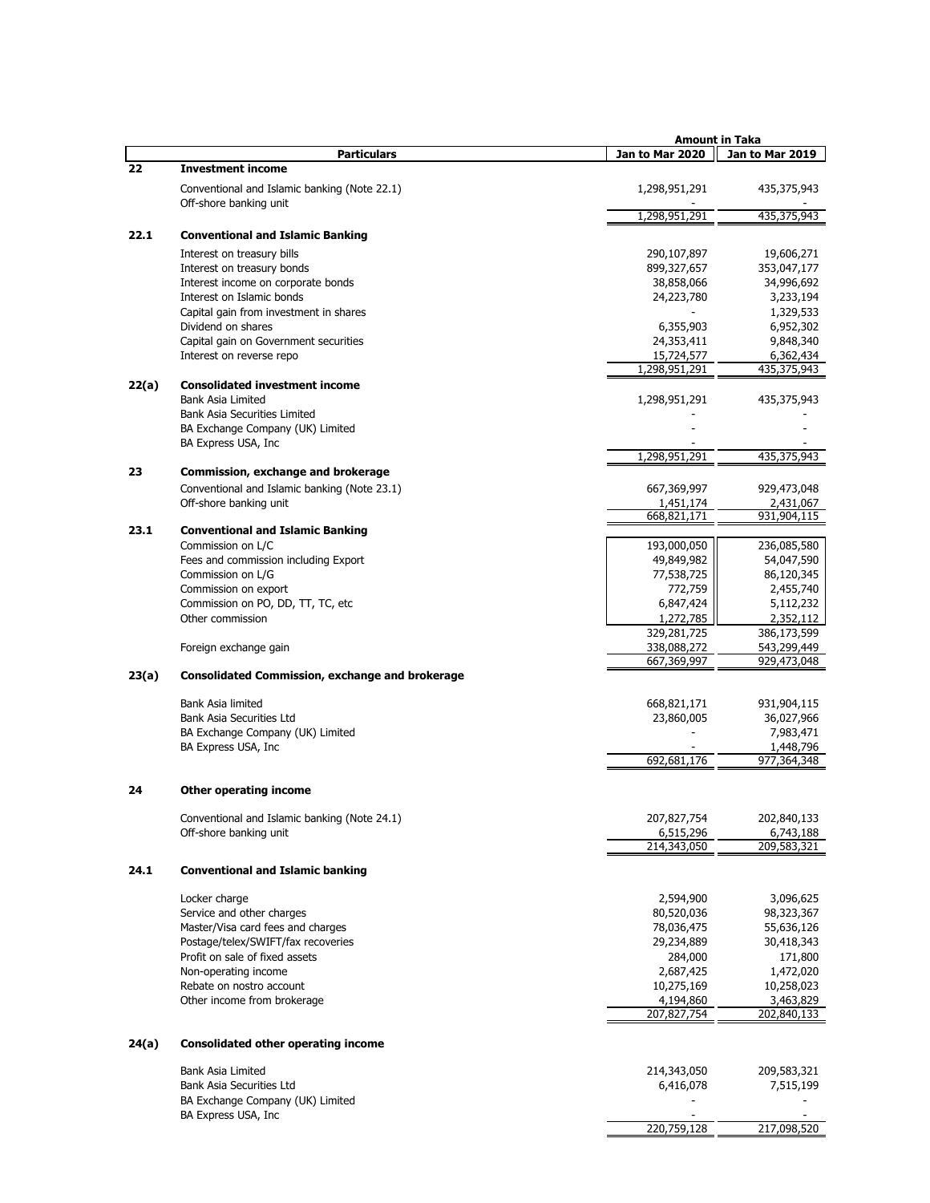| | Particulars | Amount in Taka | |
|---|---|---|---|
| | | Jan to Mar 2020 | Jan to Mar 2019 |
| **22** | **Investment income** | | |
| | Conventional and Islamic banking (Note 22.1) | 1,298,951,291 | 435,375,943 |
| | Off-shore banking unit | - | - |
| | | 1,298,951,291 | 435,375,943 |
| **22.1** | **Conventional and Islamic Banking** | | |
| | Interest on treasury bills | 290,107,897 | 19,606,271 |
| | Interest on treasury bonds | 899,327,657 | 353,047,177 |
| | Interest income on corporate bonds | 38,858,066 | 34,996,692 |
| | Interest on Islamic bonds | 24,223,780 | 3,233,194 |
| | Capital gain from investment in shares | - | 1,329,533 |
| | Dividend on shares | 6,355,903 | 6,952,302 |
| | Capital gain on Government securities | 24,353,411 | 9,848,340 |
| | Interest on reverse repo | 15,724,577 | 6,362,434 |
| | | 1,298,951,291 | 435,375,943 |
| **22(a)** | **Consolidated investment income** | | |
| | Bank Asia Limited | 1,298,951,291 | 435,375,943 |
| | Bank Asia Securities Limited | - | - |
| | BA Exchange Company (UK) Limited | - | - |
| | BA Express USA, Inc | - | - |
| | | 1,298,951,291 | 435,375,943 |
| **23** | **Commission, exchange and brokerage** | | |
| | Conventional and Islamic banking (Note 23.1) | 667,369,997 | 929,473,048 |
| | Off-shore banking unit | 1,451,174 | 2,431,067 |
| | | 668,821,171 | 931,904,115 |
| **23.1** | **Conventional and Islamic Banking** | | |
| | Commission on L/C | 193,000,050 | 236,085,580 |
| | Fees and commission including Export | 49,849,982 | 54,047,590 |
| | Commission on L/G | 77,538,725 | 86,120,345 |
| | Commission on export | 772,759 | 2,455,740 |
| | Commission on PO, DD, TT, TC, etc | 6,847,424 | 5,112,232 |
| | Other commission | 1,272,785 | 2,352,112 |
| | | 329,281,725 | 386,173,599 |
| | Foreign exchange gain | 338,088,272 | 543,299,449 |
| | | 667,369,997 | 929,473,048 |
| **23(a)** | **Consolidated Commission, exchange and brokerage** | | |
| | Bank Asia limited | 668,821,171 | 931,904,115 |
| | Bank Asia Securities Ltd | 23,860,005 | 36,027,966 |
| | BA Exchange Company (UK) Limited | - | 7,983,471 |
| | BA Express USA, Inc | - | 1,448,796 |
| | | 692,681,176 | 977,364,348 |
| **24** | **Other operating income** | | |
| | Conventional and Islamic banking (Note 24.1) | 207,827,754 | 202,840,133 |
| | Off-shore banking unit | 6,515,296 | 6,743,188 |
| | | 214,343,050 | 209,583,321 |
| **24.1** | **Conventional and Islamic banking** | | |
| | Locker charge | 2,594,900 | 3,096,625 |
| | Service and other charges | 80,520,036 | 98,323,367 |
| | Master/Visa card fees and charges | 78,036,475 | 55,636,126 |
| | Postage/telex/SWIFT/fax recoveries | 29,234,889 | 30,418,343 |
| | Profit on sale of fixed assets | 284,000 | 171,800 |
| | Non-operating income | 2,687,425 | 1,472,020 |
| | Rebate on nostro account | 10,275,169 | 10,258,023 |
| | Other income from brokerage | 4,194,860 | 3,463,829 |
| | | 207,827,754 | 202,840,133 |
| **24(a)** | **Consolidated other operating income** | | |
| | Bank Asia Limited | 214,343,050 | 209,583,321 |
| | Bank Asia Securities Ltd | 6,416,078 | 7,515,199 |
| | BA Exchange Company (UK) Limited | - | - |
| | BA Express USA, Inc | - | - |
| | | 220,759,128 | 217,098,520 |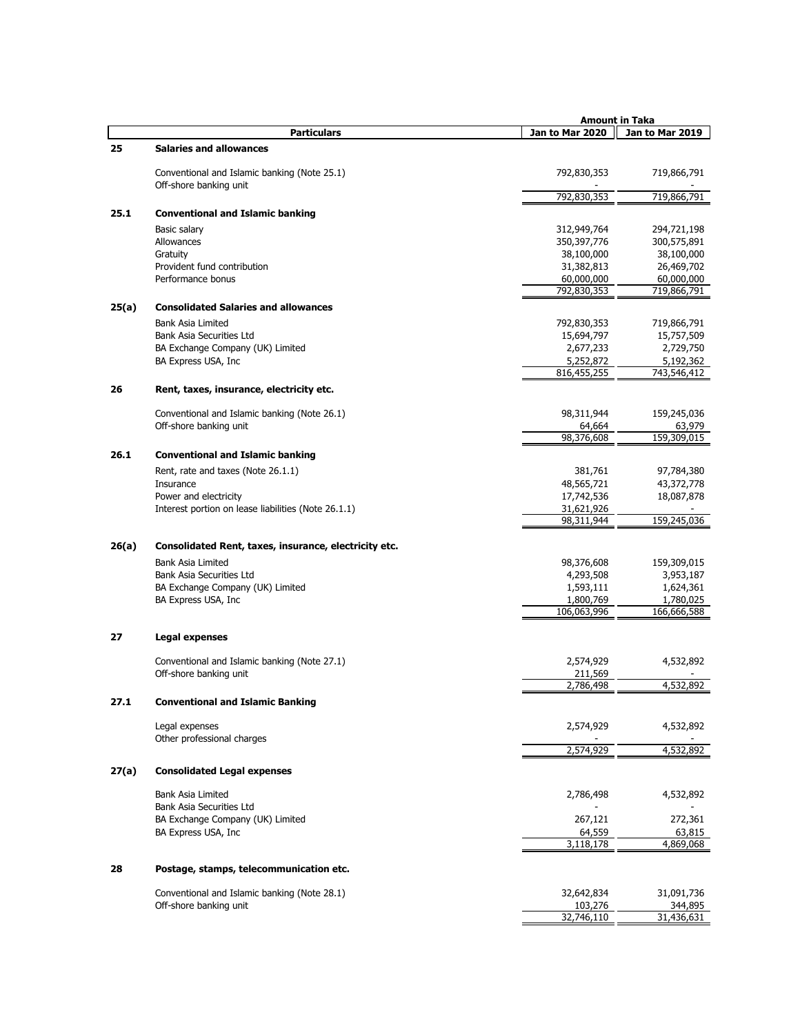| | Particulars | Amount in Taka Jan to Mar 2020 | Jan to Mar 2019 |
|---|---|---|---|
| **25** | **Salaries and allowances** | | |
| | Conventional and Islamic banking (Note 25.1) | 792,830,353 | 719,866,791 |
| | Off-shore banking unit | - | - |
| | | 792,830,353 | 719,866,791 |
| **25.1** | **Conventional and Islamic banking** | | |
| | Basic salary | 312,949,764 | 294,721,198 |
| | Allowances | 350,397,776 | 300,575,891 |
| | Gratuity | 38,100,000 | 38,100,000 |
| | Provident fund contribution | 31,382,813 | 26,469,702 |
| | Performance bonus | 60,000,000 | 60,000,000 |
| | | 792,830,353 | 719,866,791 |
| **25(a)** | **Consolidated Salaries and allowances** | | |
| | Bank Asia Limited | 792,830,353 | 719,866,791 |
| | Bank Asia Securities Ltd | 15,694,797 | 15,757,509 |
| | BA Exchange Company (UK) Limited | 2,677,233 | 2,729,750 |
| | BA Express USA, Inc | 5,252,872 | 5,192,362 |
| | | 816,455,255 | 743,546,412 |
| **26** | **Rent, taxes, insurance, electricity etc.** | | |
| | Conventional and Islamic banking (Note 26.1) | 98,311,944 | 159,245,036 |
| | Off-shore banking unit | 64,664 | 63,979 |
| | | 98,376,608 | 159,309,015 |
| **26.1** | **Conventional and Islamic banking** | | |
| | Rent, rate and taxes (Note 26.1.1) | 381,761 | 97,784,380 |
| | Insurance | 48,565,721 | 43,372,778 |
| | Power and electricity | 17,742,536 | 18,087,878 |
| | Interest portion on lease liabilities (Note 26.1.1) | 31,621,926 | - |
| | | 98,311,944 | 159,245,036 |
| **26(a)** | **Consolidated Rent, taxes, insurance, electricity etc.** | | |
| | Bank Asia Limited | 98,376,608 | 159,309,015 |
| | Bank Asia Securities Ltd | 4,293,508 | 3,953,187 |
| | BA Exchange Company (UK) Limited | 1,593,111 | 1,624,361 |
| | BA Express USA, Inc | 1,800,769 | 1,780,025 |
| | | 106,063,996 | 166,666,588 |
| **27** | **Legal expenses** | | |
| | Conventional and Islamic banking (Note 27.1) | 2,574,929 | 4,532,892 |
| | Off-shore banking unit | 211,569 | - |
| | | 2,786,498 | 4,532,892 |
| **27.1** | **Conventional and Islamic Banking** | | |
| | Legal expenses | 2,574,929 | 4,532,892 |
| | Other professional charges | - | - |
| | | 2,574,929 | 4,532,892 |
| **27(a)** | **Consolidated Legal expenses** | | |
| | Bank Asia Limited | 2,786,498 | 4,532,892 |
| | Bank Asia Securities Ltd | - | - |
| | BA Exchange Company (UK) Limited | 267,121 | 272,361 |
| | BA Express USA, Inc | 64,559 | 63,815 |
| | | 3,118,178 | 4,869,068 |
| **28** | **Postage, stamps, telecommunication etc.** | | |
| | Conventional and Islamic banking (Note 28.1) | 32,642,834 | 31,091,736 |
| | Off-shore banking unit | 103,276 | 344,895 |
| | | 32,746,110 | 31,436,631 |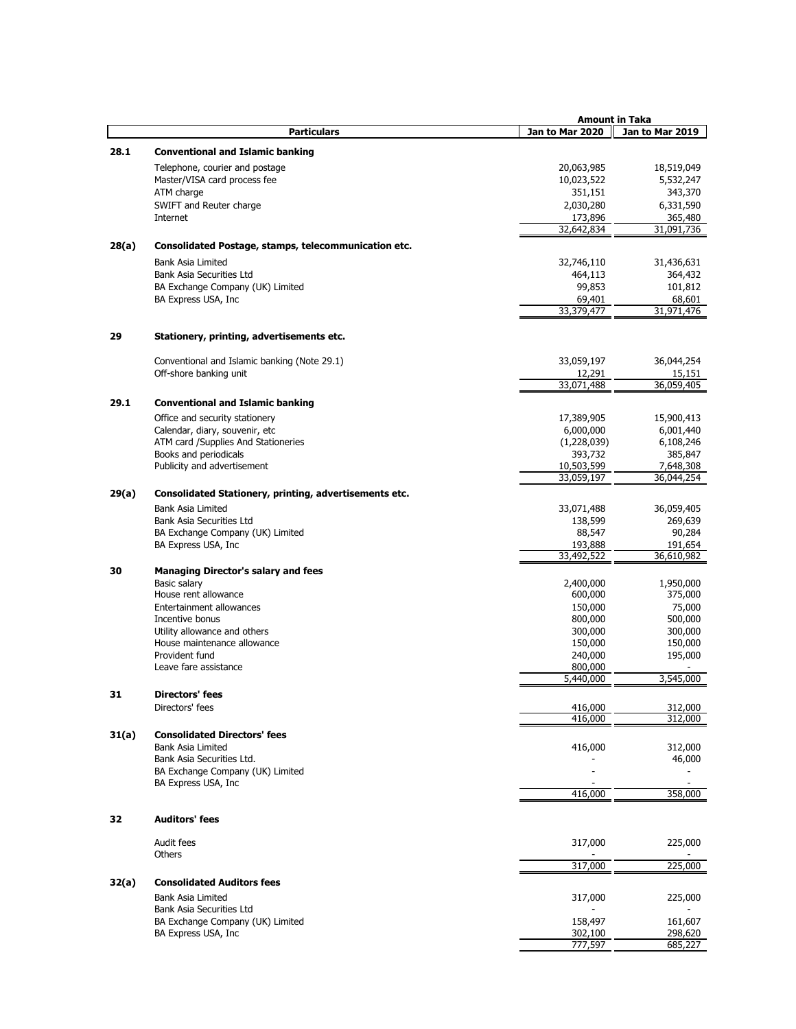| | Particulars | Amount in Taka | |
|---|---|---|---|
| | | Jan to Mar 2020 | Jan to Mar 2019 |
| **28.1** | **Conventional and Islamic banking** | | |
| | Telephone, courier and postage | 20,063,985 | 18,519,049 |
| | Master/VISA card process fee | 10,023,522 | 5,532,247 |
| | ATM charge | 351,151 | 343,370 |
| | SWIFT and Reuter charge | 2,030,280 | 6,331,590 |
| | Internet | 173,896 | 365,480 |
| | | 32,642,834 | 31,091,736 |
| **28(a)** | **Consolidated Postage, stamps, telecommunication etc.** | | |
| | Bank Asia Limited | 32,746,110 | 31,436,631 |
| | Bank Asia Securities Ltd | 464,113 | 364,432 |
| | BA Exchange Company (UK) Limited | 99,853 | 101,812 |
| | BA Express USA, Inc | 69,401 | 68,601 |
| | | 33,379,477 | 31,971,476 |
| **29** | **Stationery, printing, advertisements etc.** | | |
| | Conventional and Islamic banking (Note 29.1) | 33,059,197 | 36,044,254 |
| | Off-shore banking unit | 12,291 | 15,151 |
| | | 33,071,488 | 36,059,405 |
| **29.1** | **Conventional and Islamic banking** | | |
| | Office and security stationery | 17,389,905 | 15,900,413 |
| | Calendar, diary, souvenir, etc | 6,000,000 | 6,001,440 |
| | ATM card /Supplies And Stationeries | (1,228,039) | 6,108,246 |
| | Books and periodicals | 393,732 | 385,847 |
| | Publicity and advertisement | 10,503,599 | 7,648,308 |
| | | 33,059,197 | 36,044,254 |
| **29(a)** | **Consolidated Stationery, printing, advertisements etc.** | | |
| | Bank Asia Limited | 33,071,488 | 36,059,405 |
| | Bank Asia Securities Ltd | 138,599 | 269,639 |
| | BA Exchange Company (UK) Limited | 88,547 | 90,284 |
| | BA Express USA, Inc | 193,888 | 191,654 |
| | | 33,492,522 | 36,610,982 |
| **30** | **Managing Director's salary and fees** | | |
| | Basic salary | 2,400,000 | 1,950,000 |
| | House rent allowance | 600,000 | 375,000 |
| | Entertainment allowances | 150,000 | 75,000 |
| | Incentive bonus | 800,000 | 500,000 |
| | Utility allowance and others | 300,000 | 300,000 |
| | House maintenance allowance | 150,000 | 150,000 |
| | Provident fund | 240,000 | 195,000 |
| | Leave fare assistance | 800,000 | - |
| | | 5,440,000 | 3,545,000 |
| **31** | **Directors' fees** | | |
| | Directors' fees | 416,000 | 312,000 |
| | | 416,000 | 312,000 |
| **31(a)** | **Consolidated Directors' fees** | | |
| | Bank Asia Limited | 416,000 | 312,000 |
| | Bank Asia Securities Ltd. | - | 46,000 |
| | BA Exchange Company (UK) Limited | - | - |
| | BA Express USA, Inc | - | - |
| | | 416,000 | 358,000 |
| **32** | **Auditors' fees** | | |
| | Audit fees | 317,000 | 225,000 |
| | Others | - | - |
| | | 317,000 | 225,000 |
| **32(a)** | **Consolidated Auditors fees** | | |
| | Bank Asia Limited | 317,000 | 225,000 |
| | Bank Asia Securities Ltd | - | - |
| | BA Exchange Company (UK) Limited | 158,497 | 161,607 |
| | BA Express USA, Inc | 302,100 | 298,620 |
| | | 777,597 | 685,227 |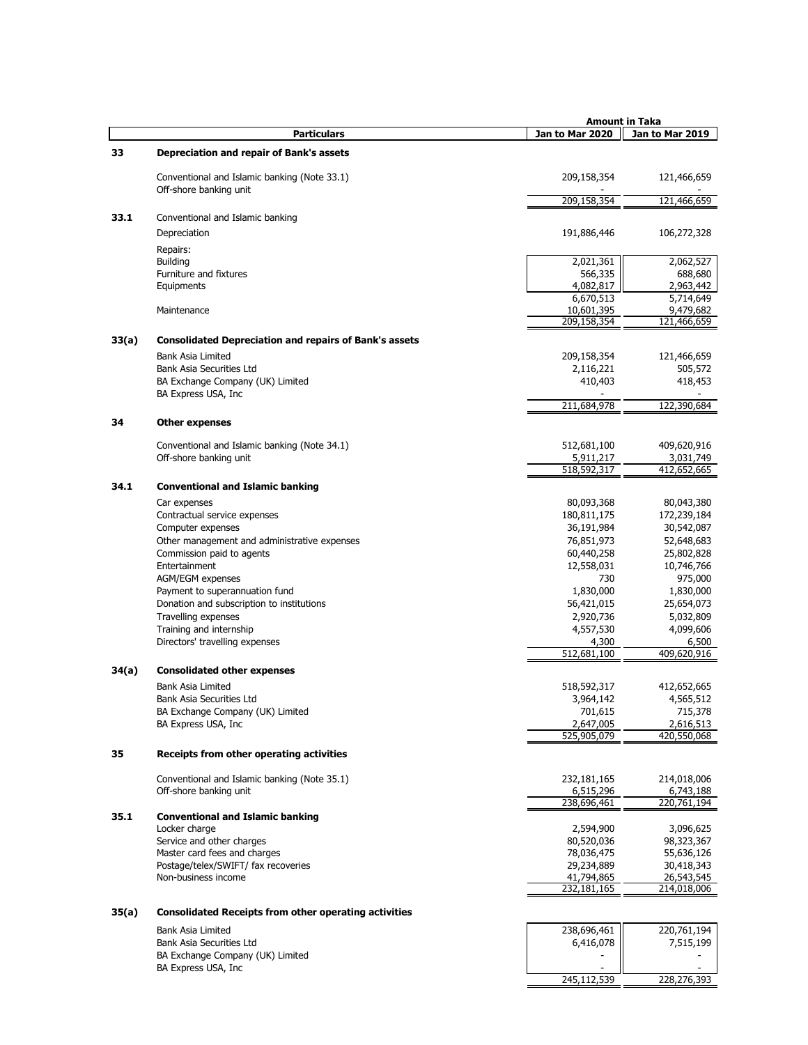| | Particulars | Jan to Mar 2020 | Jan to Mar 2019 |
|---|---|---|---|
| | | **Amount in Taka** | |
| **33** | **Depreciation and repair of Bank's assets** | | |
| | Conventional and Islamic banking (Note 33.1) | 209,158,354 | 121,466,659 |
| | Off-shore banking unit | - | - |
| | | 209,158,354 | 121,466,659 |
| **33.1** | Conventional and Islamic banking | | |
| | Depreciation | 191,886,446 | 106,272,328 |
| | Repairs: | | |
| | Building | 2,021,361 | 2,062,527 |
| | Furniture and fixtures | 566,335 | 688,680 |
| | Equipments | 4,082,817 | 2,963,442 |
| | | 6,670,513 | 5,714,649 |
| | Maintenance | 10,601,395 | 9,479,682 |
| | | 209,158,354 | 121,466,659 |
| **33(a)** | **Consolidated Depreciation and repairs of Bank's assets** | | |
| | Bank Asia Limited | 209,158,354 | 121,466,659 |
| | Bank Asia Securities Ltd | 2,116,221 | 505,572 |
| | BA Exchange Company (UK) Limited | 410,403 | 418,453 |
| | BA Express USA, Inc | - | - |
| | | 211,684,978 | 122,390,684 |
| **34** | **Other expenses** | | |
| | Conventional and Islamic banking (Note 34.1) | 512,681,100 | 409,620,916 |
| | Off-shore banking unit | 5,911,217 | 3,031,749 |
| | | 518,592,317 | 412,652,665 |
| **34.1** | **Conventional and Islamic banking** | | |
| | Car expenses | 80,093,368 | 80,043,380 |
| | Contractual service expenses | 180,811,175 | 172,239,184 |
| | Computer expenses | 36,191,984 | 30,542,087 |
| | Other management and administrative expenses | 76,851,973 | 52,648,683 |
| | Commission paid to agents | 60,440,258 | 25,802,828 |
| | Entertainment | 12,558,031 | 10,746,766 |
| | AGM/EGM expenses | 730 | 975,000 |
| | Payment to superannuation fund | 1,830,000 | 1,830,000 |
| | Donation and subscription to institutions | 56,421,015 | 25,654,073 |
| | Travelling expenses | 2,920,736 | 5,032,809 |
| | Training and internship | 4,557,530 | 4,099,606 |
| | Directors' travelling expenses | 4,300 | 6,500 |
| | | 512,681,100 | 409,620,916 |
| **34(a)** | **Consolidated other expenses** | | |
| | Bank Asia Limited | 518,592,317 | 412,652,665 |
| | Bank Asia Securities Ltd | 3,964,142 | 4,565,512 |
| | BA Exchange Company (UK) Limited | 701,615 | 715,378 |
| | BA Express USA, Inc | 2,647,005 | 2,616,513 |
| | | 525,905,079 | 420,550,068 |
| **35** | **Receipts from other operating activities** | | |
| | Conventional and Islamic banking (Note 35.1) | 232,181,165 | 214,018,006 |
| | Off-shore banking unit | 6,515,296 | 6,743,188 |
| | | 238,696,461 | 220,761,194 |
| **35.1** | **Conventional and Islamic banking** | | |
| | Locker charge | 2,594,900 | 3,096,625 |
| | Service and other charges | 80,520,036 | 98,323,367 |
| | Master card fees and charges | 78,036,475 | 55,636,126 |
| | Postage/telex/SWIFT/ fax recoveries | 29,234,889 | 30,418,343 |
| | Non-business income | 41,794,865 | 26,543,545 |
| | | 232,181,165 | 214,018,006 |
| **35(a)** | **Consolidated Receipts from other operating activities** | | |
| | Bank Asia Limited | 238,696,461 | 220,761,194 |
| | Bank Asia Securities Ltd | 6,416,078 | 7,515,199 |
| | BA Exchange Company (UK) Limited | - | - |
| | BA Express USA, Inc | - | - |
| | | 245,112,539 | 228,276,393 |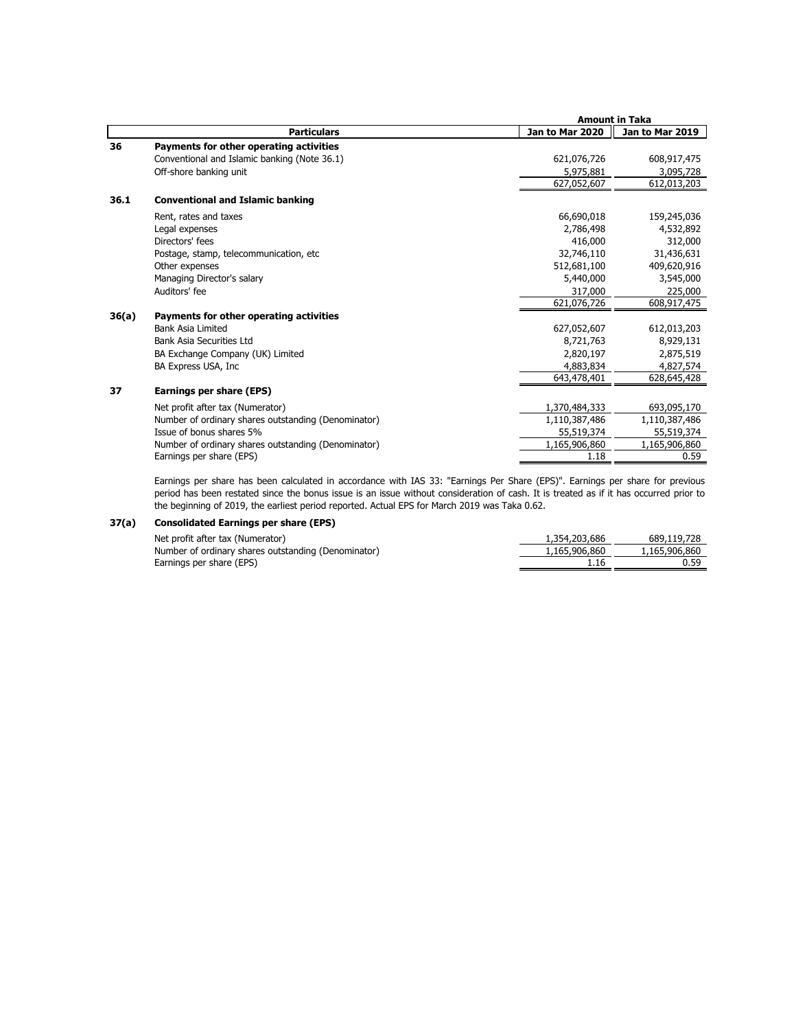| | Particulars | Jan to Mar 2020 | Jan to Mar 2019 |
|---|---|---|---|
| | | **Amount in Taka** | |
| **36** | **Payments for other operating activities** | | |
| | Conventional and Islamic banking (Note 36.1) | 621,076,726 | 608,917,475 |
| | Off-shore banking unit | 5,975,881 | 3,095,728 |
| | | 627,052,607 | 612,013,203 |
| **36.1** | **Conventional and Islamic banking** | | |
| | Rent, rates and taxes | 66,690,018 | 159,245,036 |
| | Legal expenses | 2,786,498 | 4,532,892 |
| | Directors' fees | 416,000 | 312,000 |
| | Postage, stamp, telecommunication, etc | 32,746,110 | 31,436,631 |
| | Other expenses | 512,681,100 | 409,620,916 |
| | Managing Director's salary | 5,440,000 | 3,545,000 |
| | Auditors' fee | 317,000 | 225,000 |
| | | 621,076,726 | 608,917,475 |
| **36(a)** | **Payments for other operating activities** | | |
| | Bank Asia Limited | 627,052,607 | 612,013,203 |
| | Bank Asia Securities Ltd | 8,721,763 | 8,929,131 |
| | BA Exchange Company (UK) Limited | 2,820,197 | 2,875,519 |
| | BA Express USA, Inc | 4,883,834 | 4,827,574 |
| | | 643,478,401 | 628,645,428 |
| **37** | **Earnings per share (EPS)** | | |
| | Net profit after tax (Numerator) | 1,370,484,333 | 693,095,170 |
| | Number of ordinary shares outstanding (Denominator) | 1,110,387,486 | 1,110,387,486 |
| | Issue of bonus shares 5% | 55,519,374 | 55,519,374 |
| | Number of ordinary shares outstanding (Denominator) | 1,165,906,860 | 1,165,906,860 |
| | Earnings per share (EPS) | 1.18 | 0.59 |

Earnings per share has been calculated in accordance with IAS 33: "Earnings Per Share (EPS)". Earnings per share for previous period has been restated since the bonus issue is an issue without consideration of cash. It is treated as if it has occurred prior to the beginning of 2019, the earliest period reported. Actual EPS for March 2019 was Taka 0.62.

| | Particulars | Jan to Mar 2020 | Jan to Mar 2019 |
|---|---|---|---|
| **37(a)** | **Consolidated Earnings per share (EPS)** | | |
| | Net profit after tax (Numerator) | 1,354,203,686 | 689,119,728 |
| | Number of ordinary shares outstanding (Denominator) | 1,165,906,860 | 1,165,906,860 |
| | Earnings per share (EPS) | 1.16 | 0.59 |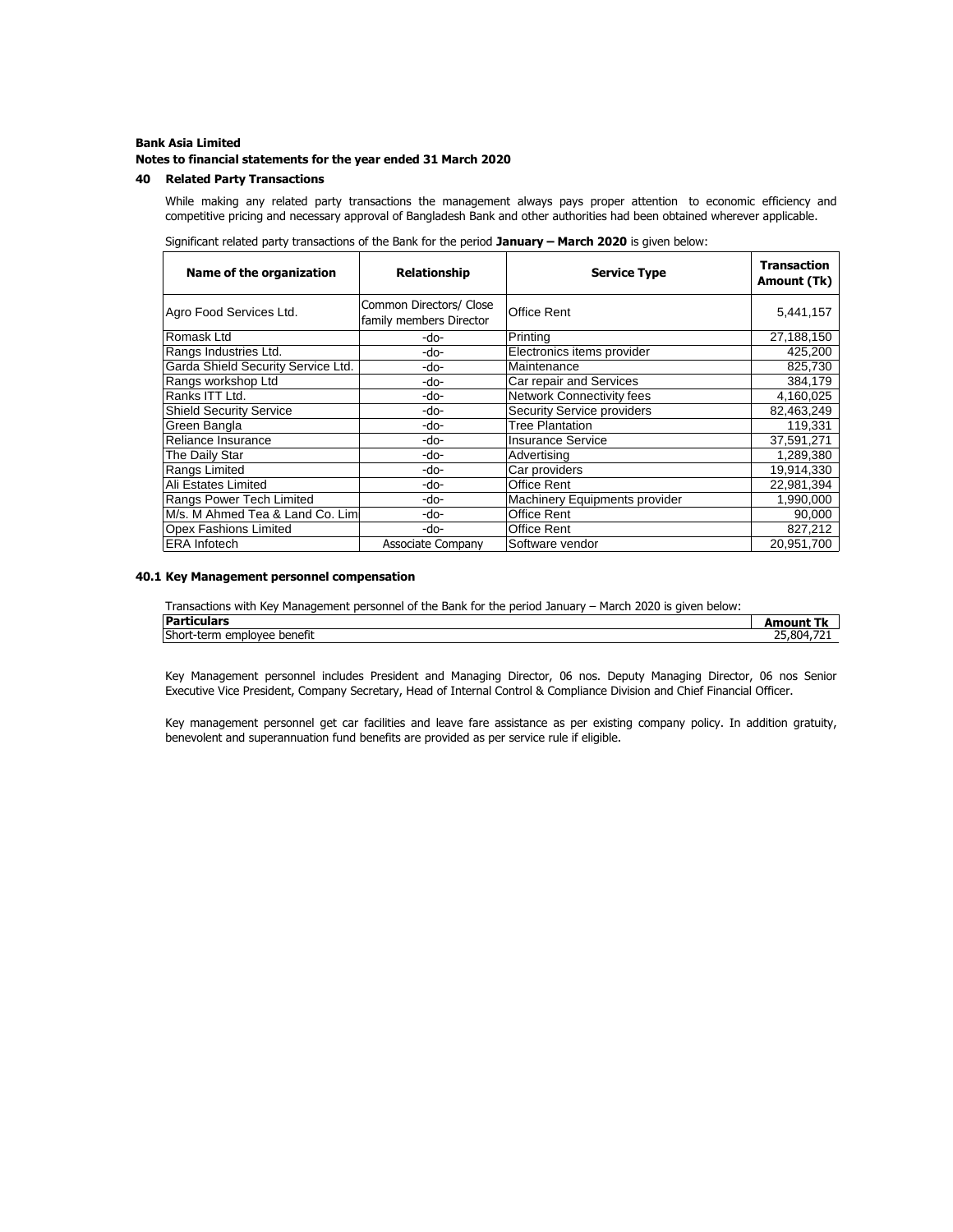**Bank Asia Limited**

**Notes to financial statements for the year ended 31 March 2020**

## 40 Related Party Transactions

While making any related party transactions the management always pays proper attention to economic efficiency and competitive pricing and necessary approval of Bangladesh Bank and other authorities had been obtained wherever applicable.

Significant related party transactions of the Bank for the period **January – March 2020** is given below:

| Name of the organization | Relationship | Service Type | Transaction Amount (Tk) |
|---|---|---|---|
| Agro Food Services Ltd. | Common Directors/ Close family members Director | Office Rent | 5,441,157 |
| Romask Ltd | -do- | Printing | 27,188,150 |
| Rangs Industries Ltd. | -do- | Electronics items provider | 425,200 |
| Garda Shield Security Service Ltd. | -do- | Maintenance | 825,730 |
| Rangs workshop Ltd | -do- | Car repair and Services | 384,179 |
| Ranks ITT Ltd. | -do- | Network Connectivity fees | 4,160,025 |
| Shield Security Service | -do- | Security Service providers | 82,463,249 |
| Green Bangla | -do- | Tree Plantation | 119,331 |
| Reliance Insurance | -do- | Insurance Service | 37,591,271 |
| The Daily Star | -do- | Advertising | 1,289,380 |
| Rangs Limited | -do- | Car providers | 19,914,330 |
| Ali Estates Limited | -do- | Office Rent | 22,981,394 |
| Rangs Power Tech Limited | -do- | Machinery Equipments provider | 1,990,000 |
| M/s. M Ahmed Tea & Land Co. Lim | -do- | Office Rent | 90,000 |
| Opex Fashions Limited | -do- | Office Rent | 827,212 |
| ERA Infotech | Associate Company | Software vendor | 20,951,700 |

### 40.1 Key Management personnel compensation

Transactions with Key Management personnel of the Bank for the period January – March 2020 is given below:

| Particulars | Amount Tk |
|---|---|
| Short-term employee benefit | 25,804,721 |

Key Management personnel includes President and Managing Director, 06 nos. Deputy Managing Director, 06 nos Senior Executive Vice President, Company Secretary, Head of Internal Control & Compliance Division and Chief Financial Officer.

Key management personnel get car facilities and leave fare assistance as per existing company policy. In addition gratuity, benevolent and superannuation fund benefits are provided as per service rule if eligible.